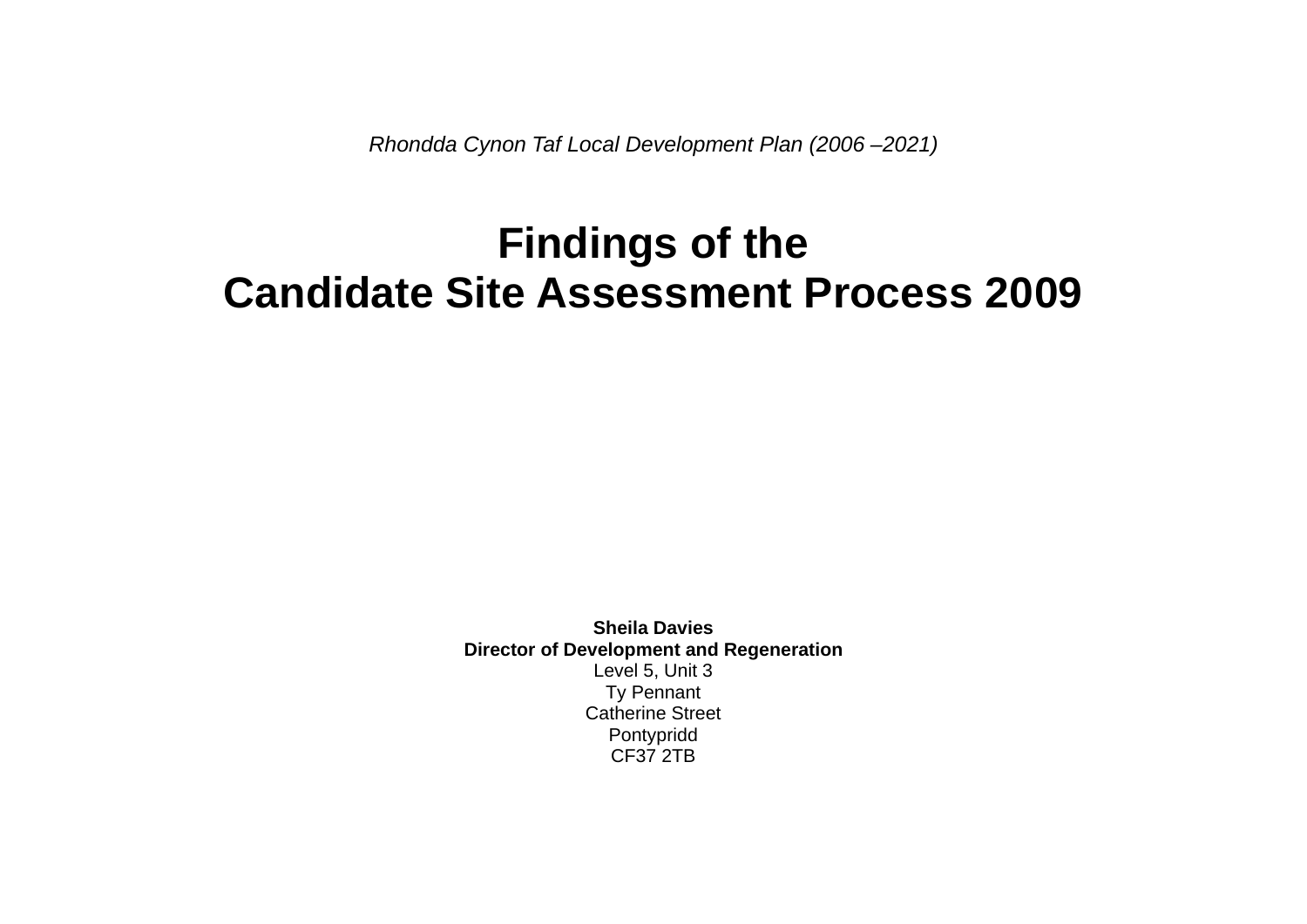*Rhondda Cynon Taf Local Development Plan (2006 –2021)*

# Findings of the Candidate Site Assessment Process 2009

**Sheila Davies**
**Director of Development and Regeneration**
Level 5, Unit 3
Ty Pennant
Catherine Street
Pontypridd
CF37 2TB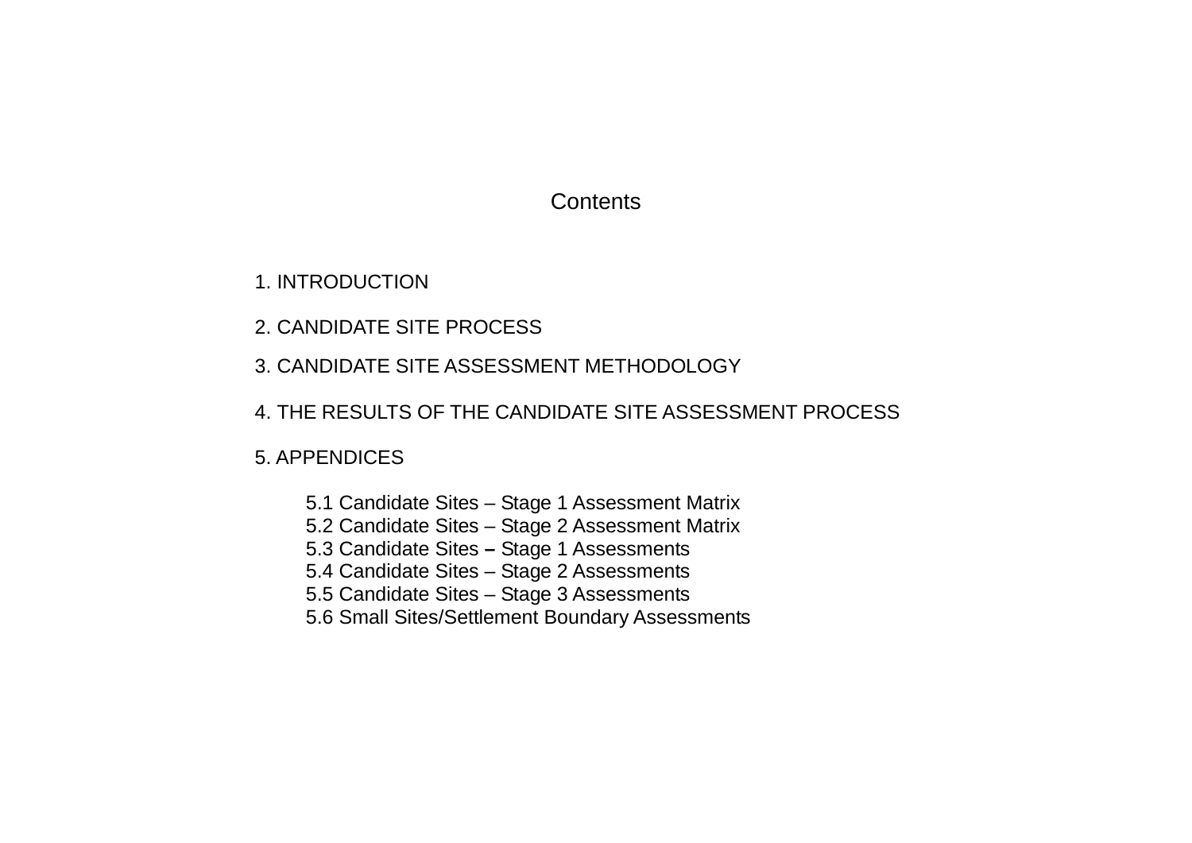# Contents

1. INTRODUCTION

2. CANDIDATE SITE PROCESS

3. CANDIDATE SITE ASSESSMENT METHODOLOGY

4. THE RESULTS OF THE CANDIDATE SITE ASSESSMENT PROCESS

5. APPENDICES

    5.1 Candidate Sites – Stage 1 Assessment Matrix
    5.2 Candidate Sites – Stage 2 Assessment Matrix
    5.3 Candidate Sites – Stage 1 Assessments
    5.4 Candidate Sites – Stage 2 Assessments
    5.5 Candidate Sites – Stage 3 Assessments
    5.6 Small Sites/Settlement Boundary Assessments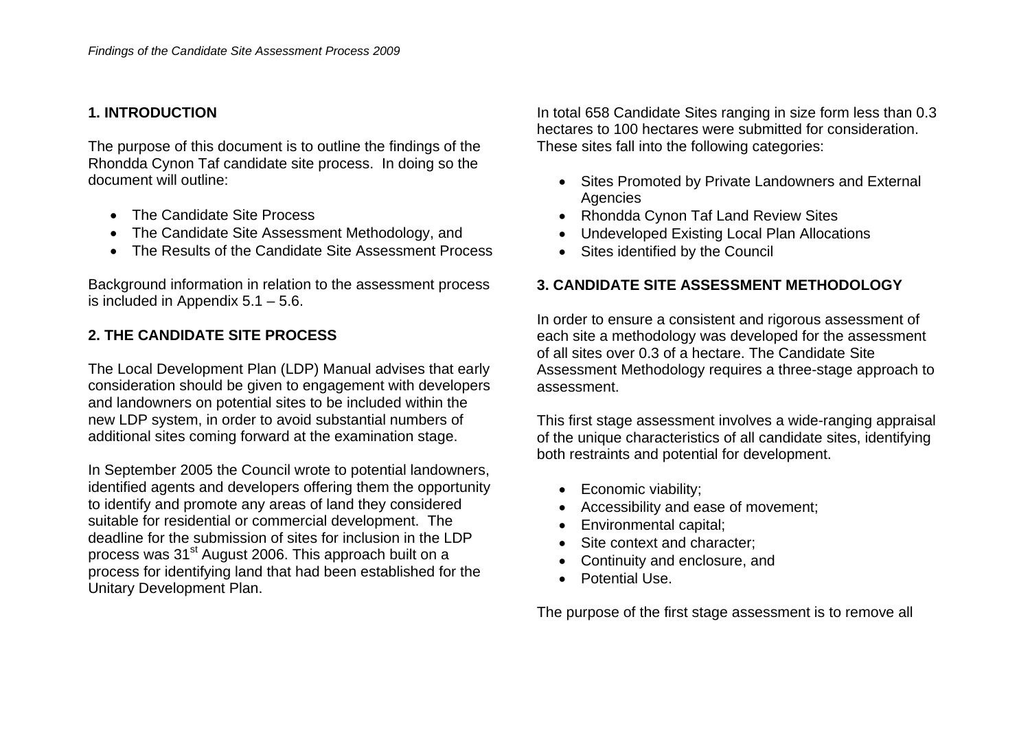## 1. INTRODUCTION

The purpose of this document is to outline the findings of the Rhondda Cynon Taf candidate site process. In doing so the document will outline:

- The Candidate Site Process
- The Candidate Site Assessment Methodology, and
- The Results of the Candidate Site Assessment Process

Background information in relation to the assessment process is included in Appendix 5.1 – 5.6.

## 2. THE CANDIDATE SITE PROCESS

The Local Development Plan (LDP) Manual advises that early consideration should be given to engagement with developers and landowners on potential sites to be included within the new LDP system, in order to avoid substantial numbers of additional sites coming forward at the examination stage.

In September 2005 the Council wrote to potential landowners, identified agents and developers offering them the opportunity to identify and promote any areas of land they considered suitable for residential or commercial development. The deadline for the submission of sites for inclusion in the LDP process was 31st August 2006. This approach built on a process for identifying land that had been established for the Unitary Development Plan.

In total 658 Candidate Sites ranging in size form less than 0.3 hectares to 100 hectares were submitted for consideration. These sites fall into the following categories:

- Sites Promoted by Private Landowners and External Agencies
- Rhondda Cynon Taf Land Review Sites
- Undeveloped Existing Local Plan Allocations
- Sites identified by the Council

## 3. CANDIDATE SITE ASSESSMENT METHODOLOGY

In order to ensure a consistent and rigorous assessment of each site a methodology was developed for the assessment of all sites over 0.3 of a hectare. The Candidate Site Assessment Methodology requires a three-stage approach to assessment.

This first stage assessment involves a wide-ranging appraisal of the unique characteristics of all candidate sites, identifying both restraints and potential for development.

- Economic viability;
- Accessibility and ease of movement;
- Environmental capital;
- Site context and character;
- Continuity and enclosure, and
- Potential Use.

The purpose of the first stage assessment is to remove all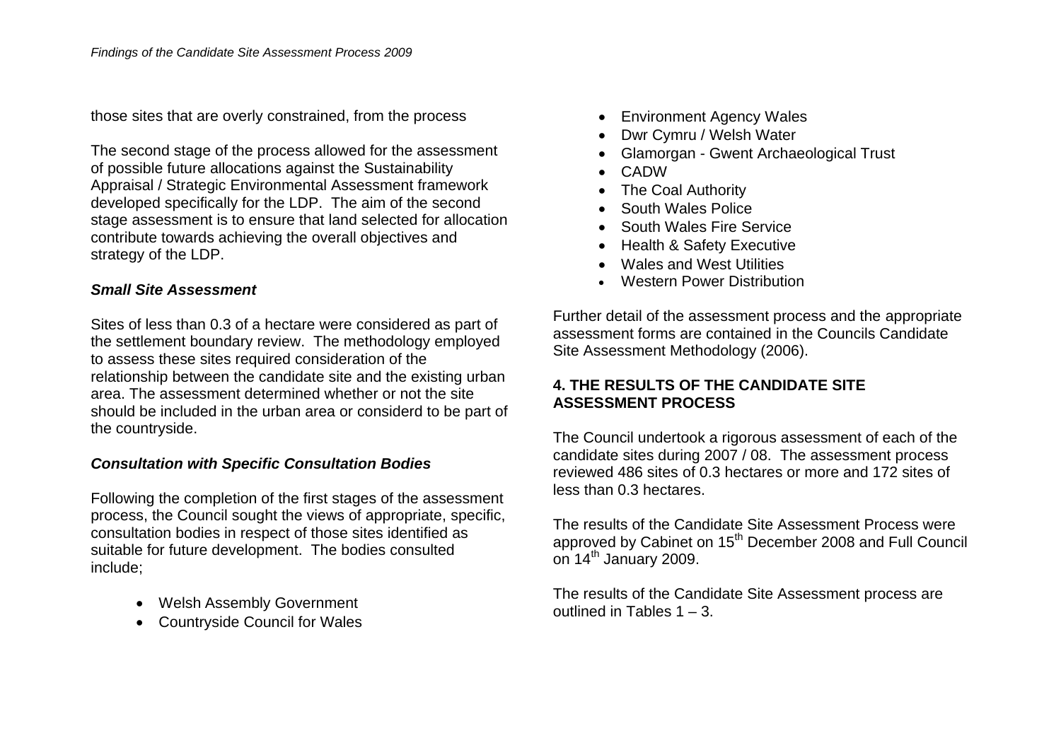those sites that are overly constrained, from the process

The second stage of the process allowed for the assessment of possible future allocations against the Sustainability Appraisal / Strategic Environmental Assessment framework developed specifically for the LDP. The aim of the second stage assessment is to ensure that land selected for allocation contribute towards achieving the overall objectives and strategy of the LDP.

***Small Site Assessment***

Sites of less than 0.3 of a hectare were considered as part of the settlement boundary review. The methodology employed to assess these sites required consideration of the relationship between the candidate site and the existing urban area. The assessment determined whether or not the site should be included in the urban area or considerd to be part of the countryside.

***Consultation with Specific Consultation Bodies***

Following the completion of the first stages of the assessment process, the Council sought the views of appropriate, specific, consultation bodies in respect of those sites identified as suitable for future development. The bodies consulted include;

- Welsh Assembly Government
- Countryside Council for Wales
- Environment Agency Wales
- Dwr Cymru / Welsh Water
- Glamorgan - Gwent Archaeological Trust
- CADW
- The Coal Authority
- South Wales Police
- South Wales Fire Service
- Health & Safety Executive
- Wales and West Utilities
- Western Power Distribution

Further detail of the assessment process and the appropriate assessment forms are contained in the Councils Candidate Site Assessment Methodology (2006).

**4. THE RESULTS OF THE CANDIDATE SITE ASSESSMENT PROCESS**

The Council undertook a rigorous assessment of each of the candidate sites during 2007 / 08. The assessment process reviewed 486 sites of 0.3 hectares or more and 172 sites of less than 0.3 hectares.

The results of the Candidate Site Assessment Process were approved by Cabinet on 15th December 2008 and Full Council on 14th January 2009.

The results of the Candidate Site Assessment process are outlined in Tables 1 – 3.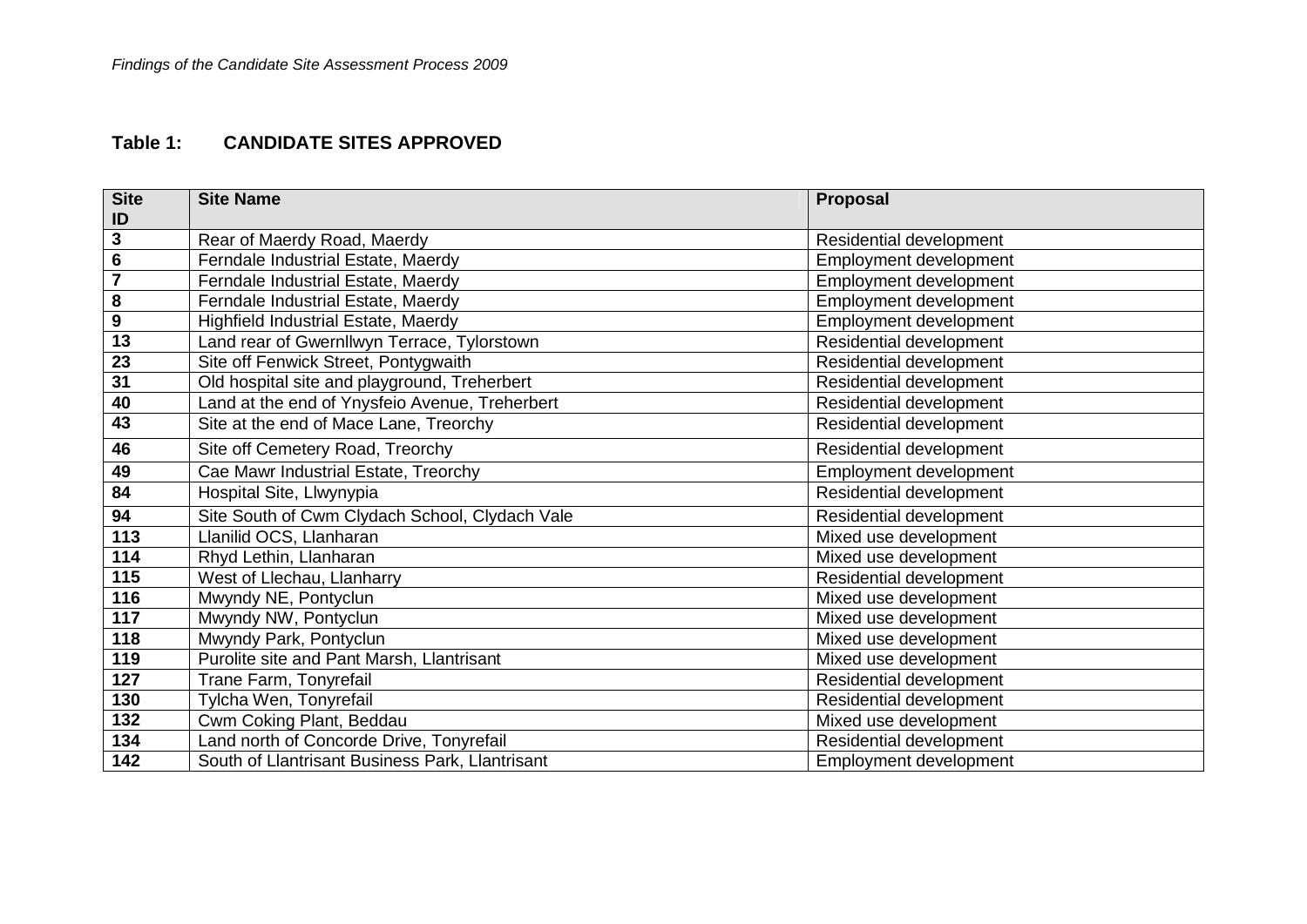**Table 1: CANDIDATE SITES APPROVED**

| Site ID | Site Name | Proposal |
|---|---|---|
| 3 | Rear of Maerdy Road, Maerdy | Residential development |
| 6 | Ferndale Industrial Estate, Maerdy | Employment development |
| 7 | Ferndale Industrial Estate, Maerdy | Employment development |
| 8 | Ferndale Industrial Estate, Maerdy | Employment development |
| 9 | Highfield Industrial Estate, Maerdy | Employment development |
| 13 | Land rear of Gwernllwyn Terrace, Tylorstown | Residential development |
| 23 | Site off Fenwick Street, Pontygwaith | Residential development |
| 31 | Old hospital site and playground, Treherbert | Residential development |
| 40 | Land at the end of Ynysfeio Avenue, Treherbert | Residential development |
| 43 | Site at the end of Mace Lane, Treorchy | Residential development |
| 46 | Site off Cemetery Road, Treorchy | Residential development |
| 49 | Cae Mawr Industrial Estate, Treorchy | Employment development |
| 84 | Hospital Site, Llwynypia | Residential development |
| 94 | Site South of Cwm Clydach School, Clydach Vale | Residential development |
| 113 | Llanilid OCS, Llanharan | Mixed use development |
| 114 | Rhyd Lethin, Llanharan | Mixed use development |
| 115 | West of Llechau, Llanharry | Residential development |
| 116 | Mwyndy NE, Pontyclun | Mixed use development |
| 117 | Mwyndy NW, Pontyclun | Mixed use development |
| 118 | Mwyndy Park, Pontyclun | Mixed use development |
| 119 | Purolite site and Pant Marsh, Llantrisant | Mixed use development |
| 127 | Trane Farm, Tonyrefail | Residential development |
| 130 | Tylcha Wen, Tonyrefail | Residential development |
| 132 | Cwm Coking Plant, Beddau | Mixed use development |
| 134 | Land north of Concorde Drive, Tonyrefail | Residential development |
| 142 | South of Llantrisant Business Park, Llantrisant | Employment development |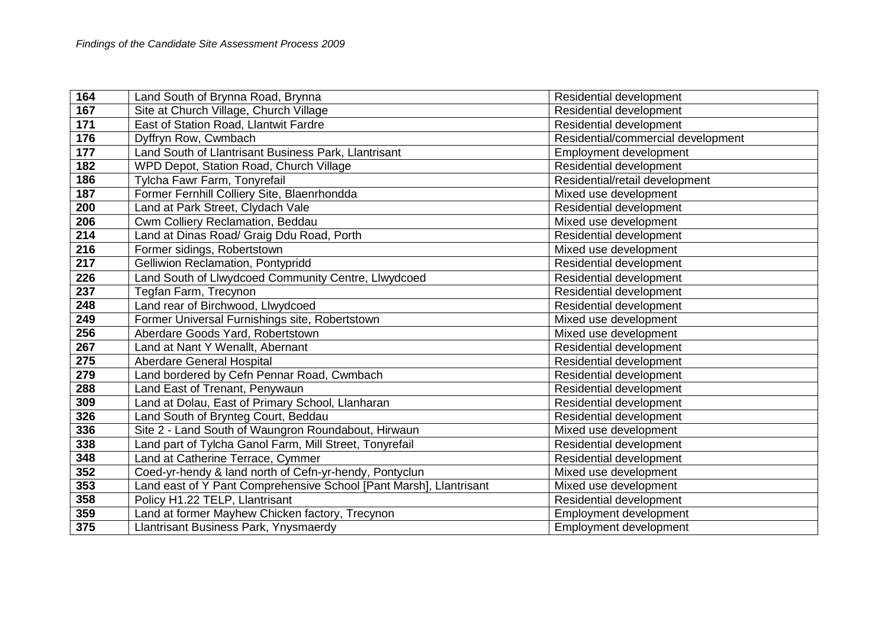| 164 | Land South of Brynna Road, Brynna | Residential development |
|---|---|---|
| 167 | Site at Church Village, Church Village | Residential development |
| 171 | East of Station Road, Llantwit Fardre | Residential development |
| 176 | Dyffryn Row, Cwmbach | Residential/commercial development |
| 177 | Land South of Llantrisant Business Park, Llantrisant | Employment development |
| 182 | WPD Depot, Station Road, Church Village | Residential development |
| 186 | Tylcha Fawr Farm, Tonyrefail | Residential/retail development |
| 187 | Former Fernhill Colliery Site, Blaenrhondda | Mixed use development |
| 200 | Land at Park Street, Clydach Vale | Residential development |
| 206 | Cwm Colliery Reclamation, Beddau | Mixed use development |
| 214 | Land at Dinas Road/ Graig Ddu Road, Porth | Residential development |
| 216 | Former sidings, Robertstown | Mixed use development |
| 217 | Gelliwion Reclamation, Pontypridd | Residential development |
| 226 | Land South of Llwydcoed Community Centre, Llwydcoed | Residential development |
| 237 | Tegfan Farm, Trecynon | Residential development |
| 248 | Land rear of Birchwood, Llwydcoed | Residential development |
| 249 | Former Universal Furnishings site, Robertstown | Mixed use development |
| 256 | Aberdare Goods Yard, Robertstown | Mixed use development |
| 267 | Land at Nant Y Wenallt, Abernant | Residential development |
| 275 | Aberdare General Hospital | Residential development |
| 279 | Land bordered by Cefn Pennar Road, Cwmbach | Residential development |
| 288 | Land East of Trenant, Penywaun | Residential development |
| 309 | Land at Dolau, East of Primary School, Llanharan | Residential development |
| 326 | Land South of Brynteg Court, Beddau | Residential development |
| 336 | Site 2 - Land South of Waungron Roundabout, Hirwaun | Mixed use development |
| 338 | Land part of Tylcha Ganol Farm, Mill Street, Tonyrefail | Residential development |
| 348 | Land at Catherine Terrace, Cymmer | Residential development |
| 352 | Coed-yr-hendy & land north of Cefn-yr-hendy, Pontyclun | Mixed use development |
| 353 | Land east of Y Pant Comprehensive School [Pant Marsh], Llantrisant | Mixed use development |
| 358 | Policy H1.22 TELP, Llantrisant | Residential development |
| 359 | Land at former Mayhew Chicken factory, Trecynon | Employment development |
| 375 | Llantrisant Business Park, Ynysmaerdy | Employment development |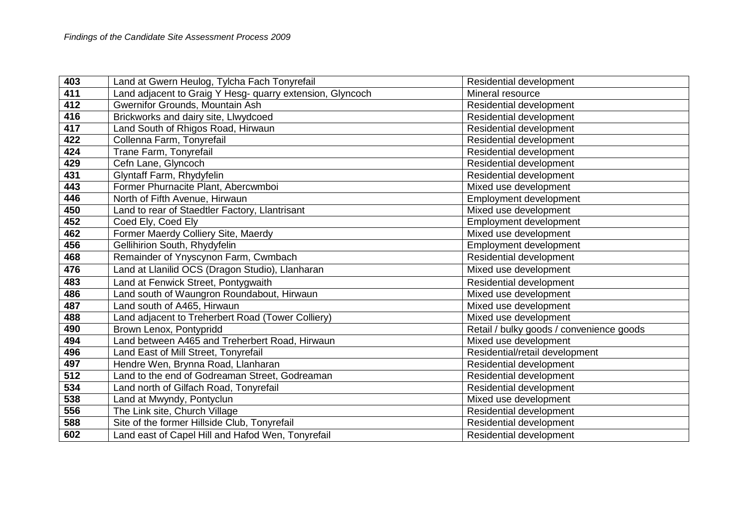| 403 | Land at Gwern Heulog, Tylcha Fach Tonyrefail | Residential development |
|---|---|---|
| 411 | Land adjacent to Graig Y Hesg- quarry extension, Glyncoch | Mineral resource |
| 412 | Gwernifor Grounds, Mountain Ash | Residential development |
| 416 | Brickworks and dairy site, Llwydcoed | Residential development |
| 417 | Land South of Rhigos Road, Hirwaun | Residential development |
| 422 | Collenna Farm, Tonyrefail | Residential development |
| 424 | Trane Farm, Tonyrefail | Residential development |
| 429 | Cefn Lane, Glyncoch | Residential development |
| 431 | Glyntaff Farm, Rhydyfelin | Residential development |
| 443 | Former Phurnacite Plant, Abercwmboi | Mixed use development |
| 446 | North of Fifth Avenue, Hirwaun | Employment development |
| 450 | Land to rear of Staedtler Factory, Llantrisant | Mixed use development |
| 452 | Coed Ely, Coed Ely | Employment development |
| 462 | Former Maerdy Colliery Site, Maerdy | Mixed use development |
| 456 | Gellihirion South, Rhydyfelin | Employment development |
| 468 | Remainder of Ynyscynon Farm, Cwmbach | Residential development |
| 476 | Land at Llanilid OCS (Dragon Studio), Llanharan | Mixed use development |
| 483 | Land at Fenwick Street, Pontygwaith | Residential development |
| 486 | Land south of Waungron Roundabout, Hirwaun | Mixed use development |
| 487 | Land south of A465, Hirwaun | Mixed use development |
| 488 | Land adjacent to Treherbert Road (Tower Colliery) | Mixed use development |
| 490 | Brown Lenox, Pontypridd | Retail / bulky goods / convenience goods |
| 494 | Land between A465 and Treherbert Road, Hirwaun | Mixed use development |
| 496 | Land East of Mill Street, Tonyrefail | Residential/retail development |
| 497 | Hendre Wen, Brynna Road, Llanharan | Residential development |
| 512 | Land to the end of Godreaman Street, Godreaman | Residential development |
| 534 | Land north of Gilfach Road, Tonyrefail | Residential development |
| 538 | Land at Mwyndy, Pontyclun | Mixed use development |
| 556 | The Link site, Church Village | Residential development |
| 588 | Site of the former Hillside Club, Tonyrefail | Residential development |
| 602 | Land east of Capel Hill and Hafod Wen, Tonyrefail | Residential development |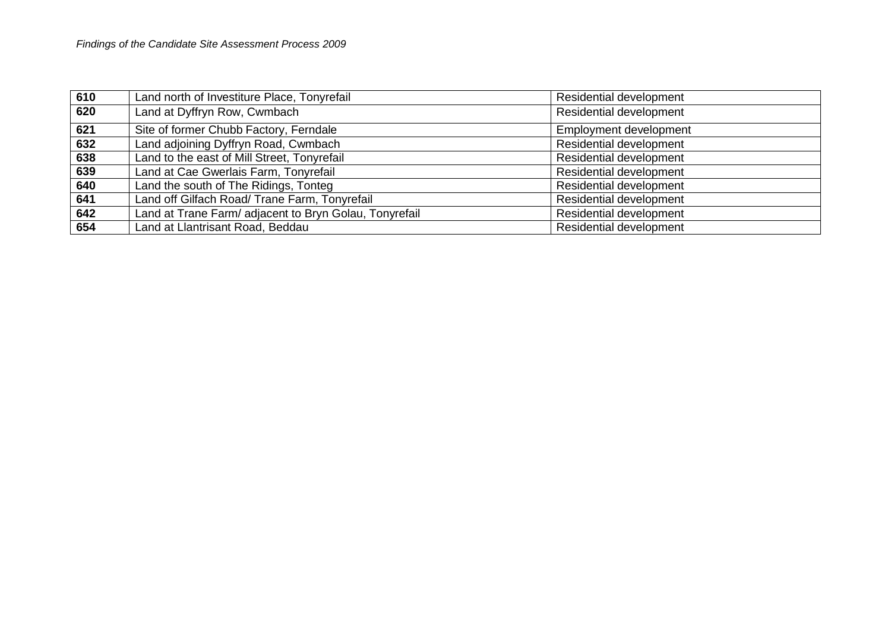| 610 | Land north of Investiture Place, Tonyrefail | Residential development |
|---|---|---|
| 620 | Land at Dyffryn Row, Cwmbach | Residential development |
| 621 | Site of former Chubb Factory, Ferndale | Employment development |
| 632 | Land adjoining Dyffryn Road, Cwmbach | Residential development |
| 638 | Land to the east of Mill Street, Tonyrefail | Residential development |
| 639 | Land at Cae Gwerlais Farm, Tonyrefail | Residential development |
| 640 | Land the south of The Ridings, Tonteg | Residential development |
| 641 | Land off Gilfach Road/ Trane Farm, Tonyrefail | Residential development |
| 642 | Land at Trane Farm/ adjacent to Bryn Golau, Tonyrefail | Residential development |
| 654 | Land at Llantrisant Road, Beddau | Residential development |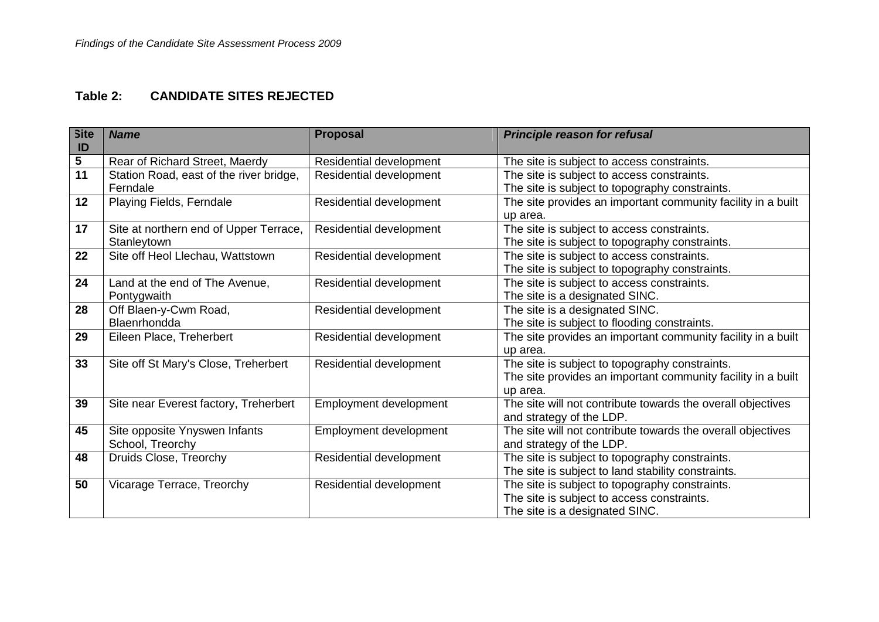## Table 2: CANDIDATE SITES REJECTED

| Site ID | *Name* | Proposal | *Principle reason for refusal* |
|---|---|---|---|
| **5** | Rear of Richard Street, Maerdy | Residential development | The site is subject to access constraints. |
| **11** | Station Road, east of the river bridge, Ferndale | Residential development | The site is subject to access constraints.<br>The site is subject to topography constraints. |
| **12** | Playing Fields, Ferndale | Residential development | The site provides an important community facility in a built up area. |
| **17** | Site at northern end of Upper Terrace, Stanleytown | Residential development | The site is subject to access constraints.<br>The site is subject to topography constraints. |
| **22** | Site off Heol Llechau, Wattstown | Residential development | The site is subject to access constraints.<br>The site is subject to topography constraints. |
| **24** | Land at the end of The Avenue, Pontygwaith | Residential development | The site is subject to access constraints.<br>The site is a designated SINC. |
| **28** | Off Blaen-y-Cwm Road, Blaenrhondda | Residential development | The site is a designated SINC.<br>The site is subject to flooding constraints. |
| **29** | Eileen Place, Treherbert | Residential development | The site provides an important community facility in a built up area. |
| **33** | Site off St Mary's Close, Treherbert | Residential development | The site is subject to topography constraints.<br>The site provides an important community facility in a built up area. |
| **39** | Site near Everest factory, Treherbert | Employment development | The site will not contribute towards the overall objectives and strategy of the LDP. |
| **45** | Site opposite Ynyswen Infants School, Treorchy | Employment development | The site will not contribute towards the overall objectives and strategy of the LDP. |
| **48** | Druids Close, Treorchy | Residential development | The site is subject to topography constraints.<br>The site is subject to land stability constraints. |
| **50** | Vicarage Terrace, Treorchy | Residential development | The site is subject to topography constraints.<br>The site is subject to access constraints.<br>The site is a designated SINC. |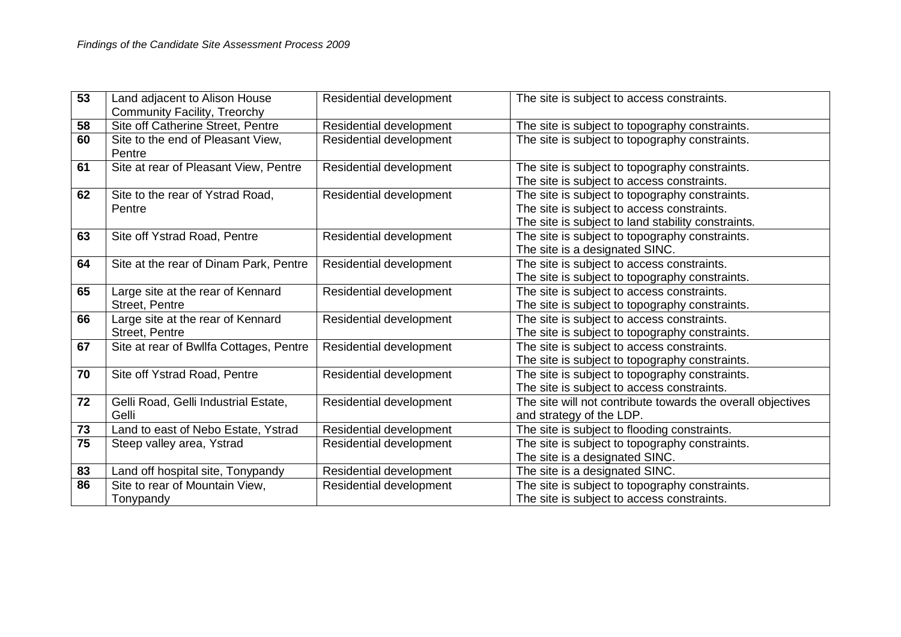| 53 | Land adjacent to Alison House Community Facility, Treorchy | Residential development | The site is subject to access constraints. |
|---|---|---|---|
| 58 | Site off Catherine Street, Pentre | Residential development | The site is subject to topography constraints. |
| 60 | Site to the end of Pleasant View, Pentre | Residential development | The site is subject to topography constraints. |
| 61 | Site at rear of Pleasant View, Pentre | Residential development | The site is subject to topography constraints.<br>The site is subject to access constraints. |
| 62 | Site to the rear of Ystrad Road, Pentre | Residential development | The site is subject to topography constraints.<br>The site is subject to access constraints.<br>The site is subject to land stability constraints. |
| 63 | Site off Ystrad Road, Pentre | Residential development | The site is subject to topography constraints.<br>The site is a designated SINC. |
| 64 | Site at the rear of Dinam Park, Pentre | Residential development | The site is subject to access constraints.<br>The site is subject to topography constraints. |
| 65 | Large site at the rear of Kennard Street, Pentre | Residential development | The site is subject to access constraints.<br>The site is subject to topography constraints. |
| 66 | Large site at the rear of Kennard Street, Pentre | Residential development | The site is subject to access constraints.<br>The site is subject to topography constraints. |
| 67 | Site at rear of Bwllfa Cottages, Pentre | Residential development | The site is subject to access constraints.<br>The site is subject to topography constraints. |
| 70 | Site off Ystrad Road, Pentre | Residential development | The site is subject to topography constraints.<br>The site is subject to access constraints. |
| 72 | Gelli Road, Gelli Industrial Estate, Gelli | Residential development | The site will not contribute towards the overall objectives and strategy of the LDP. |
| 73 | Land to east of Nebo Estate, Ystrad | Residential development | The site is subject to flooding constraints. |
| 75 | Steep valley area, Ystrad | Residential development | The site is subject to topography constraints.<br>The site is a designated SINC. |
| 83 | Land off hospital site, Tonypandy | Residential development | The site is a designated SINC. |
| 86 | Site to rear of Mountain View, Tonypandy | Residential development | The site is subject to topography constraints.<br>The site is subject to access constraints. |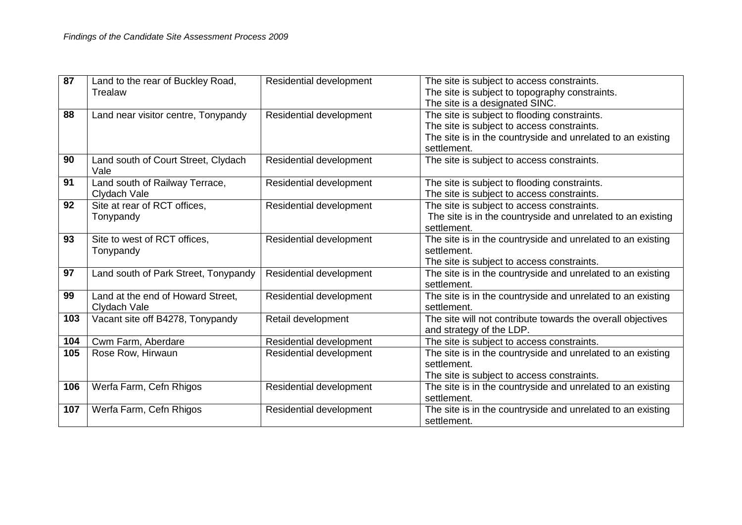| 87 | Land to the rear of Buckley Road, Trealaw | Residential development | The site is subject to access constraints.<br>The site is subject to topography constraints.<br>The site is a designated SINC. |
|---|---|---|---|
| 88 | Land near visitor centre, Tonypandy | Residential development | The site is subject to flooding constraints.<br>The site is subject to access constraints.<br>The site is in the countryside and unrelated to an existing settlement. |
| 90 | Land south of Court Street, Clydach Vale | Residential development | The site is subject to access constraints. |
| 91 | Land south of Railway Terrace, Clydach Vale | Residential development | The site is subject to flooding constraints.<br>The site is subject to access constraints. |
| 92 | Site at rear of RCT offices, Tonypandy | Residential development | The site is subject to access constraints.<br>The site is in the countryside and unrelated to an existing settlement. |
| 93 | Site to west of RCT offices, Tonypandy | Residential development | The site is in the countryside and unrelated to an existing settlement.<br>The site is subject to access constraints. |
| 97 | Land south of Park Street, Tonypandy | Residential development | The site is in the countryside and unrelated to an existing settlement. |
| 99 | Land at the end of Howard Street, Clydach Vale | Residential development | The site is in the countryside and unrelated to an existing settlement. |
| 103 | Vacant site off B4278, Tonypandy | Retail development | The site will not contribute towards the overall objectives and strategy of the LDP. |
| 104 | Cwm Farm, Aberdare | Residential development | The site is subject to access constraints. |
| 105 | Rose Row, Hirwaun | Residential development | The site is in the countryside and unrelated to an existing settlement.<br>The site is subject to access constraints. |
| 106 | Werfa Farm, Cefn Rhigos | Residential development | The site is in the countryside and unrelated to an existing settlement. |
| 107 | Werfa Farm, Cefn Rhigos | Residential development | The site is in the countryside and unrelated to an existing settlement. |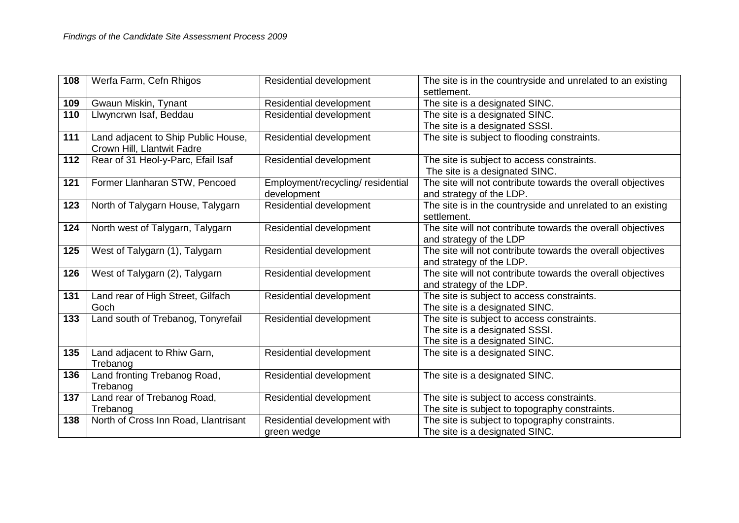| 108 | Werfa Farm, Cefn Rhigos | Residential development | The site is in the countryside and unrelated to an existing settlement. |
|---|---|---|---|
| 109 | Gwaun Miskin, Tynant | Residential development | The site is a designated SINC. |
| 110 | Llwyncrwn Isaf, Beddau | Residential development | The site is a designated SINC.<br>The site is a designated SSSI. |
| 111 | Land adjacent to Ship Public House, Crown Hill, Llantwit Fadre | Residential development | The site is subject to flooding constraints. |
| 112 | Rear of 31 Heol-y-Parc, Efail Isaf | Residential development | The site is subject to access constraints.<br>The site is a designated SINC. |
| 121 | Former Llanharan STW, Pencoed | Employment/recycling/ residential development | The site will not contribute towards the overall objectives and strategy of the LDP. |
| 123 | North of Talygarn House, Talygarn | Residential development | The site is in the countryside and unrelated to an existing settlement. |
| 124 | North west of Talygarn, Talygarn | Residential development | The site will not contribute towards the overall objectives and strategy of the LDP |
| 125 | West of Talygarn (1), Talygarn | Residential development | The site will not contribute towards the overall objectives and strategy of the LDP. |
| 126 | West of Talygarn (2), Talygarn | Residential development | The site will not contribute towards the overall objectives and strategy of the LDP. |
| 131 | Land rear of High Street, Gilfach Goch | Residential development | The site is subject to access constraints.<br>The site is a designated SINC. |
| 133 | Land south of Trebanog, Tonyrefail | Residential development | The site is subject to access constraints.<br>The site is a designated SSSI.<br>The site is a designated SINC. |
| 135 | Land adjacent to Rhiw Garn, Trebanog | Residential development | The site is a designated SINC. |
| 136 | Land fronting Trebanog Road, Trebanog | Residential development | The site is a designated SINC. |
| 137 | Land rear of Trebanog Road, Trebanog | Residential development | The site is subject to access constraints.<br>The site is subject to topography constraints. |
| 138 | North of Cross Inn Road, Llantrisant | Residential development with green wedge | The site is subject to topography constraints.<br>The site is a designated SINC. |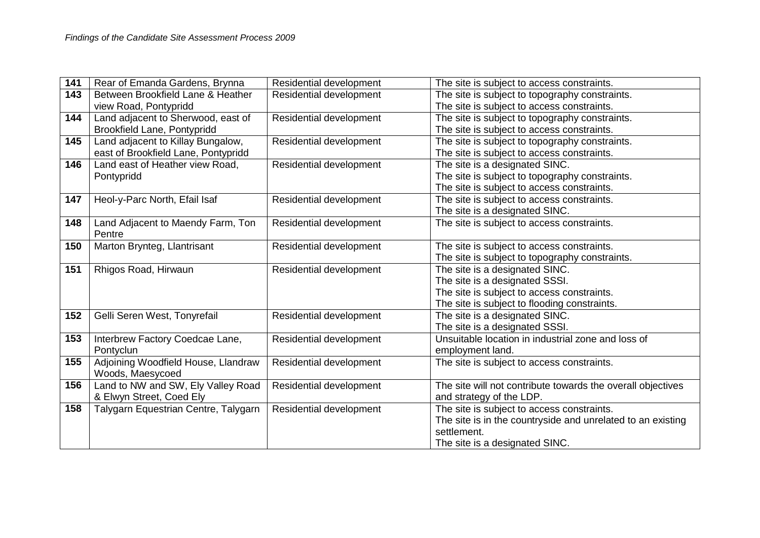| 141 | Rear of Emanda Gardens, Brynna | Residential development | The site is subject to access constraints. |
|---|---|---|---|
| 143 | Between Brookfield Lane & Heather view Road, Pontypridd | Residential development | The site is subject to topography constraints.<br>The site is subject to access constraints. |
| 144 | Land adjacent to Sherwood, east of Brookfield Lane, Pontypridd | Residential development | The site is subject to topography constraints.<br>The site is subject to access constraints. |
| 145 | Land adjacent to Killay Bungalow, east of Brookfield Lane, Pontypridd | Residential development | The site is subject to topography constraints.<br>The site is subject to access constraints. |
| 146 | Land east of Heather view Road, Pontypridd | Residential development | The site is a designated SINC.<br>The site is subject to topography constraints.<br>The site is subject to access constraints. |
| 147 | Heol-y-Parc North, Efail Isaf | Residential development | The site is subject to access constraints.<br>The site is a designated SINC. |
| 148 | Land Adjacent to Maendy Farm, Ton Pentre | Residential development | The site is subject to access constraints. |
| 150 | Marton Brynteg, Llantrisant | Residential development | The site is subject to access constraints.<br>The site is subject to topography constraints. |
| 151 | Rhigos Road, Hirwaun | Residential development | The site is a designated SINC.<br>The site is a designated SSSI.<br>The site is subject to access constraints.<br>The site is subject to flooding constraints. |
| 152 | Gelli Seren West, Tonyrefail | Residential development | The site is a designated SINC.<br>The site is a designated SSSI. |
| 153 | Interbrew Factory Coedcae Lane, Pontyclun | Residential development | Unsuitable location in industrial zone and loss of employment land. |
| 155 | Adjoining Woodfield House, Llandraw Woods, Maesycoed | Residential development | The site is subject to access constraints. |
| 156 | Land to NW and SW, Ely Valley Road & Elwyn Street, Coed Ely | Residential development | The site will not contribute towards the overall objectives and strategy of the LDP. |
| 158 | Talygarn Equestrian Centre, Talygarn | Residential development | The site is subject to access constraints.<br>The site is in the countryside and unrelated to an existing settlement.<br>The site is a designated SINC. |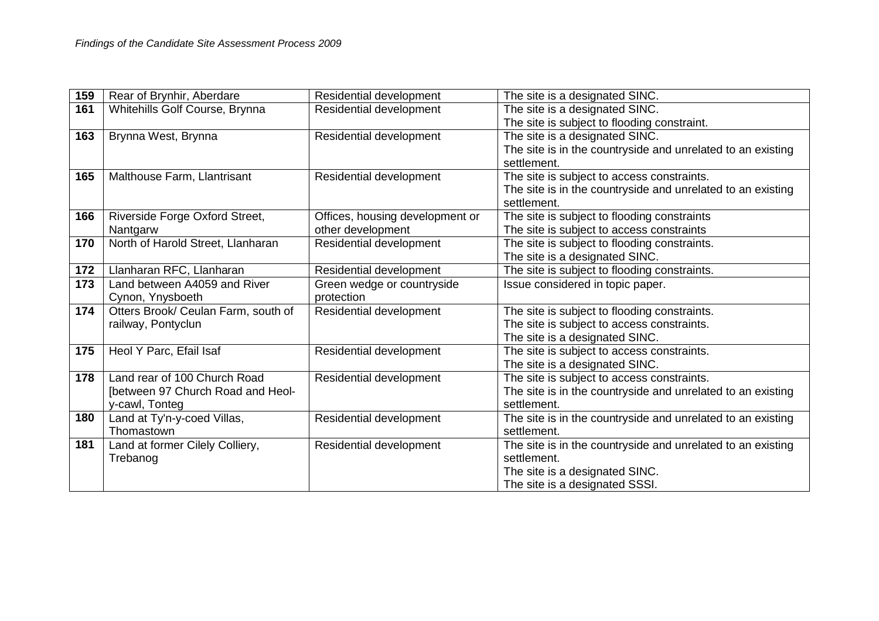| 159 | Rear of Brynhir, Aberdare | Residential development | The site is a designated SINC. |
|---|---|---|---|
| 161 | Whitehills Golf Course, Brynna | Residential development | The site is a designated SINC.<br>The site is subject to flooding constraint. |
| 163 | Brynna West, Brynna | Residential development | The site is a designated SINC.<br>The site is in the countryside and unrelated to an existing settlement. |
| 165 | Malthouse Farm, Llantrisant | Residential development | The site is subject to access constraints.<br>The site is in the countryside and unrelated to an existing settlement. |
| 166 | Riverside Forge Oxford Street, Nantgarw | Offices, housing development or other development | The site is subject to flooding constraints<br>The site is subject to access constraints |
| 170 | North of Harold Street, Llanharan | Residential development | The site is subject to flooding constraints.<br>The site is a designated SINC. |
| 172 | Llanharan RFC, Llanharan | Residential development | The site is subject to flooding constraints. |
| 173 | Land between A4059 and River Cynon, Ynysboeth | Green wedge or countryside protection | Issue considered in topic paper. |
| 174 | Otters Brook/ Ceulan Farm, south of railway, Pontyclun | Residential development | The site is subject to flooding constraints.<br>The site is subject to access constraints.<br>The site is a designated SINC. |
| 175 | Heol Y Parc, Efail Isaf | Residential development | The site is subject to access constraints.<br>The site is a designated SINC. |
| 178 | Land rear of 100 Church Road [between 97 Church Road and Heol-y-cawl, Tonteg | Residential development | The site is subject to access constraints.<br>The site is in the countryside and unrelated to an existing settlement. |
| 180 | Land at Ty'n-y-coed Villas, Thomastown | Residential development | The site is in the countryside and unrelated to an existing settlement. |
| 181 | Land at former Cilely Colliery, Trebanog | Residential development | The site is in the countryside and unrelated to an existing settlement.<br>The site is a designated SINC.<br>The site is a designated SSSI. |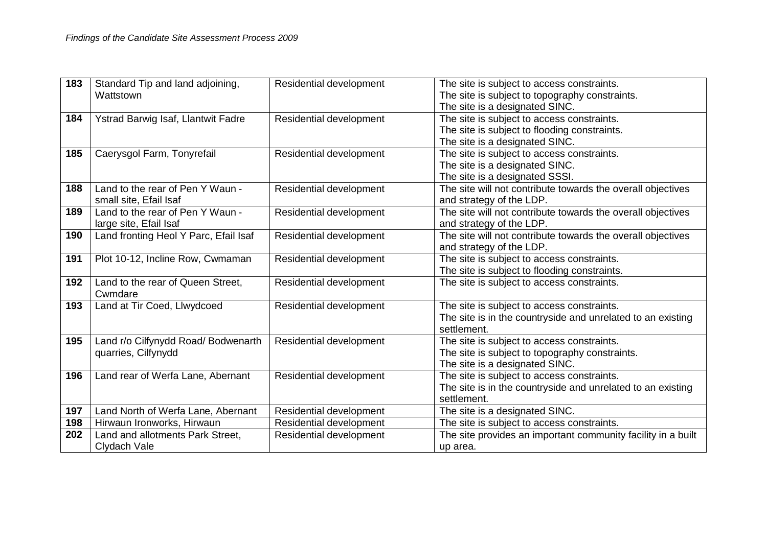| 183 | Standard Tip and land adjoining, Wattstown | Residential development | The site is subject to access constraints.<br>The site is subject to topography constraints.<br>The site is a designated SINC. |
|---|---|---|---|
| 184 | Ystrad Barwig Isaf, Llantwit Fadre | Residential development | The site is subject to access constraints.<br>The site is subject to flooding constraints.<br>The site is a designated SINC. |
| 185 | Caerysgol Farm, Tonyrefail | Residential development | The site is subject to access constraints.<br>The site is a designated SINC.<br>The site is a designated SSSI. |
| 188 | Land to the rear of Pen Y Waun - small site, Efail Isaf | Residential development | The site will not contribute towards the overall objectives and strategy of the LDP. |
| 189 | Land to the rear of Pen Y Waun - large site, Efail Isaf | Residential development | The site will not contribute towards the overall objectives and strategy of the LDP. |
| 190 | Land fronting Heol Y Parc, Efail Isaf | Residential development | The site will not contribute towards the overall objectives and strategy of the LDP. |
| 191 | Plot 10-12, Incline Row, Cwmaman | Residential development | The site is subject to access constraints.<br>The site is subject to flooding constraints. |
| 192 | Land to the rear of Queen Street, Cwmdare | Residential development | The site is subject to access constraints. |
| 193 | Land at Tir Coed, Llwydcoed | Residential development | The site is subject to access constraints.<br>The site is in the countryside and unrelated to an existing settlement. |
| 195 | Land r/o Cilfynydd Road/ Bodwenarth quarries, Cilfynydd | Residential development | The site is subject to access constraints.<br>The site is subject to topography constraints.<br>The site is a designated SINC. |
| 196 | Land rear of Werfa Lane, Abernant | Residential development | The site is subject to access constraints.<br>The site is in the countryside and unrelated to an existing settlement. |
| 197 | Land North of Werfa Lane, Abernant | Residential development | The site is a designated SINC. |
| 198 | Hirwaun Ironworks, Hirwaun | Residential development | The site is subject to access constraints. |
| 202 | Land and allotments Park Street, Clydach Vale | Residential development | The site provides an important community facility in a built up area. |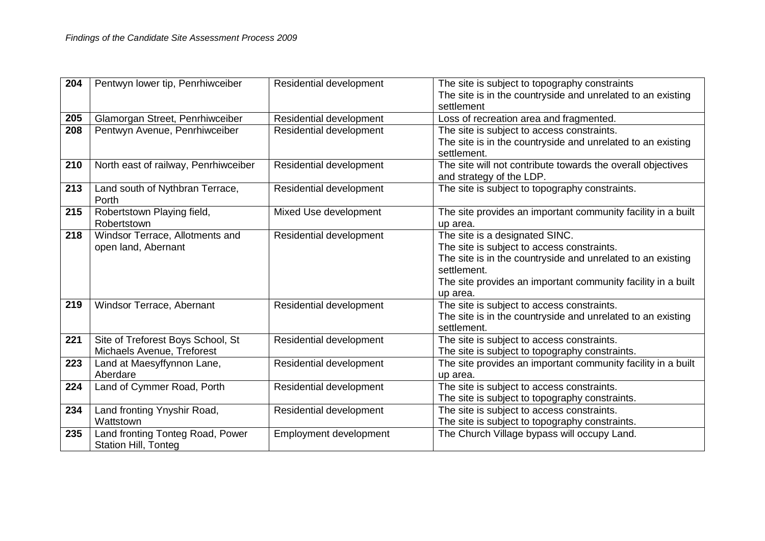| 204 | Pentwyn lower tip, Penrhiwceiber | Residential development | The site is subject to topography constraints<br>The site is in the countryside and unrelated to an existing settlement |
|---|---|---|---|
| 205 | Glamorgan Street, Penrhiwceiber | Residential development | Loss of recreation area and fragmented. |
| 208 | Pentwyn Avenue, Penrhiwceiber | Residential development | The site is subject to access constraints.<br>The site is in the countryside and unrelated to an existing settlement. |
| 210 | North east of railway, Penrhiwceiber | Residential development | The site will not contribute towards the overall objectives and strategy of the LDP. |
| 213 | Land south of Nythbran Terrace, Porth | Residential development | The site is subject to topography constraints. |
| 215 | Robertstown Playing field, Robertstown | Mixed Use development | The site provides an important community facility in a built up area. |
| 218 | Windsor Terrace, Allotments and open land, Abernant | Residential development | The site is a designated SINC.<br>The site is subject to access constraints.<br>The site is in the countryside and unrelated to an existing settlement.<br>The site provides an important community facility in a built up area. |
| 219 | Windsor Terrace, Abernant | Residential development | The site is subject to access constraints.<br>The site is in the countryside and unrelated to an existing settlement. |
| 221 | Site of Treforest Boys School, St Michaels Avenue, Treforest | Residential development | The site is subject to access constraints.<br>The site is subject to topography constraints. |
| 223 | Land at Maesyffynnon Lane, Aberdare | Residential development | The site provides an important community facility in a built up area. |
| 224 | Land of Cymmer Road, Porth | Residential development | The site is subject to access constraints.<br>The site is subject to topography constraints. |
| 234 | Land fronting Ynyshir Road, Wattstown | Residential development | The site is subject to access constraints.<br>The site is subject to topography constraints. |
| 235 | Land fronting Tonteg Road, Power Station Hill, Tonteg | Employment development | The Church Village bypass will occupy Land. |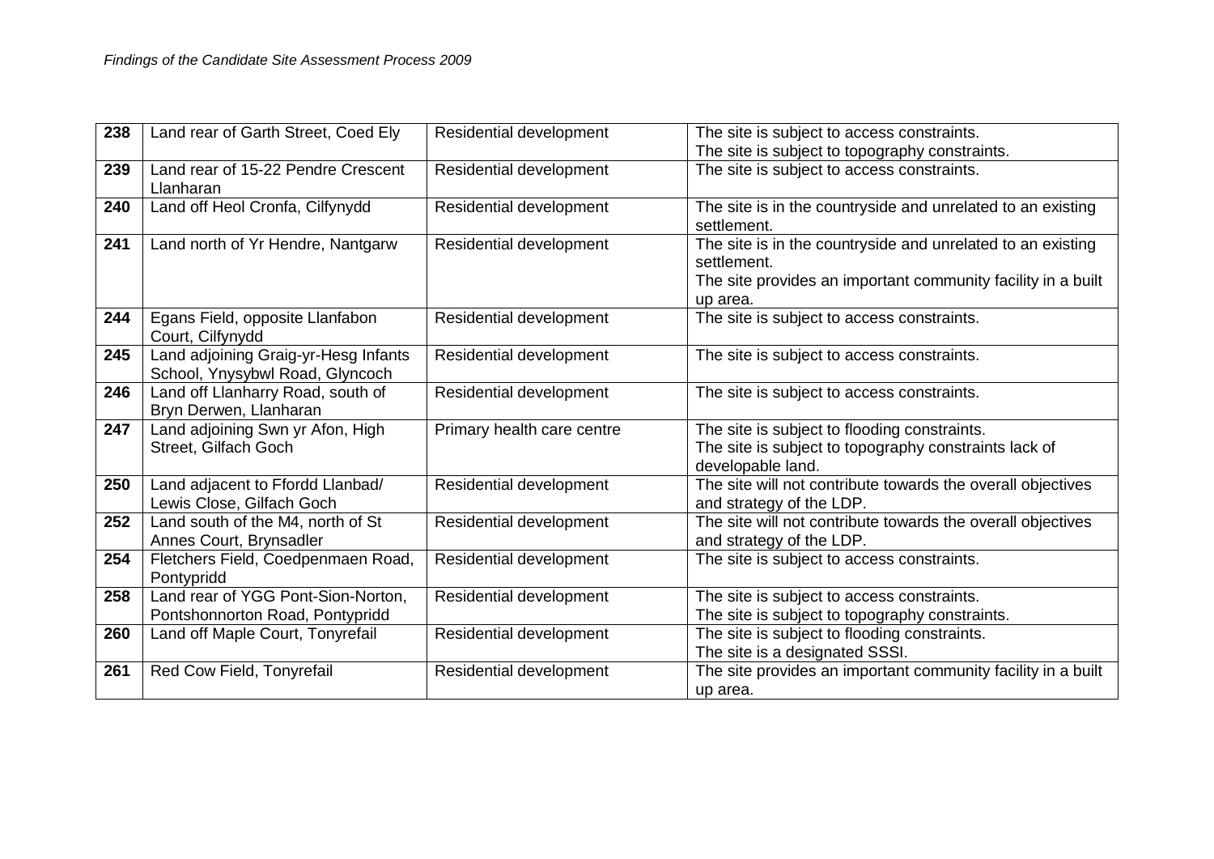| **238** | Land rear of Garth Street, Coed Ely | Residential development | The site is subject to access constraints.<br>The site is subject to topography constraints. |
|---|---|---|---|
| **239** | Land rear of 15-22 Pendre Crescent Llanharan | Residential development | The site is subject to access constraints. |
| **240** | Land off Heol Cronfa, Cilfynydd | Residential development | The site is in the countryside and unrelated to an existing settlement. |
| **241** | Land north of Yr Hendre, Nantgarw | Residential development | The site is in the countryside and unrelated to an existing settlement.<br>The site provides an important community facility in a built up area. |
| **244** | Egans Field, opposite Llanfabon Court, Cilfynydd | Residential development | The site is subject to access constraints. |
| **245** | Land adjoining Graig-yr-Hesg Infants School, Ynysybwl Road, Glyncoch | Residential development | The site is subject to access constraints. |
| **246** | Land off Llanharry Road, south of Bryn Derwen, Llanharan | Residential development | The site is subject to access constraints. |
| **247** | Land adjoining Swn yr Afon, High Street, Gilfach Goch | Primary health care centre | The site is subject to flooding constraints.<br>The site is subject to topography constraints lack of developable land. |
| **250** | Land adjacent to Ffordd Llanbad/ Lewis Close, Gilfach Goch | Residential development | The site will not contribute towards the overall objectives and strategy of the LDP. |
| **252** | Land south of the M4, north of St Annes Court, Brynsadler | Residential development | The site will not contribute towards the overall objectives and strategy of the LDP. |
| **254** | Fletchers Field, Coedpenmaen Road, Pontypridd | Residential development | The site is subject to access constraints. |
| **258** | Land rear of YGG Pont-Sion-Norton, Pontshonnorton Road, Pontypridd | Residential development | The site is subject to access constraints.<br>The site is subject to topography constraints. |
| **260** | Land off Maple Court, Tonyrefail | Residential development | The site is subject to flooding constraints.<br>The site is a designated SSSI. |
| **261** | Red Cow Field, Tonyrefail | Residential development | The site provides an important community facility in a built up area. |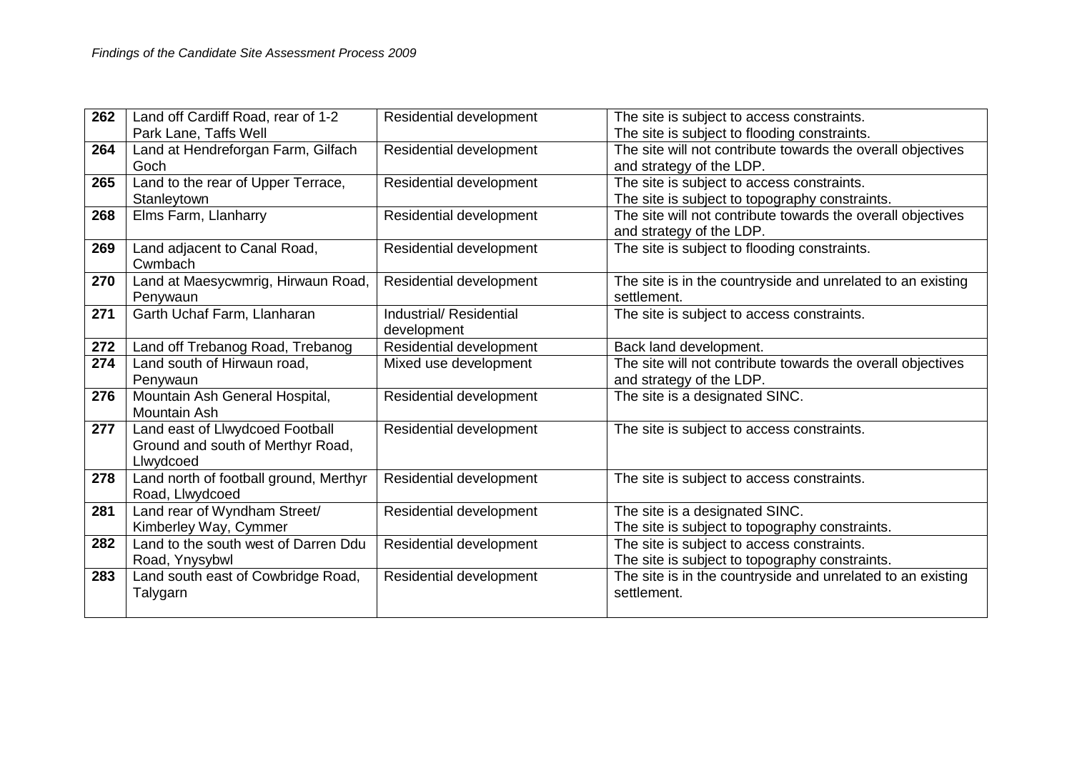| 262 | Land off Cardiff Road, rear of 1-2 Park Lane, Taffs Well | Residential development | The site is subject to access constraints. The site is subject to flooding constraints. |
|---|---|---|---|
| 264 | Land at Hendreforgan Farm, Gilfach Goch | Residential development | The site will not contribute towards the overall objectives and strategy of the LDP. |
| 265 | Land to the rear of Upper Terrace, Stanleytown | Residential development | The site is subject to access constraints. The site is subject to topography constraints. |
| 268 | Elms Farm, Llanharry | Residential development | The site will not contribute towards the overall objectives and strategy of the LDP. |
| 269 | Land adjacent to Canal Road, Cwmbach | Residential development | The site is subject to flooding constraints. |
| 270 | Land at Maesycwmrig, Hirwaun Road, Penywaun | Residential development | The site is in the countryside and unrelated to an existing settlement. |
| 271 | Garth Uchaf Farm, Llanharan | Industrial/ Residential development | The site is subject to access constraints. |
| 272 | Land off Trebanog Road, Trebanog | Residential development | Back land development. |
| 274 | Land south of Hirwaun road, Penywaun | Mixed use development | The site will not contribute towards the overall objectives and strategy of the LDP. |
| 276 | Mountain Ash General Hospital, Mountain Ash | Residential development | The site is a designated SINC. |
| 277 | Land east of Llwydcoed Football Ground and south of Merthyr Road, Llwydcoed | Residential development | The site is subject to access constraints. |
| 278 | Land north of football ground, Merthyr Road, Llwydcoed | Residential development | The site is subject to access constraints. |
| 281 | Land rear of Wyndham Street/ Kimberley Way, Cymmer | Residential development | The site is a designated SINC. The site is subject to topography constraints. |
| 282 | Land to the south west of Darren Ddu Road, Ynysybwl | Residential development | The site is subject to access constraints. The site is subject to topography constraints. |
| 283 | Land south east of Cowbridge Road, Talygarn | Residential development | The site is in the countryside and unrelated to an existing settlement. |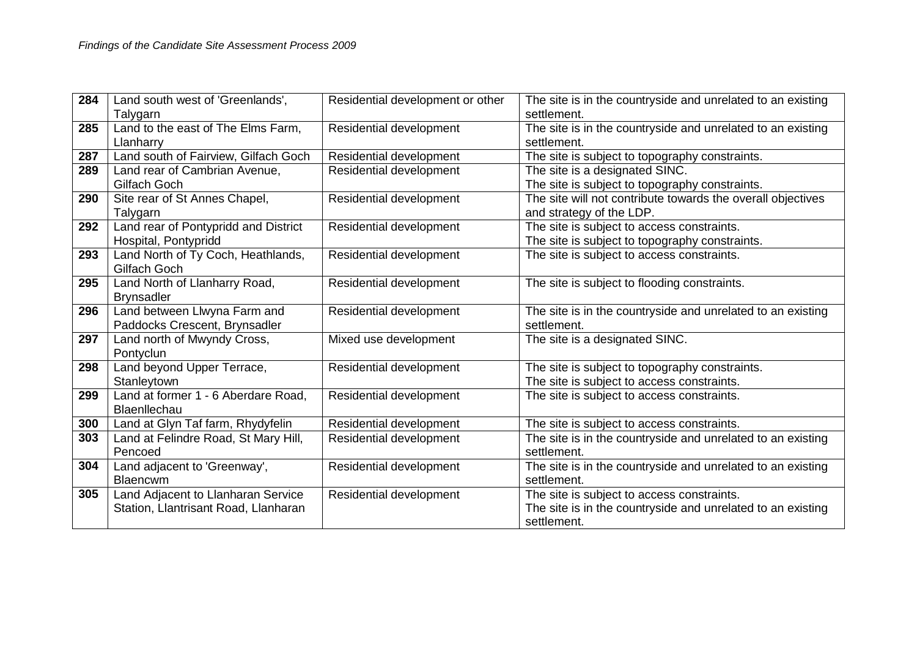| 284 | Land south west of 'Greenlands', Talygarn | Residential development or other | The site is in the countryside and unrelated to an existing settlement. |
|---|---|---|---|
| 285 | Land to the east of The Elms Farm, Llanharry | Residential development | The site is in the countryside and unrelated to an existing settlement. |
| 287 | Land south of Fairview, Gilfach Goch | Residential development | The site is subject to topography constraints. |
| 289 | Land rear of Cambrian Avenue, Gilfach Goch | Residential development | The site is a designated SINC.<br>The site is subject to topography constraints. |
| 290 | Site rear of St Annes Chapel, Talygarn | Residential development | The site will not contribute towards the overall objectives and strategy of the LDP. |
| 292 | Land rear of Pontypridd and District Hospital, Pontypridd | Residential development | The site is subject to access constraints.<br>The site is subject to topography constraints. |
| 293 | Land North of Ty Coch, Heathlands, Gilfach Goch | Residential development | The site is subject to access constraints. |
| 295 | Land North of Llanharry Road, Brynsadler | Residential development | The site is subject to flooding constraints. |
| 296 | Land between Llwyna Farm and Paddocks Crescent, Brynsadler | Residential development | The site is in the countryside and unrelated to an existing settlement. |
| 297 | Land north of Mwyndy Cross, Pontyclun | Mixed use development | The site is a designated SINC. |
| 298 | Land beyond Upper Terrace, Stanleytown | Residential development | The site is subject to topography constraints.<br>The site is subject to access constraints. |
| 299 | Land at former 1 - 6 Aberdare Road, Blaenllechau | Residential development | The site is subject to access constraints. |
| 300 | Land at Glyn Taf farm, Rhydyfelin | Residential development | The site is subject to access constraints. |
| 303 | Land at Felindre Road, St Mary Hill, Pencoed | Residential development | The site is in the countryside and unrelated to an existing settlement. |
| 304 | Land adjacent to 'Greenway', Blaencwm | Residential development | The site is in the countryside and unrelated to an existing settlement. |
| 305 | Land Adjacent to Llanharan Service Station, Llantrisant Road, Llanharan | Residential development | The site is subject to access constraints.<br>The site is in the countryside and unrelated to an existing settlement. |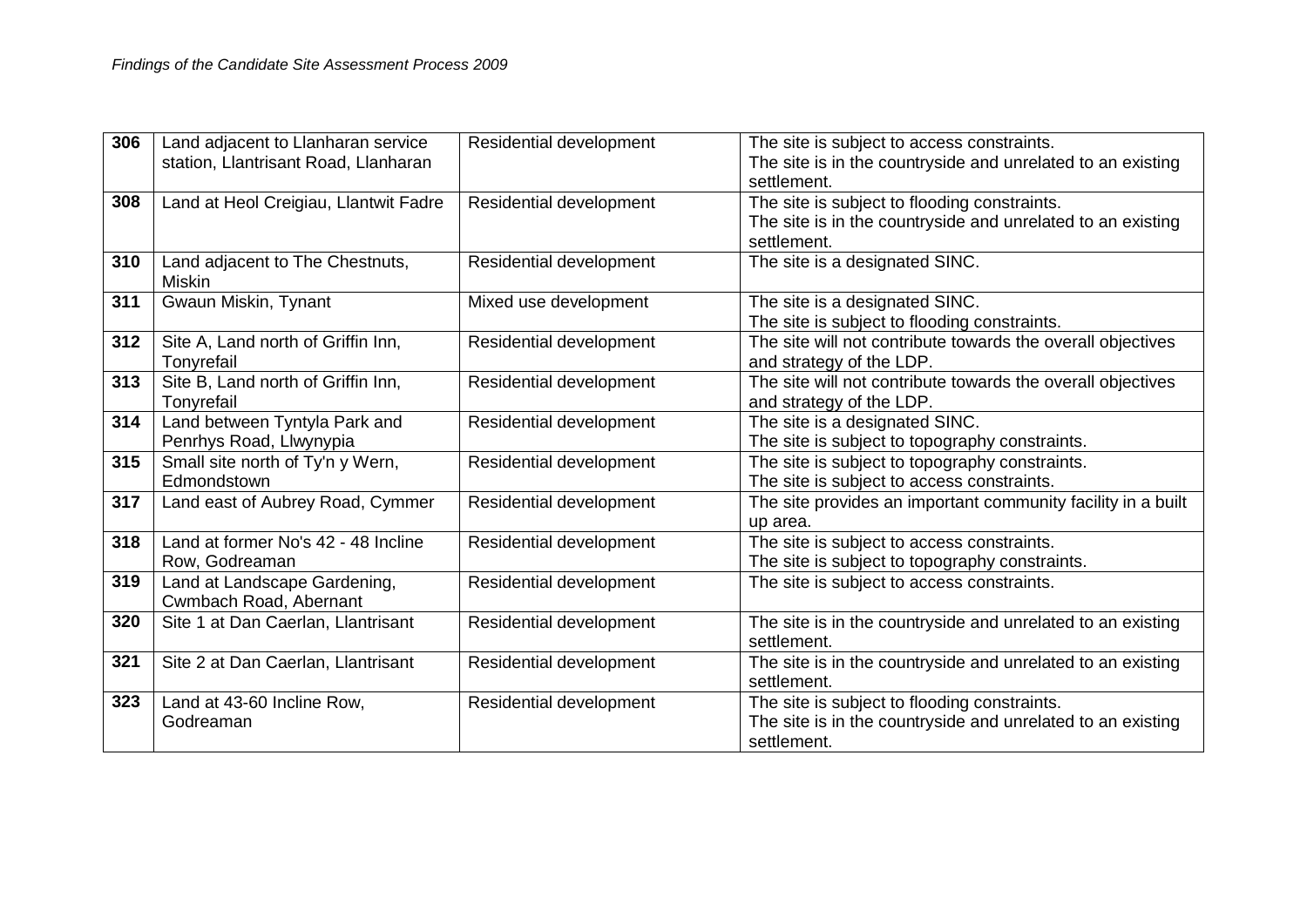| **306** | Land adjacent to Llanharan service station, Llantrisant Road, Llanharan | Residential development | The site is subject to access constraints.<br>The site is in the countryside and unrelated to an existing settlement. |
|---|---|---|---|
| **308** | Land at Heol Creigiau, Llantwit Fadre | Residential development | The site is subject to flooding constraints.<br>The site is in the countryside and unrelated to an existing settlement. |
| **310** | Land adjacent to The Chestnuts, Miskin | Residential development | The site is a designated SINC. |
| **311** | Gwaun Miskin, Tynant | Mixed use development | The site is a designated SINC.<br>The site is subject to flooding constraints. |
| **312** | Site A, Land north of Griffin Inn, Tonyrefail | Residential development | The site will not contribute towards the overall objectives and strategy of the LDP. |
| **313** | Site B, Land north of Griffin Inn, Tonyrefail | Residential development | The site will not contribute towards the overall objectives and strategy of the LDP. |
| **314** | Land between Tyntyla Park and Penrhys Road, Llwynypia | Residential development | The site is a designated SINC.<br>The site is subject to topography constraints. |
| **315** | Small site north of Ty'n y Wern, Edmondstown | Residential development | The site is subject to topography constraints.<br>The site is subject to access constraints. |
| **317** | Land east of Aubrey Road, Cymmer | Residential development | The site provides an important community facility in a built up area. |
| **318** | Land at former No's 42 - 48 Incline Row, Godreaman | Residential development | The site is subject to access constraints.<br>The site is subject to topography constraints. |
| **319** | Land at Landscape Gardening, Cwmbach Road, Abernant | Residential development | The site is subject to access constraints. |
| **320** | Site 1 at Dan Caerlan, Llantrisant | Residential development | The site is in the countryside and unrelated to an existing settlement. |
| **321** | Site 2 at Dan Caerlan, Llantrisant | Residential development | The site is in the countryside and unrelated to an existing settlement. |
| **323** | Land at 43-60 Incline Row, Godreaman | Residential development | The site is subject to flooding constraints.<br>The site is in the countryside and unrelated to an existing settlement. |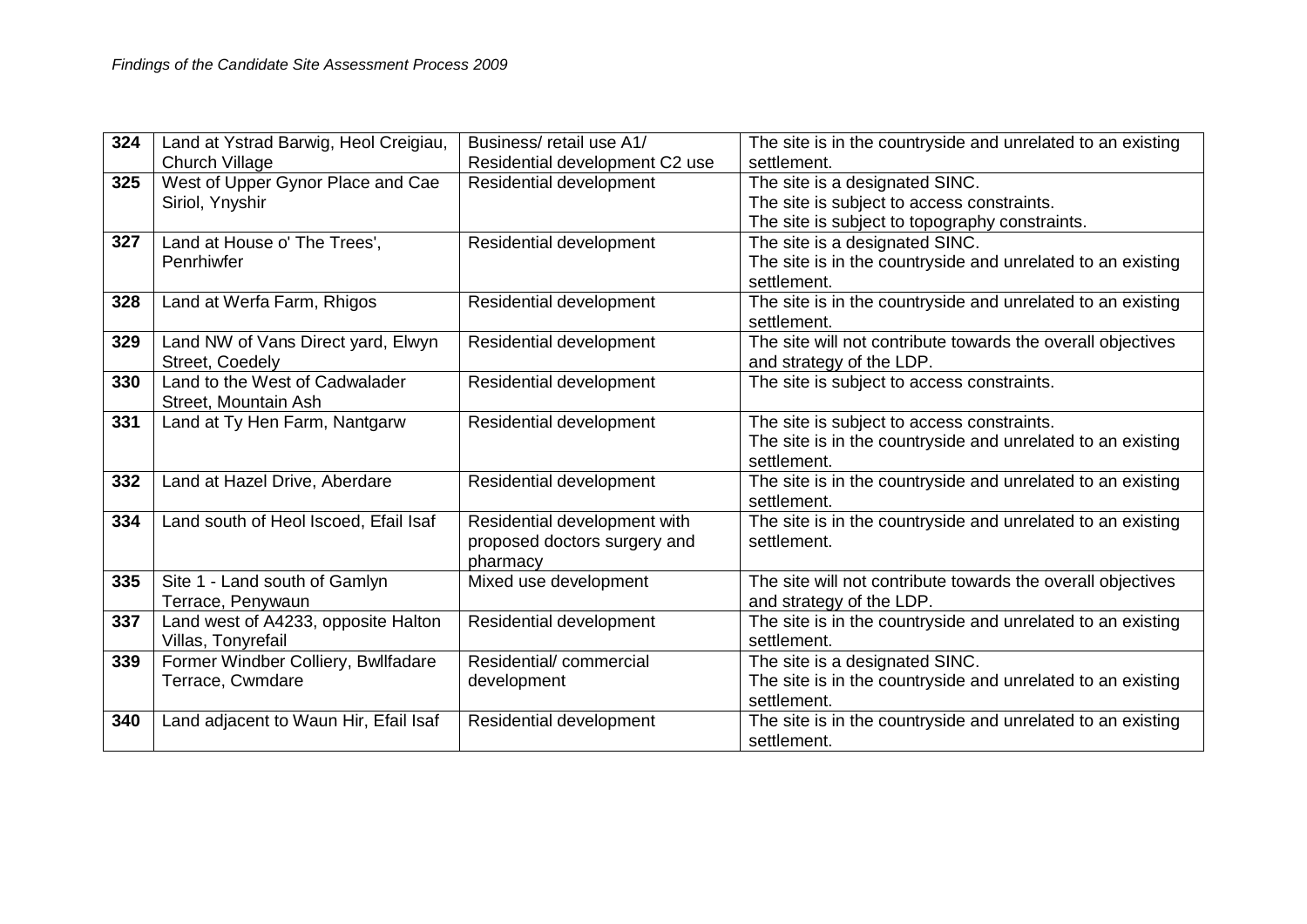| 324 | Land at Ystrad Barwig, Heol Creigiau, Church Village | Business/ retail use A1/ Residential development C2 use | The site is in the countryside and unrelated to an existing settlement. |
|---|---|---|---|
| 325 | West of Upper Gynor Place and Cae Siriol, Ynyshir | Residential development | The site is a designated SINC.<br>The site is subject to access constraints.<br>The site is subject to topography constraints. |
| 327 | Land at House o' The Trees', Penrhiwfer | Residential development | The site is a designated SINC.<br>The site is in the countryside and unrelated to an existing settlement. |
| 328 | Land at Werfa Farm, Rhigos | Residential development | The site is in the countryside and unrelated to an existing settlement. |
| 329 | Land NW of Vans Direct yard, Elwyn Street, Coedely | Residential development | The site will not contribute towards the overall objectives and strategy of the LDP. |
| 330 | Land to the West of Cadwalader Street, Mountain Ash | Residential development | The site is subject to access constraints. |
| 331 | Land at Ty Hen Farm, Nantgarw | Residential development | The site is subject to access constraints.<br>The site is in the countryside and unrelated to an existing settlement. |
| 332 | Land at Hazel Drive, Aberdare | Residential development | The site is in the countryside and unrelated to an existing settlement. |
| 334 | Land south of Heol Iscoed, Efail Isaf | Residential development with proposed doctors surgery and pharmacy | The site is in the countryside and unrelated to an existing settlement. |
| 335 | Site 1 - Land south of Gamlyn Terrace, Penywaun | Mixed use development | The site will not contribute towards the overall objectives and strategy of the LDP. |
| 337 | Land west of A4233, opposite Halton Villas, Tonyrefail | Residential development | The site is in the countryside and unrelated to an existing settlement. |
| 339 | Former Windber Colliery, Bwllfadare Terrace, Cwmdare | Residential/ commercial development | The site is a designated SINC.<br>The site is in the countryside and unrelated to an existing settlement. |
| 340 | Land adjacent to Waun Hir, Efail Isaf | Residential development | The site is in the countryside and unrelated to an existing settlement. |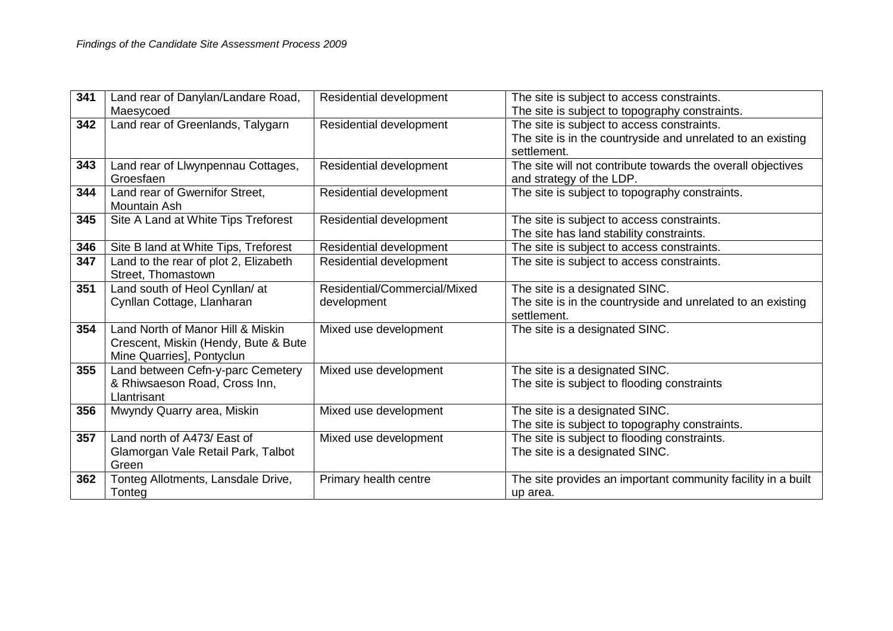| 341 | Land rear of Danylan/Landare Road, Maesycoed | Residential development | The site is subject to access constraints.<br>The site is subject to topography constraints. |
|---|---|---|---|
| 342 | Land rear of Greenlands, Talygarn | Residential development | The site is subject to access constraints.<br>The site is in the countryside and unrelated to an existing settlement. |
| 343 | Land rear of Llwynpennau Cottages, Groesfaen | Residential development | The site will not contribute towards the overall objectives and strategy of the LDP. |
| 344 | Land rear of Gwernifor Street, Mountain Ash | Residential development | The site is subject to topography constraints. |
| 345 | Site A Land at White Tips Treforest | Residential development | The site is subject to access constraints.<br>The site has land stability constraints. |
| 346 | Site B land at White Tips, Treforest | Residential development | The site is subject to access constraints. |
| 347 | Land to the rear of plot 2, Elizabeth Street, Thomastown | Residential development | The site is subject to access constraints. |
| 351 | Land south of Heol Cynllan/ at Cynllan Cottage, Llanharan | Residential/Commercial/Mixed development | The site is a designated SINC.<br>The site is in the countryside and unrelated to an existing settlement. |
| 354 | Land North of Manor Hill & Miskin Crescent, Miskin (Hendy, Bute & Bute Mine Quarries], Pontyclun | Mixed use development | The site is a designated SINC. |
| 355 | Land between Cefn-y-parc Cemetery & Rhiwsaeson Road, Cross Inn, Llantrisant | Mixed use development | The site is a designated SINC.<br>The site is subject to flooding constraints |
| 356 | Mwyndy Quarry area, Miskin | Mixed use development | The site is a designated SINC.<br>The site is subject to topography constraints. |
| 357 | Land north of A473/ East of Glamorgan Vale Retail Park, Talbot Green | Mixed use development | The site is subject to flooding constraints.<br>The site is a designated SINC. |
| 362 | Tonteg Allotments, Lansdale Drive, Tonteg | Primary health centre | The site provides an important community facility in a built up area. |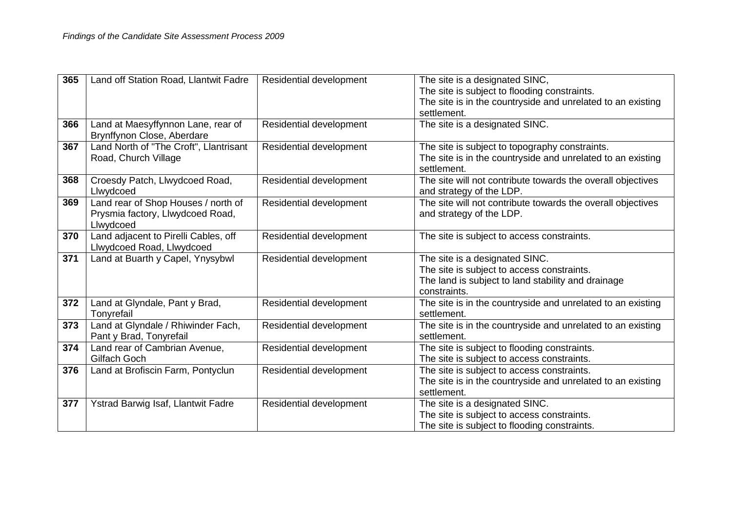| **365** | Land off Station Road, Llantwit Fadre | Residential development | The site is a designated SINC,<br>The site is subject to flooding constraints.<br>The site is in the countryside and unrelated to an existing settlement. |
|---|---|---|---|
| **366** | Land at Maesyffynnon Lane, rear of Brynffynon Close, Aberdare | Residential development | The site is a designated SINC. |
| **367** | Land North of "The Croft", Llantrisant Road, Church Village | Residential development | The site is subject to topography constraints.<br>The site is in the countryside and unrelated to an existing settlement. |
| **368** | Croesdy Patch, Llwydcoed Road, Llwydcoed | Residential development | The site will not contribute towards the overall objectives and strategy of the LDP. |
| **369** | Land rear of Shop Houses / north of Prysmia factory, Llwydcoed Road, Llwydcoed | Residential development | The site will not contribute towards the overall objectives and strategy of the LDP. |
| **370** | Land adjacent to Pirelli Cables, off Llwydcoed Road, Llwydcoed | Residential development | The site is subject to access constraints. |
| **371** | Land at Buarth y Capel, Ynysybwl | Residential development | The site is a designated SINC.<br>The site is subject to access constraints.<br>The land is subject to land stability and drainage constraints. |
| **372** | Land at Glyndale, Pant y Brad, Tonyrefail | Residential development | The site is in the countryside and unrelated to an existing settlement. |
| **373** | Land at Glyndale / Rhiwinder Fach, Pant y Brad, Tonyrefail | Residential development | The site is in the countryside and unrelated to an existing settlement. |
| **374** | Land rear of Cambrian Avenue, Gilfach Goch | Residential development | The site is subject to flooding constraints.<br>The site is subject to access constraints. |
| **376** | Land at Brofiscin Farm, Pontyclun | Residential development | The site is subject to access constraints.<br>The site is in the countryside and unrelated to an existing settlement. |
| **377** | Ystrad Barwig Isaf, Llantwit Fadre | Residential development | The site is a designated SINC.<br>The site is subject to access constraints.<br>The site is subject to flooding constraints. |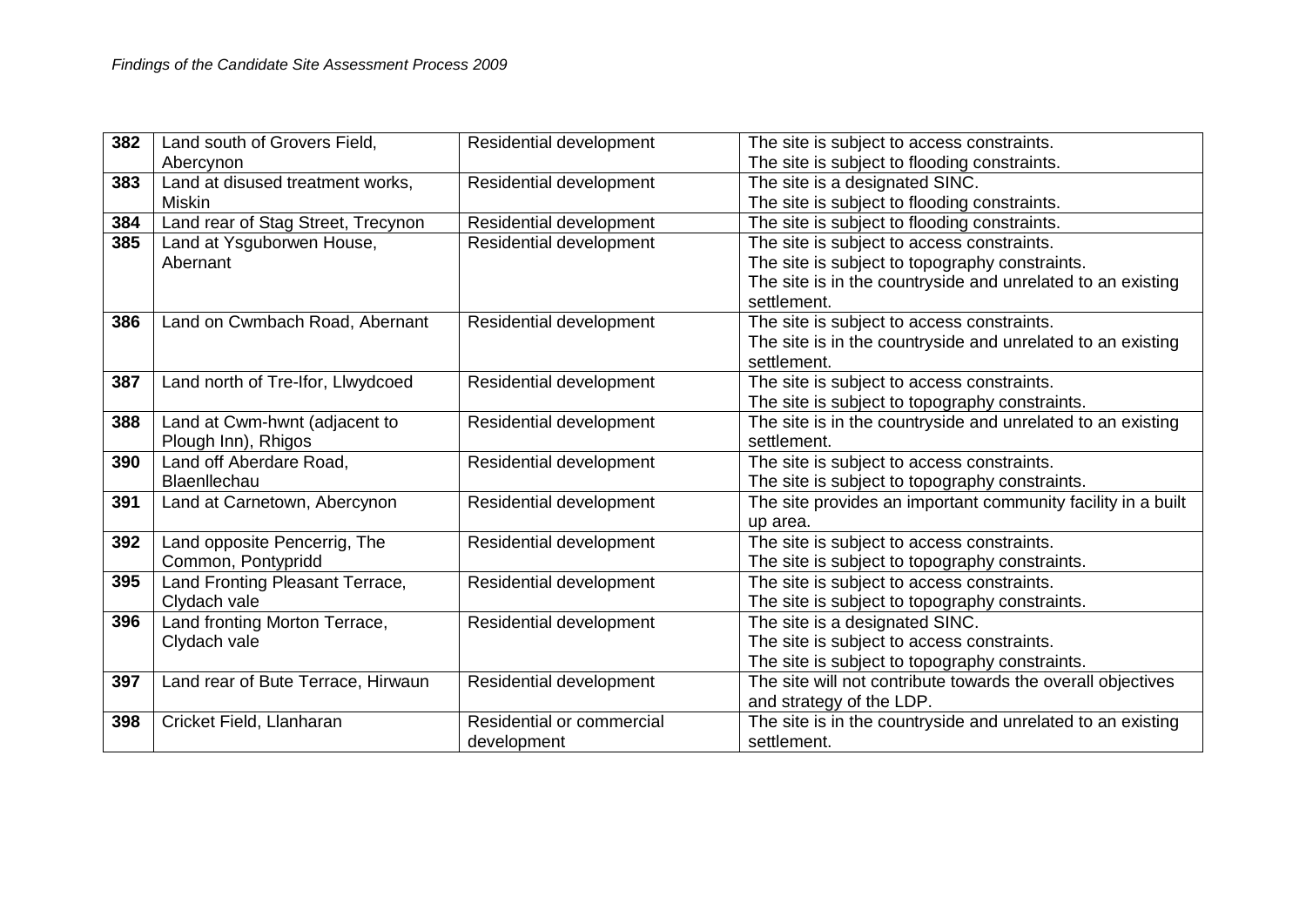| | | | |
|---|---|---|---|
| **382** | Land south of Grovers Field, Abercynon | Residential development | The site is subject to access constraints.<br>The site is subject to flooding constraints. |
| **383** | Land at disused treatment works, Miskin | Residential development | The site is a designated SINC.<br>The site is subject to flooding constraints. |
| **384** | Land rear of Stag Street, Trecynon | Residential development | The site is subject to flooding constraints. |
| **385** | Land at Ysguborwen House, Abernant | Residential development | The site is subject to access constraints.<br>The site is subject to topography constraints.<br>The site is in the countryside and unrelated to an existing settlement. |
| **386** | Land on Cwmbach Road, Abernant | Residential development | The site is subject to access constraints.<br>The site is in the countryside and unrelated to an existing settlement. |
| **387** | Land north of Tre-Ifor, Llwydcoed | Residential development | The site is subject to access constraints.<br>The site is subject to topography constraints. |
| **388** | Land at Cwm-hwnt (adjacent to Plough Inn), Rhigos | Residential development | The site is in the countryside and unrelated to an existing settlement. |
| **390** | Land off Aberdare Road, Blaenllechau | Residential development | The site is subject to access constraints.<br>The site is subject to topography constraints. |
| **391** | Land at Carnetown, Abercynon | Residential development | The site provides an important community facility in a built up area. |
| **392** | Land opposite Pencerrig, The Common, Pontypridd | Residential development | The site is subject to access constraints.<br>The site is subject to topography constraints. |
| **395** | Land Fronting Pleasant Terrace, Clydach vale | Residential development | The site is subject to access constraints.<br>The site is subject to topography constraints. |
| **396** | Land fronting Morton Terrace, Clydach vale | Residential development | The site is a designated SINC.<br>The site is subject to access constraints.<br>The site is subject to topography constraints. |
| **397** | Land rear of Bute Terrace, Hirwaun | Residential development | The site will not contribute towards the overall objectives and strategy of the LDP. |
| **398** | Cricket Field, Llanharan | Residential or commercial development | The site is in the countryside and unrelated to an existing settlement. |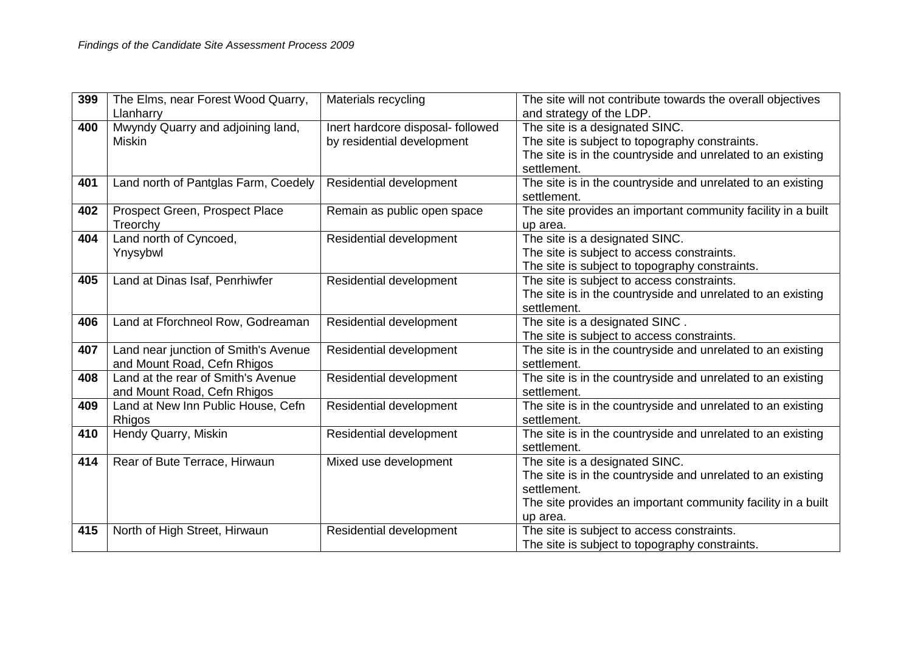| 399 | The Elms, near Forest Wood Quarry, Llanharry | Materials recycling | The site will not contribute towards the overall objectives and strategy of the LDP. |
|---|---|---|---|
| 400 | Mwyndy Quarry and adjoining land, Miskin | Inert hardcore disposal- followed by residential development | The site is a designated SINC.<br>The site is subject to topography constraints.<br>The site is in the countryside and unrelated to an existing settlement. |
| 401 | Land north of Pantglas Farm, Coedely | Residential development | The site is in the countryside and unrelated to an existing settlement. |
| 402 | Prospect Green, Prospect Place Treorchy | Remain as public open space | The site provides an important community facility in a built up area. |
| 404 | Land north of Cyncoed, Ynysybwl | Residential development | The site is a designated SINC.<br>The site is subject to access constraints.<br>The site is subject to topography constraints. |
| 405 | Land at Dinas Isaf, Penrhiwfer | Residential development | The site is subject to access constraints.<br>The site is in the countryside and unrelated to an existing settlement. |
| 406 | Land at Fforchneol Row, Godreaman | Residential development | The site is a designated SINC .<br>The site is subject to access constraints. |
| 407 | Land near junction of Smith's Avenue and Mount Road, Cefn Rhigos | Residential development | The site is in the countryside and unrelated to an existing settlement. |
| 408 | Land at the rear of Smith's Avenue and Mount Road, Cefn Rhigos | Residential development | The site is in the countryside and unrelated to an existing settlement. |
| 409 | Land at New Inn Public House, Cefn Rhigos | Residential development | The site is in the countryside and unrelated to an existing settlement. |
| 410 | Hendy Quarry, Miskin | Residential development | The site is in the countryside and unrelated to an existing settlement. |
| 414 | Rear of Bute Terrace, Hirwaun | Mixed use development | The site is a designated SINC.<br>The site is in the countryside and unrelated to an existing settlement.<br>The site provides an important community facility in a built up area. |
| 415 | North of High Street, Hirwaun | Residential development | The site is subject to access constraints.<br>The site is subject to topography constraints. |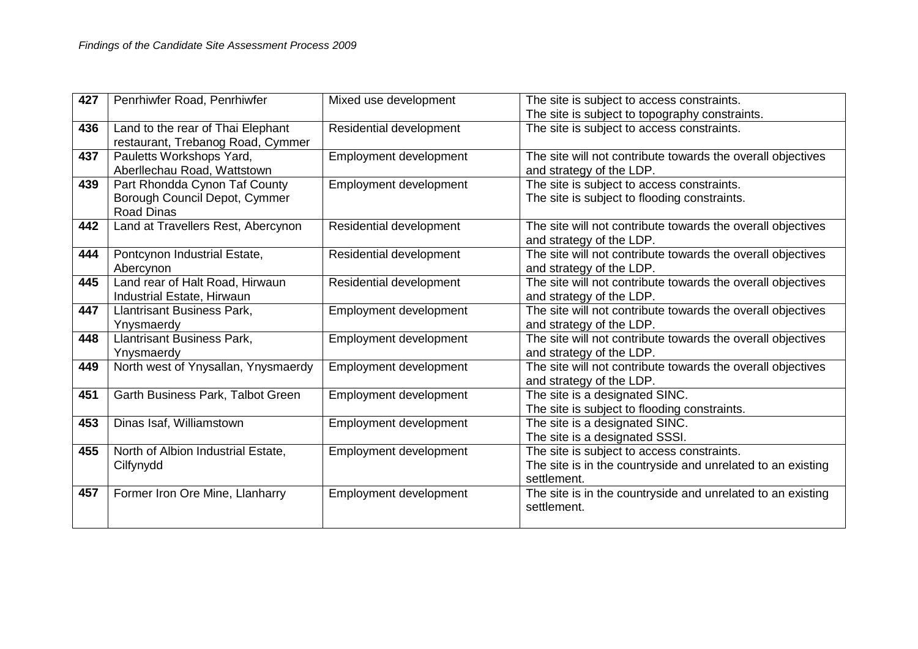| 427 | Penrhiwfer Road, Penrhiwfer | Mixed use development | The site is subject to access constraints.<br>The site is subject to topography constraints. |
|---|---|---|---|
| 436 | Land to the rear of Thai Elephant restaurant, Trebanog Road, Cymmer | Residential development | The site is subject to access constraints. |
| 437 | Pauletts Workshops Yard, Aberllechau Road, Wattstown | Employment development | The site will not contribute towards the overall objectives and strategy of the LDP. |
| 439 | Part Rhondda Cynon Taf County Borough Council Depot, Cymmer Road Dinas | Employment development | The site is subject to access constraints.<br>The site is subject to flooding constraints. |
| 442 | Land at Travellers Rest, Abercynon | Residential development | The site will not contribute towards the overall objectives and strategy of the LDP. |
| 444 | Pontcynon Industrial Estate, Abercynon | Residential development | The site will not contribute towards the overall objectives and strategy of the LDP. |
| 445 | Land rear of Halt Road, Hirwaun Industrial Estate, Hirwaun | Residential development | The site will not contribute towards the overall objectives and strategy of the LDP. |
| 447 | Llantrisant Business Park, Ynysmaerdy | Employment development | The site will not contribute towards the overall objectives and strategy of the LDP. |
| 448 | Llantrisant Business Park, Ynysmaerdy | Employment development | The site will not contribute towards the overall objectives and strategy of the LDP. |
| 449 | North west of Ynysallan, Ynysmaerdy | Employment development | The site will not contribute towards the overall objectives and strategy of the LDP. |
| 451 | Garth Business Park, Talbot Green | Employment development | The site is a designated SINC.<br>The site is subject to flooding constraints. |
| 453 | Dinas Isaf, Williamstown | Employment development | The site is a designated SINC.<br>The site is a designated SSSI. |
| 455 | North of Albion Industrial Estate, Cilfynydd | Employment development | The site is subject to access constraints.<br>The site is in the countryside and unrelated to an existing settlement. |
| 457 | Former Iron Ore Mine, Llanharry | Employment development | The site is in the countryside and unrelated to an existing settlement. |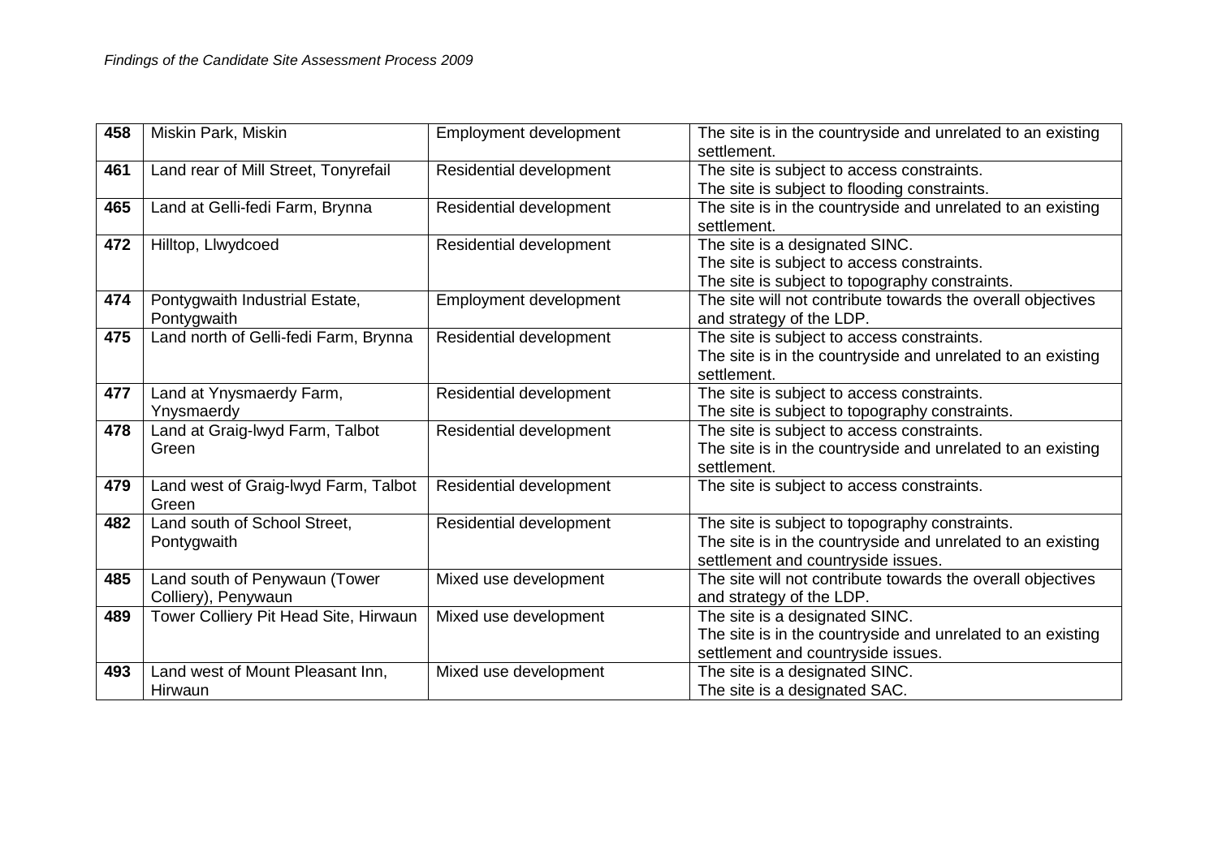| 458 | Miskin Park, Miskin | Employment development | The site is in the countryside and unrelated to an existing settlement. |
|---|---|---|---|
| 461 | Land rear of Mill Street, Tonyrefail | Residential development | The site is subject to access constraints.<br>The site is subject to flooding constraints. |
| 465 | Land at Gelli-fedi Farm, Brynna | Residential development | The site is in the countryside and unrelated to an existing settlement. |
| 472 | Hilltop, Llwydcoed | Residential development | The site is a designated SINC.<br>The site is subject to access constraints.<br>The site is subject to topography constraints. |
| 474 | Pontygwaith Industrial Estate, Pontygwaith | Employment development | The site will not contribute towards the overall objectives and strategy of the LDP. |
| 475 | Land north of Gelli-fedi Farm, Brynna | Residential development | The site is subject to access constraints.<br>The site is in the countryside and unrelated to an existing settlement. |
| 477 | Land at Ynysmaerdy Farm, Ynysmaerdy | Residential development | The site is subject to access constraints.<br>The site is subject to topography constraints. |
| 478 | Land at Graig-lwyd Farm, Talbot Green | Residential development | The site is subject to access constraints.<br>The site is in the countryside and unrelated to an existing settlement. |
| 479 | Land west of Graig-lwyd Farm, Talbot Green | Residential development | The site is subject to access constraints. |
| 482 | Land south of School Street, Pontygwaith | Residential development | The site is subject to topography constraints.<br>The site is in the countryside and unrelated to an existing settlement and countryside issues. |
| 485 | Land south of Penywaun (Tower Colliery), Penywaun | Mixed use development | The site will not contribute towards the overall objectives and strategy of the LDP. |
| 489 | Tower Colliery Pit Head Site, Hirwaun | Mixed use development | The site is a designated SINC.<br>The site is in the countryside and unrelated to an existing settlement and countryside issues. |
| 493 | Land west of Mount Pleasant Inn, Hirwaun | Mixed use development | The site is a designated SINC.<br>The site is a designated SAC. |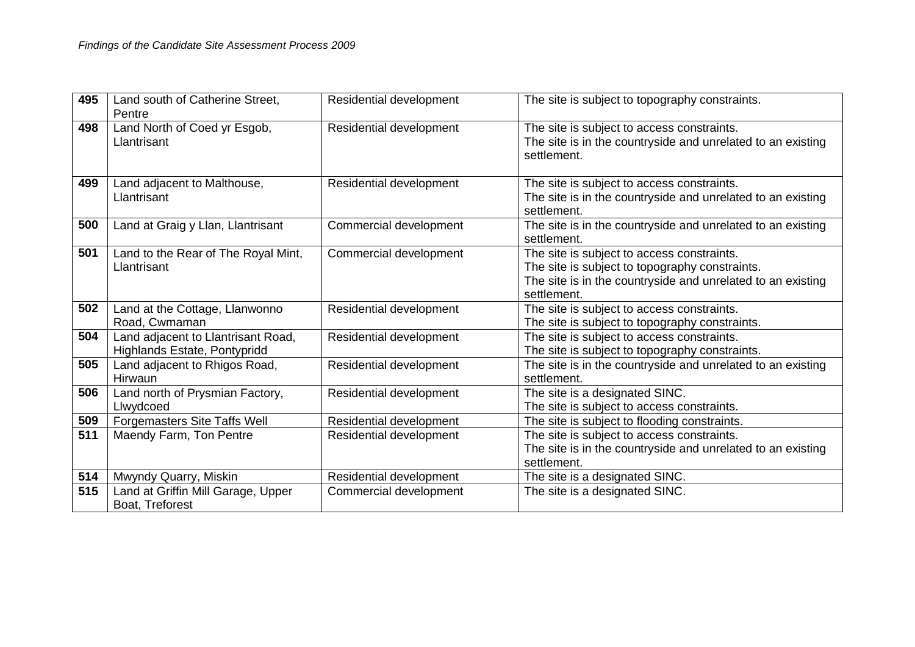| 495 | Land south of Catherine Street, Pentre | Residential development | The site is subject to topography constraints. |
|---|---|---|---|
| 498 | Land North of Coed yr Esgob, Llantrisant | Residential development | The site is subject to access constraints. The site is in the countryside and unrelated to an existing settlement. |
| 499 | Land adjacent to Malthouse, Llantrisant | Residential development | The site is subject to access constraints. The site is in the countryside and unrelated to an existing settlement. |
| 500 | Land at Graig y Llan, Llantrisant | Commercial development | The site is in the countryside and unrelated to an existing settlement. |
| 501 | Land to the Rear of The Royal Mint, Llantrisant | Commercial development | The site is subject to access constraints. The site is subject to topography constraints. The site is in the countryside and unrelated to an existing settlement. |
| 502 | Land at the Cottage, Llanwonno Road, Cwmaman | Residential development | The site is subject to access constraints. The site is subject to topography constraints. |
| 504 | Land adjacent to Llantrisant Road, Highlands Estate, Pontypridd | Residential development | The site is subject to access constraints. The site is subject to topography constraints. |
| 505 | Land adjacent to Rhigos Road, Hirwaun | Residential development | The site is in the countryside and unrelated to an existing settlement. |
| 506 | Land north of Prysmian Factory, Llwydcoed | Residential development | The site is a designated SINC. The site is subject to access constraints. |
| 509 | Forgemasters Site Taffs Well | Residential development | The site is subject to flooding constraints. |
| 511 | Maendy Farm, Ton Pentre | Residential development | The site is subject to access constraints. The site is in the countryside and unrelated to an existing settlement. |
| 514 | Mwyndy Quarry, Miskin | Residential development | The site is a designated SINC. |
| 515 | Land at Griffin Mill Garage, Upper Boat, Treforest | Commercial development | The site is a designated SINC. |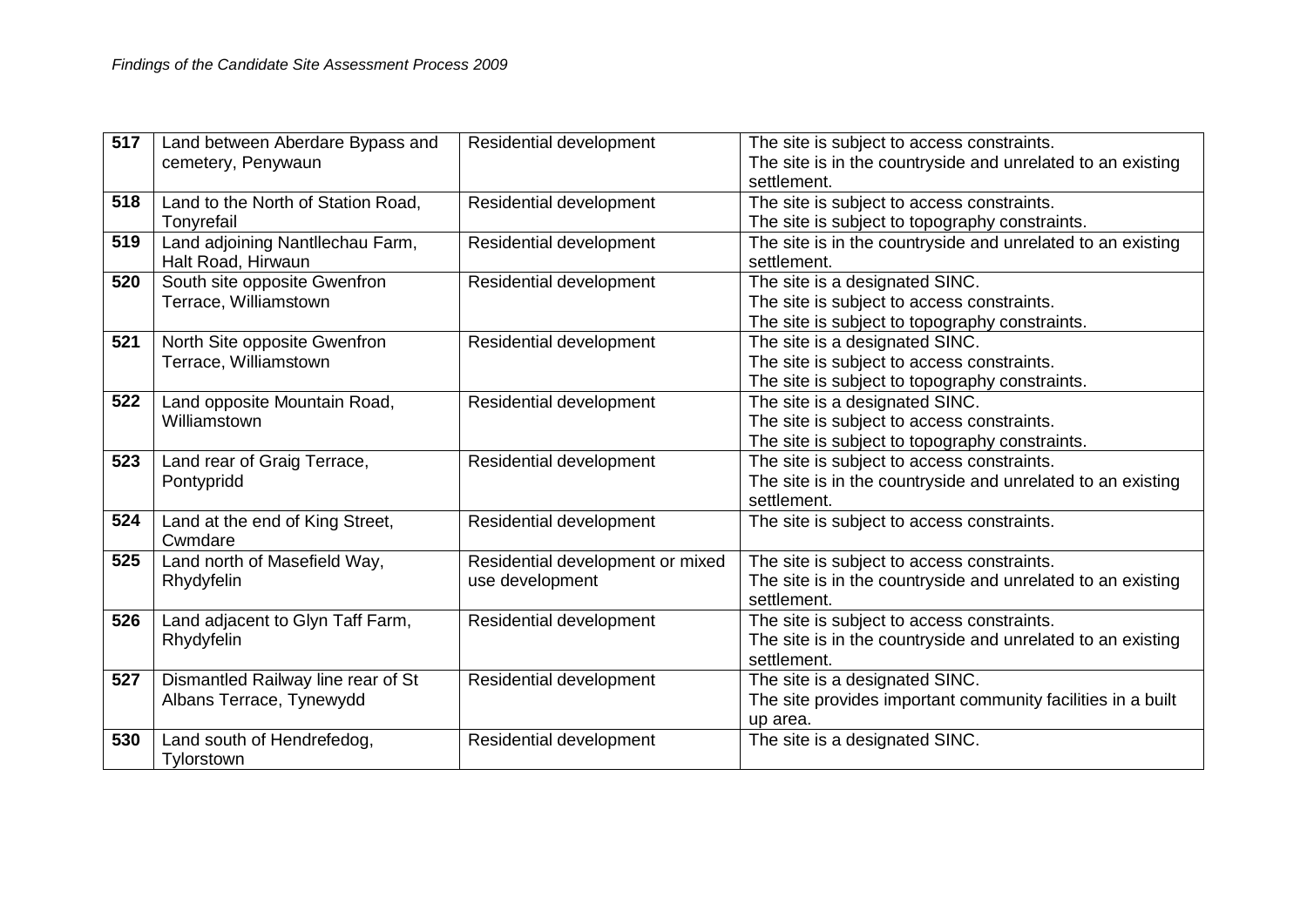| 517 | Land between Aberdare Bypass and cemetery, Penywaun | Residential development | The site is subject to access constraints.<br>The site is in the countryside and unrelated to an existing settlement. |
|---|---|---|---|
| 518 | Land to the North of Station Road, Tonyrefail | Residential development | The site is subject to access constraints.<br>The site is subject to topography constraints. |
| 519 | Land adjoining Nantllechau Farm, Halt Road, Hirwaun | Residential development | The site is in the countryside and unrelated to an existing settlement. |
| 520 | South site opposite Gwenfron Terrace, Williamstown | Residential development | The site is a designated SINC.<br>The site is subject to access constraints.<br>The site is subject to topography constraints. |
| 521 | North Site opposite Gwenfron Terrace, Williamstown | Residential development | The site is a designated SINC.<br>The site is subject to access constraints.<br>The site is subject to topography constraints. |
| 522 | Land opposite Mountain Road, Williamstown | Residential development | The site is a designated SINC.<br>The site is subject to access constraints.<br>The site is subject to topography constraints. |
| 523 | Land rear of Graig Terrace, Pontypridd | Residential development | The site is subject to access constraints.<br>The site is in the countryside and unrelated to an existing settlement. |
| 524 | Land at the end of King Street, Cwmdare | Residential development | The site is subject to access constraints. |
| 525 | Land north of Masefield Way, Rhydyfelin | Residential development or mixed use development | The site is subject to access constraints.<br>The site is in the countryside and unrelated to an existing settlement. |
| 526 | Land adjacent to Glyn Taff Farm, Rhydyfelin | Residential development | The site is subject to access constraints.<br>The site is in the countryside and unrelated to an existing settlement. |
| 527 | Dismantled Railway line rear of St Albans Terrace, Tynewydd | Residential development | The site is a designated SINC.<br>The site provides important community facilities in a built up area. |
| 530 | Land south of Hendrefedog, Tylorstown | Residential development | The site is a designated SINC. |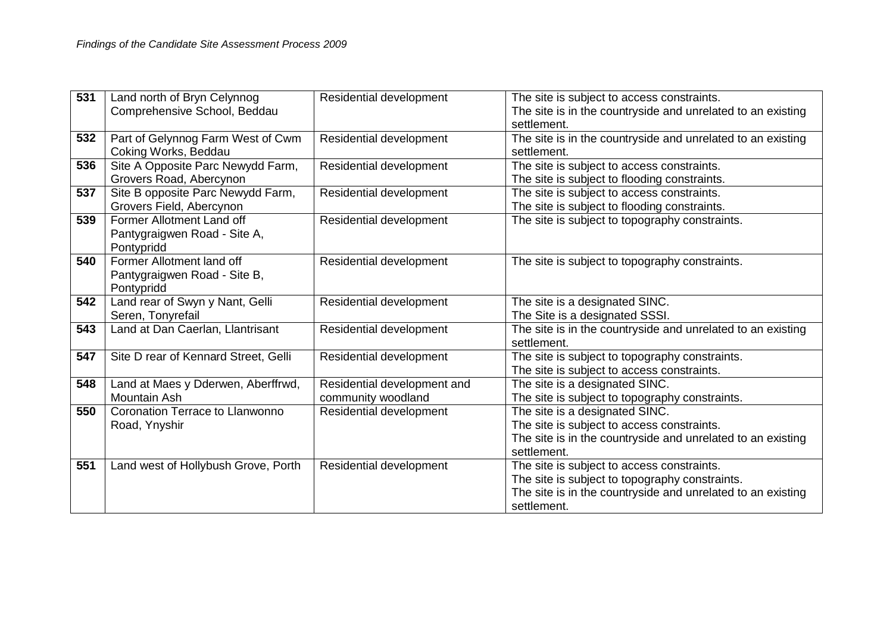| 531 | Land north of Bryn Celynnog Comprehensive School, Beddau | Residential development | The site is subject to access constraints.<br>The site is in the countryside and unrelated to an existing settlement. |
|---|---|---|---|
| 532 | Part of Gelynnog Farm West of Cwm Coking Works, Beddau | Residential development | The site is in the countryside and unrelated to an existing settlement. |
| 536 | Site A Opposite Parc Newydd Farm, Grovers Road, Abercynon | Residential development | The site is subject to access constraints.<br>The site is subject to flooding constraints. |
| 537 | Site B opposite Parc Newydd Farm, Grovers Field, Abercynon | Residential development | The site is subject to access constraints.<br>The site is subject to flooding constraints. |
| 539 | Former Allotment Land off Pantygraigwen Road - Site A, Pontypridd | Residential development | The site is subject to topography constraints. |
| 540 | Former Allotment land off Pantygraigwen Road - Site B, Pontypridd | Residential development | The site is subject to topography constraints. |
| 542 | Land rear of Swyn y Nant, Gelli Seren, Tonyrefail | Residential development | The site is a designated SINC.<br>The Site is a designated SSSI. |
| 543 | Land at Dan Caerlan, Llantrisant | Residential development | The site is in the countryside and unrelated to an existing settlement. |
| 547 | Site D rear of Kennard Street, Gelli | Residential development | The site is subject to topography constraints.<br>The site is subject to access constraints. |
| 548 | Land at Maes y Dderwen, Aberffrwd, Mountain Ash | Residential development and community woodland | The site is a designated SINC.<br>The site is subject to topography constraints. |
| 550 | Coronation Terrace to Llanwonno Road, Ynyshir | Residential development | The site is a designated SINC.<br>The site is subject to access constraints.<br>The site is in the countryside and unrelated to an existing settlement. |
| 551 | Land west of Hollybush Grove, Porth | Residential development | The site is subject to access constraints.<br>The site is subject to topography constraints.<br>The site is in the countryside and unrelated to an existing settlement. |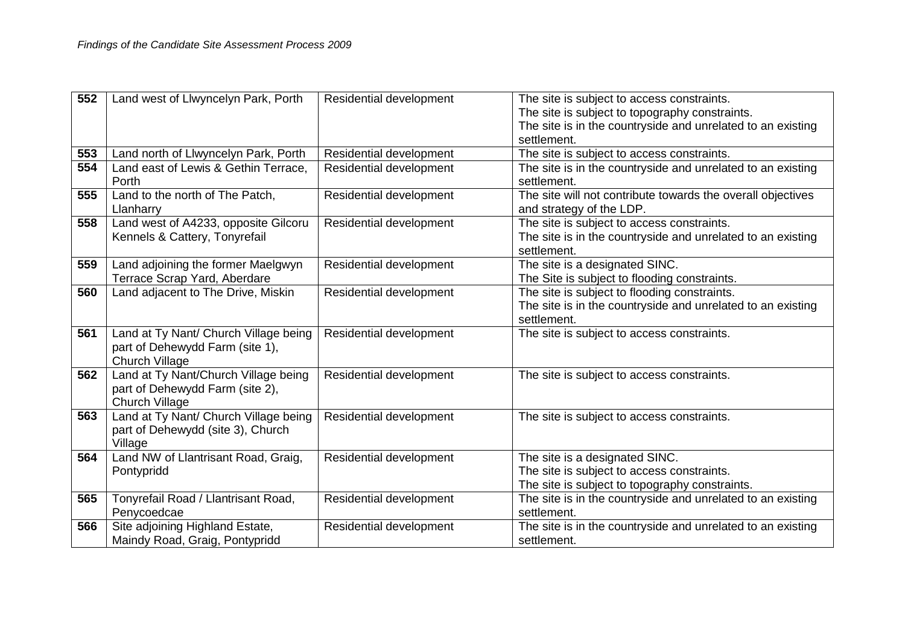| 552 | Land west of Llwyncelyn Park, Porth | Residential development | The site is subject to access constraints. The site is subject to topography constraints. The site is in the countryside and unrelated to an existing settlement. |
|---|---|---|---|
| 553 | Land north of Llwyncelyn Park, Porth | Residential development | The site is subject to access constraints. |
| 554 | Land east of Lewis & Gethin Terrace, Porth | Residential development | The site is in the countryside and unrelated to an existing settlement. |
| 555 | Land to the north of The Patch, Llanharry | Residential development | The site will not contribute towards the overall objectives and strategy of the LDP. |
| 558 | Land west of A4233, opposite Gilcoru Kennels & Cattery, Tonyrefail | Residential development | The site is subject to access constraints. The site is in the countryside and unrelated to an existing settlement. |
| 559 | Land adjoining the former Maelgwyn Terrace Scrap Yard, Aberdare | Residential development | The site is a designated SINC. The Site is subject to flooding constraints. |
| 560 | Land adjacent to The Drive, Miskin | Residential development | The site is subject to flooding constraints. The site is in the countryside and unrelated to an existing settlement. |
| 561 | Land at Ty Nant/ Church Village being part of Dehewydd Farm (site 1), Church Village | Residential development | The site is subject to access constraints. |
| 562 | Land at Ty Nant/Church Village being part of Dehewydd Farm (site 2), Church Village | Residential development | The site is subject to access constraints. |
| 563 | Land at Ty Nant/ Church Village being part of Dehewydd (site 3), Church Village | Residential development | The site is subject to access constraints. |
| 564 | Land NW of Llantrisant Road, Graig, Pontypridd | Residential development | The site is a designated SINC. The site is subject to access constraints. The site is subject to topography constraints. |
| 565 | Tonyrefail Road / Llantrisant Road, Penycoedcae | Residential development | The site is in the countryside and unrelated to an existing settlement. |
| 566 | Site adjoining Highland Estate, Maindy Road, Graig, Pontypridd | Residential development | The site is in the countryside and unrelated to an existing settlement. |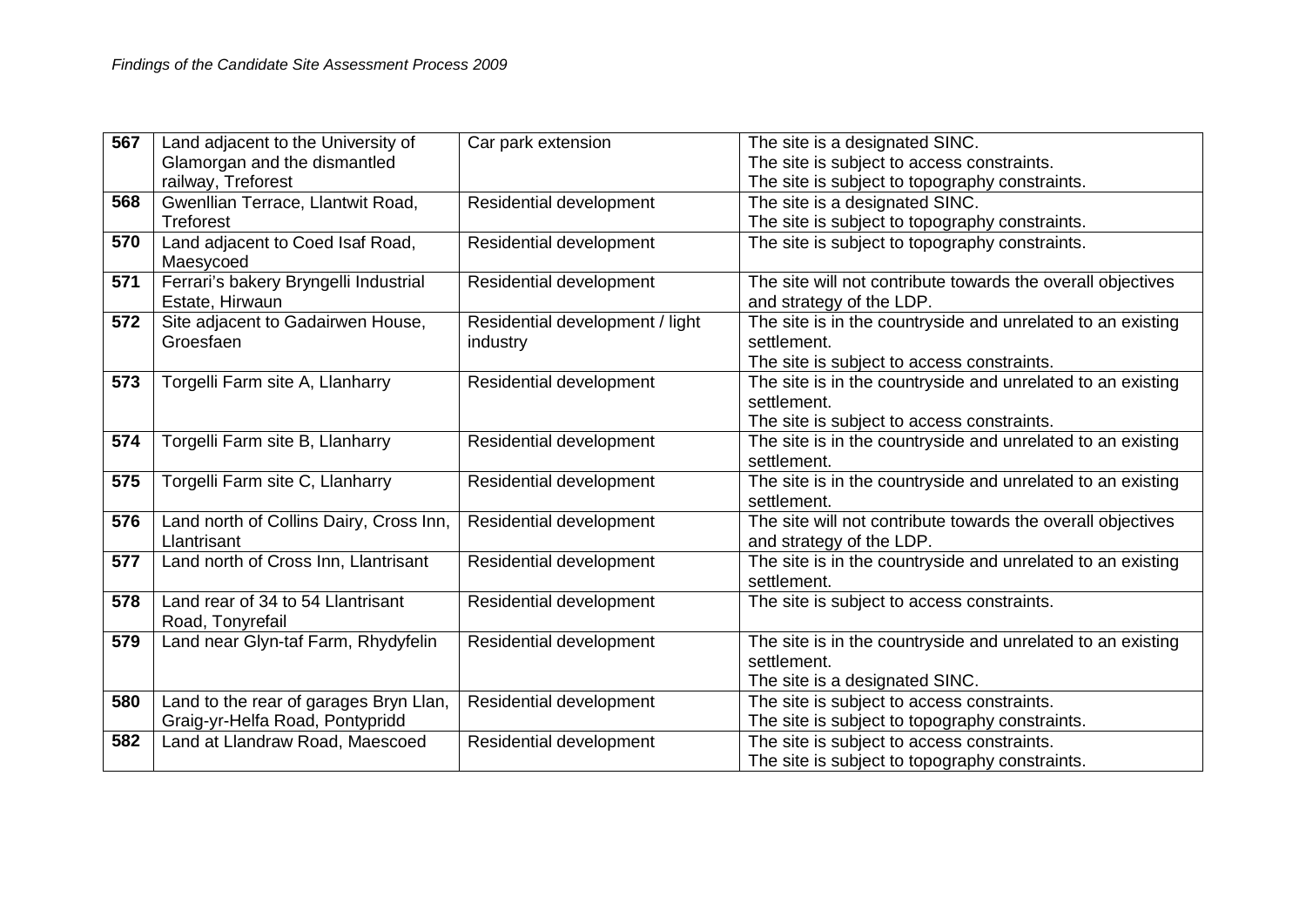| 567 | Land adjacent to the University of Glamorgan and the dismantled railway, Treforest | Car park extension | The site is a designated SINC.<br>The site is subject to access constraints.<br>The site is subject to topography constraints. |
|---|---|---|---|
| 568 | Gwenllian Terrace, Llantwit Road, Treforest | Residential development | The site is a designated SINC.<br>The site is subject to topography constraints. |
| 570 | Land adjacent to Coed Isaf Road, Maesycoed | Residential development | The site is subject to topography constraints. |
| 571 | Ferrari's bakery Bryngelli Industrial Estate, Hirwaun | Residential development | The site will not contribute towards the overall objectives and strategy of the LDP. |
| 572 | Site adjacent to Gadairwen House, Groesfaen | Residential development / light industry | The site is in the countryside and unrelated to an existing settlement.<br>The site is subject to access constraints. |
| 573 | Torgelli Farm site A, Llanharry | Residential development | The site is in the countryside and unrelated to an existing settlement.<br>The site is subject to access constraints. |
| 574 | Torgelli Farm site B, Llanharry | Residential development | The site is in the countryside and unrelated to an existing settlement. |
| 575 | Torgelli Farm site C, Llanharry | Residential development | The site is in the countryside and unrelated to an existing settlement. |
| 576 | Land north of Collins Dairy, Cross Inn, Llantrisant | Residential development | The site will not contribute towards the overall objectives and strategy of the LDP. |
| 577 | Land north of Cross Inn, Llantrisant | Residential development | The site is in the countryside and unrelated to an existing settlement. |
| 578 | Land rear of 34 to 54 Llantrisant Road, Tonyrefail | Residential development | The site is subject to access constraints. |
| 579 | Land near Glyn-taf Farm, Rhydyfelin | Residential development | The site is in the countryside and unrelated to an existing settlement.<br>The site is a designated SINC. |
| 580 | Land to the rear of garages Bryn Llan, Graig-yr-Helfa Road, Pontypridd | Residential development | The site is subject to access constraints.<br>The site is subject to topography constraints. |
| 582 | Land at Llandraw Road, Maescoed | Residential development | The site is subject to access constraints.<br>The site is subject to topography constraints. |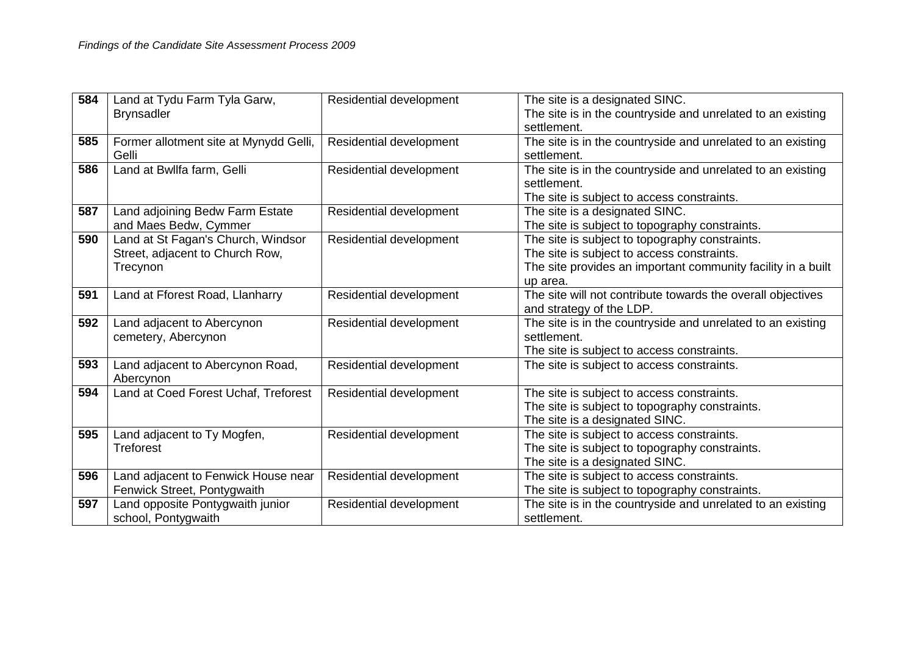| 584 | Land at Tydu Farm Tyla Garw, Brynsadler | Residential development | The site is a designated SINC.<br>The site is in the countryside and unrelated to an existing settlement. |
|---|---|---|---|
| 585 | Former allotment site at Mynydd Gelli, Gelli | Residential development | The site is in the countryside and unrelated to an existing settlement. |
| 586 | Land at Bwllfa farm, Gelli | Residential development | The site is in the countryside and unrelated to an existing settlement.<br>The site is subject to access constraints. |
| 587 | Land adjoining Bedw Farm Estate and Maes Bedw, Cymmer | Residential development | The site is a designated SINC.<br>The site is subject to topography constraints. |
| 590 | Land at St Fagan's Church, Windsor Street, adjacent to Church Row, Trecynon | Residential development | The site is subject to topography constraints.<br>The site is subject to access constraints.<br>The site provides an important community facility in a built up area. |
| 591 | Land at Fforest Road, Llanharry | Residential development | The site will not contribute towards the overall objectives and strategy of the LDP. |
| 592 | Land adjacent to Abercynon cemetery, Abercynon | Residential development | The site is in the countryside and unrelated to an existing settlement.<br>The site is subject to access constraints. |
| 593 | Land adjacent to Abercynon Road, Abercynon | Residential development | The site is subject to access constraints. |
| 594 | Land at Coed Forest Uchaf, Treforest | Residential development | The site is subject to access constraints.<br>The site is subject to topography constraints.<br>The site is a designated SINC. |
| 595 | Land adjacent to Ty Mogfen, Treforest | Residential development | The site is subject to access constraints.<br>The site is subject to topography constraints.<br>The site is a designated SINC. |
| 596 | Land adjacent to Fenwick House near Fenwick Street, Pontygwaith | Residential development | The site is subject to access constraints.<br>The site is subject to topography constraints. |
| 597 | Land opposite Pontygwaith junior school, Pontygwaith | Residential development | The site is in the countryside and unrelated to an existing settlement. |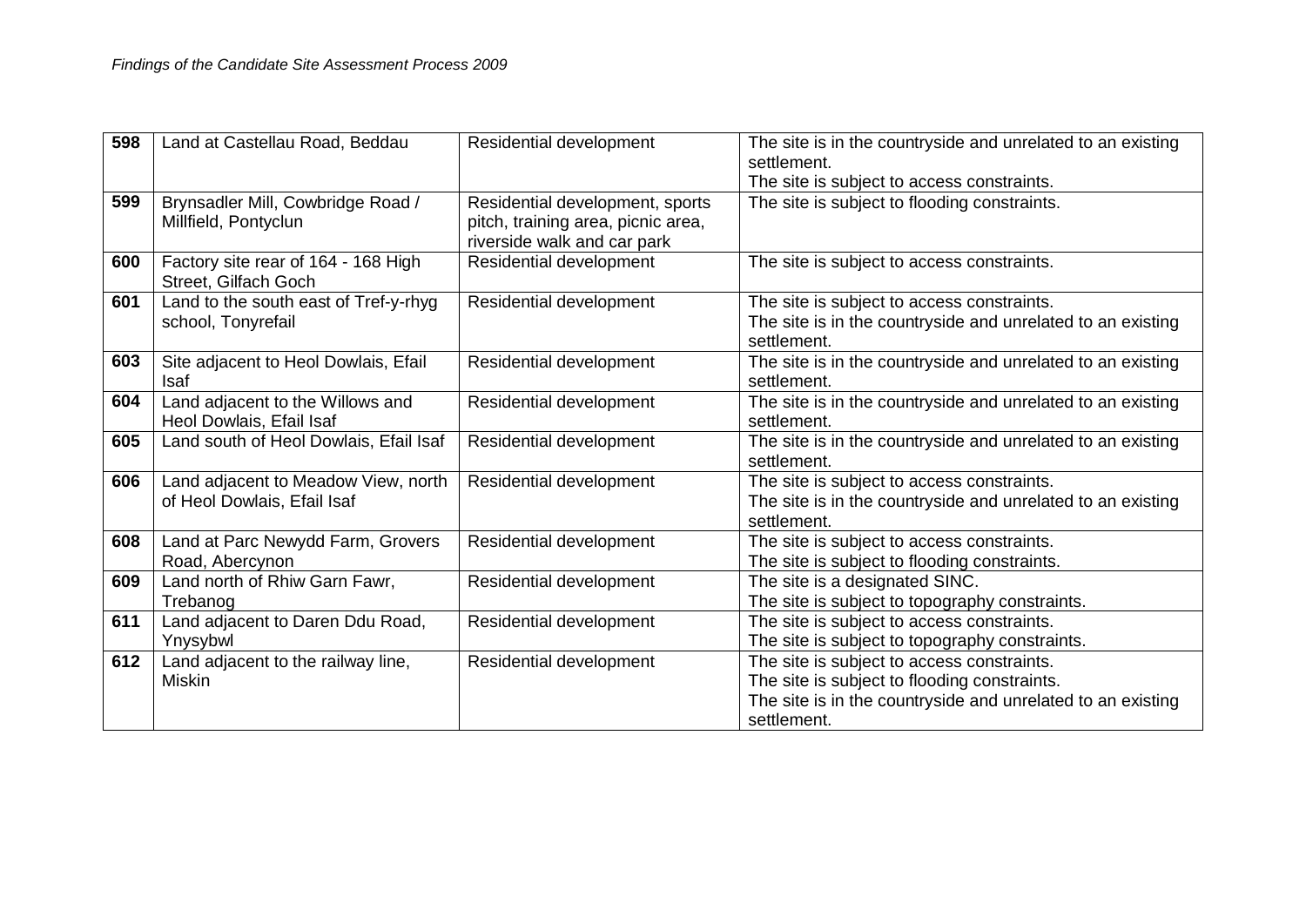| 598 | Land at Castellau Road, Beddau | Residential development | The site is in the countryside and unrelated to an existing settlement.<br>The site is subject to access constraints. |
|---|---|---|---|
| 599 | Brynsadler Mill, Cowbridge Road / Millfield, Pontyclun | Residential development, sports pitch, training area, picnic area, riverside walk and car park | The site is subject to flooding constraints. |
| 600 | Factory site rear of 164 - 168 High Street, Gilfach Goch | Residential development | The site is subject to access constraints. |
| 601 | Land to the south east of Tref-y-rhyg school, Tonyrefail | Residential development | The site is subject to access constraints.<br>The site is in the countryside and unrelated to an existing settlement. |
| 603 | Site adjacent to Heol Dowlais, Efail Isaf | Residential development | The site is in the countryside and unrelated to an existing settlement. |
| 604 | Land adjacent to the Willows and Heol Dowlais, Efail Isaf | Residential development | The site is in the countryside and unrelated to an existing settlement. |
| 605 | Land south of Heol Dowlais, Efail Isaf | Residential development | The site is in the countryside and unrelated to an existing settlement. |
| 606 | Land adjacent to Meadow View, north of Heol Dowlais, Efail Isaf | Residential development | The site is subject to access constraints.<br>The site is in the countryside and unrelated to an existing settlement. |
| 608 | Land at Parc Newydd Farm, Grovers Road, Abercynon | Residential development | The site is subject to access constraints.<br>The site is subject to flooding constraints. |
| 609 | Land north of Rhiw Garn Fawr, Trebanog | Residential development | The site is a designated SINC.<br>The site is subject to topography constraints. |
| 611 | Land adjacent to Daren Ddu Road, Ynysybwl | Residential development | The site is subject to access constraints.<br>The site is subject to topography constraints. |
| 612 | Land adjacent to the railway line, Miskin | Residential development | The site is subject to access constraints.<br>The site is subject to flooding constraints.<br>The site is in the countryside and unrelated to an existing settlement. |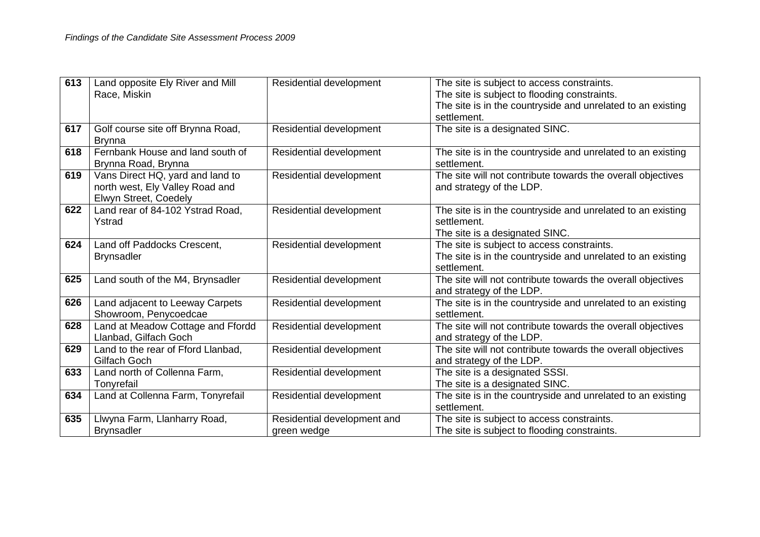| 613 | Land opposite Ely River and Mill Race, Miskin | Residential development | The site is subject to access constraints.<br>The site is subject to flooding constraints.<br>The site is in the countryside and unrelated to an existing settlement. |
|---|---|---|---|
| 617 | Golf course site off Brynna Road, Brynna | Residential development | The site is a designated SINC. |
| 618 | Fernbank House and land south of Brynna Road, Brynna | Residential development | The site is in the countryside and unrelated to an existing settlement. |
| 619 | Vans Direct HQ, yard and land to north west, Ely Valley Road and Elwyn Street, Coedely | Residential development | The site will not contribute towards the overall objectives and strategy of the LDP. |
| 622 | Land rear of 84-102 Ystrad Road, Ystrad | Residential development | The site is in the countryside and unrelated to an existing settlement.<br>The site is a designated SINC. |
| 624 | Land off Paddocks Crescent, Brynsadler | Residential development | The site is subject to access constraints.<br>The site is in the countryside and unrelated to an existing settlement. |
| 625 | Land south of the M4, Brynsadler | Residential development | The site will not contribute towards the overall objectives and strategy of the LDP. |
| 626 | Land adjacent to Leeway Carpets Showroom, Penycoedcae | Residential development | The site is in the countryside and unrelated to an existing settlement. |
| 628 | Land at Meadow Cottage and Ffordd Llanbad, Gilfach Goch | Residential development | The site will not contribute towards the overall objectives and strategy of the LDP. |
| 629 | Land to the rear of Fford Llanbad, Gilfach Goch | Residential development | The site will not contribute towards the overall objectives and strategy of the LDP. |
| 633 | Land north of Collenna Farm, Tonyrefail | Residential development | The site is a designated SSSI.<br>The site is a designated SINC. |
| 634 | Land at Collenna Farm, Tonyrefail | Residential development | The site is in the countryside and unrelated to an existing settlement. |
| 635 | Llwyna Farm, Llanharry Road, Brynsadler | Residential development and green wedge | The site is subject to access constraints.<br>The site is subject to flooding constraints. |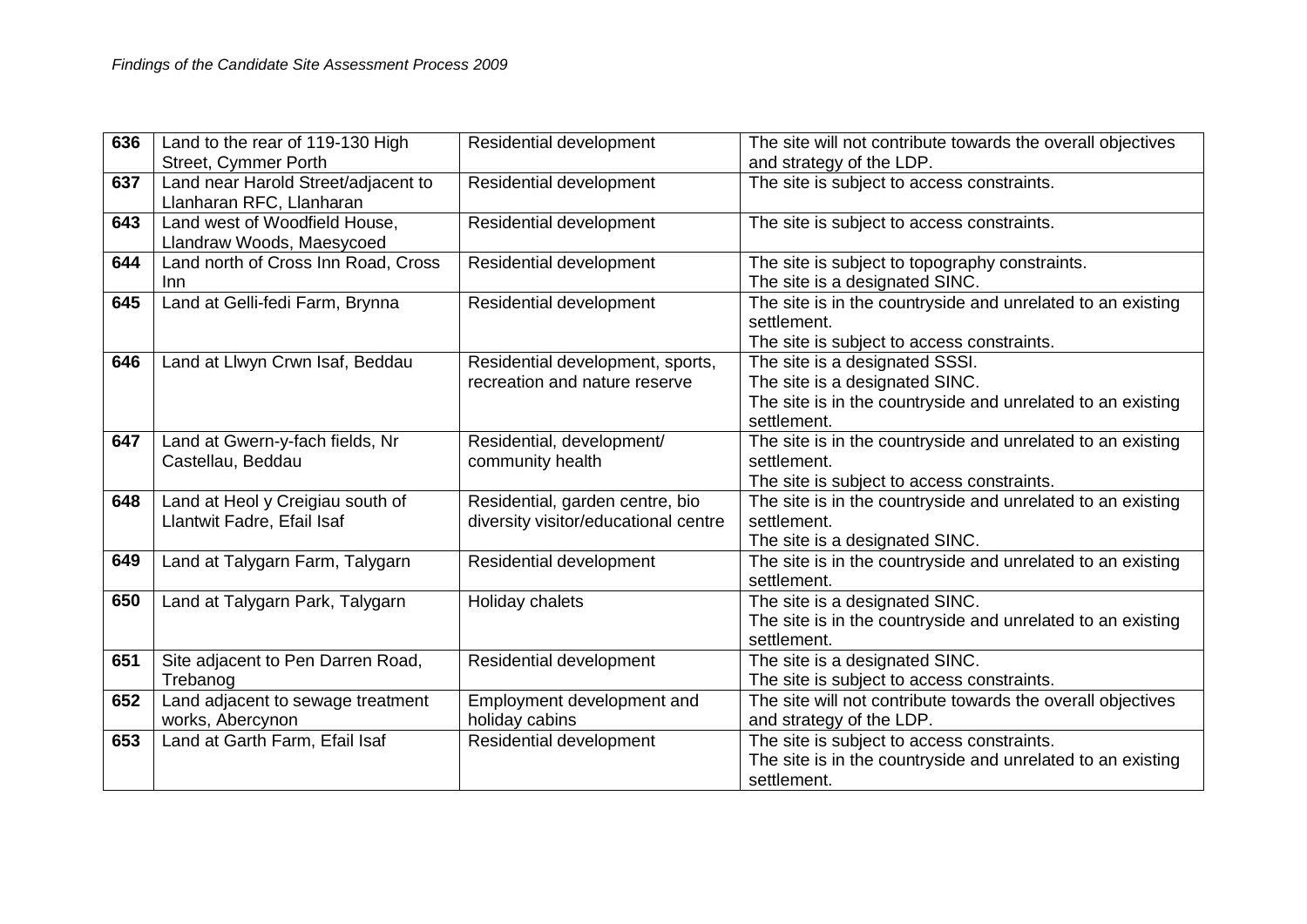| 636 | Land to the rear of 119-130 High Street, Cymmer Porth | Residential development | The site will not contribute towards the overall objectives and strategy of the LDP. |
|---|---|---|---|
| 637 | Land near Harold Street/adjacent to Llanharan RFC, Llanharan | Residential development | The site is subject to access constraints. |
| 643 | Land west of Woodfield House, Llandraw Woods, Maesycoed | Residential development | The site is subject to access constraints. |
| 644 | Land north of Cross Inn Road, Cross Inn | Residential development | The site is subject to topography constraints.<br>The site is a designated SINC. |
| 645 | Land at Gelli-fedi Farm, Brynna | Residential development | The site is in the countryside and unrelated to an existing settlement.<br>The site is subject to access constraints. |
| 646 | Land at Llwyn Crwn Isaf, Beddau | Residential development, sports, recreation and nature reserve | The site is a designated SSSI.<br>The site is a designated SINC.<br>The site is in the countryside and unrelated to an existing settlement. |
| 647 | Land at Gwern-y-fach fields, Nr Castellau, Beddau | Residential, development/ community health | The site is in the countryside and unrelated to an existing settlement.<br>The site is subject to access constraints. |
| 648 | Land at Heol y Creigiau south of Llantwit Fadre, Efail Isaf | Residential, garden centre, bio diversity visitor/educational centre | The site is in the countryside and unrelated to an existing settlement.<br>The site is a designated SINC. |
| 649 | Land at Talygarn Farm, Talygarn | Residential development | The site is in the countryside and unrelated to an existing settlement. |
| 650 | Land at Talygarn Park, Talygarn | Holiday chalets | The site is a designated SINC.<br>The site is in the countryside and unrelated to an existing settlement. |
| 651 | Site adjacent to Pen Darren Road, Trebanog | Residential development | The site is a designated SINC.<br>The site is subject to access constraints. |
| 652 | Land adjacent to sewage treatment works, Abercynon | Employment development and holiday cabins | The site will not contribute towards the overall objectives and strategy of the LDP. |
| 653 | Land at Garth Farm, Efail Isaf | Residential development | The site is subject to access constraints.<br>The site is in the countryside and unrelated to an existing settlement. |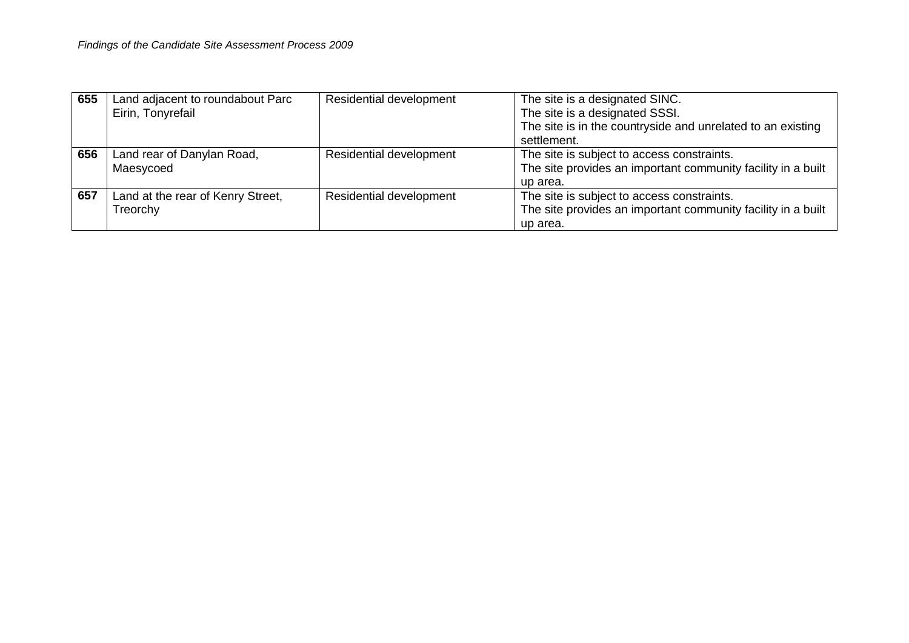| **655** | Land adjacent to roundabout Parc Eirin, Tonyrefail | Residential development | The site is a designated SINC.<br>The site is a designated SSSI.<br>The site is in the countryside and unrelated to an existing settlement. |
|---|---|---|---|
| **656** | Land rear of Danylan Road, Maesycoed | Residential development | The site is subject to access constraints.<br>The site provides an important community facility in a built up area. |
| **657** | Land at the rear of Kenry Street, Treorchy | Residential development | The site is subject to access constraints.<br>The site provides an important community facility in a built up area. |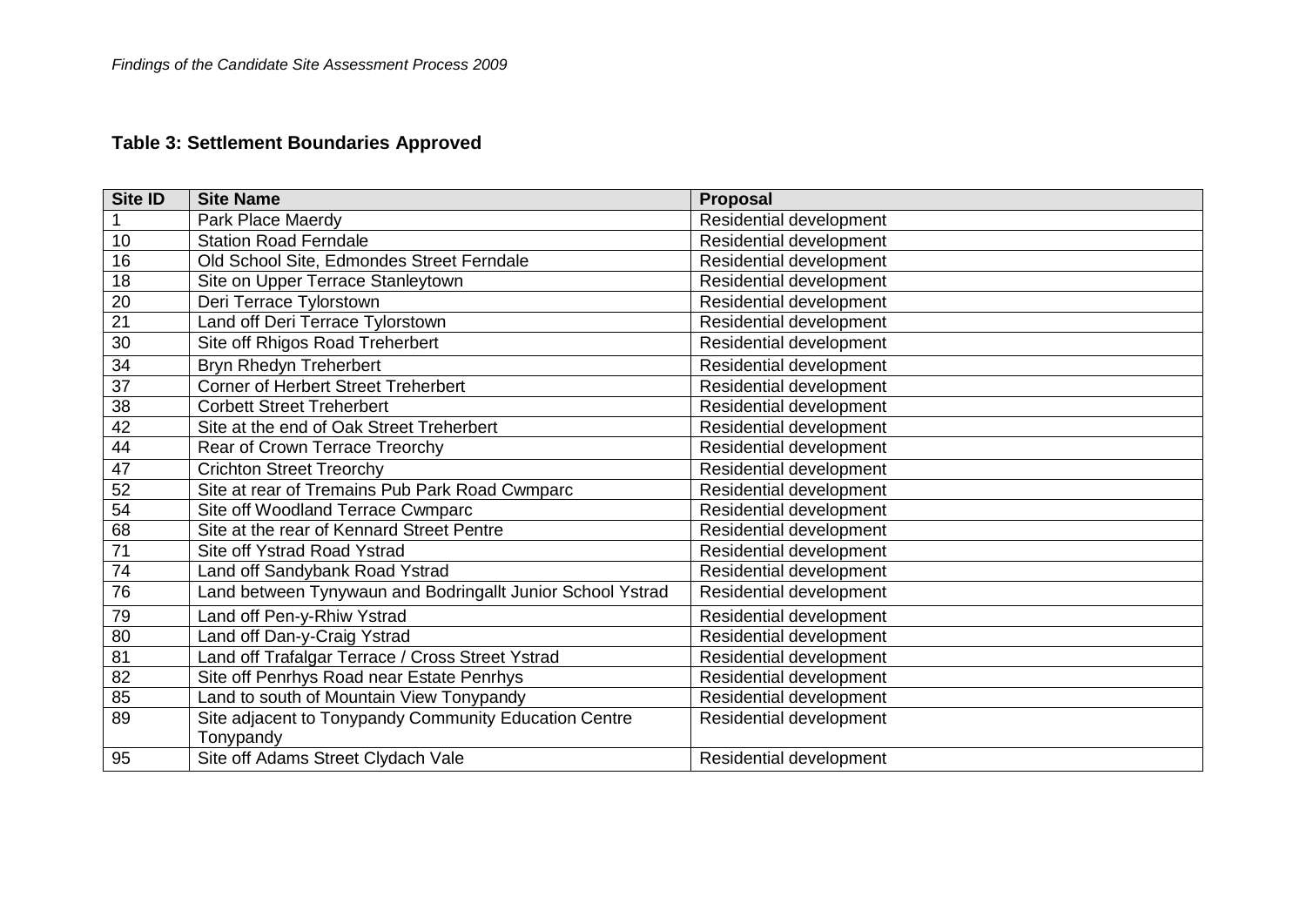**Table 3: Settlement Boundaries Approved**

| Site ID | Site Name | Proposal |
|---|---|---|
| 1 | Park Place Maerdy | Residential development |
| 10 | Station Road Ferndale | Residential development |
| 16 | Old School Site, Edmondes Street Ferndale | Residential development |
| 18 | Site on Upper Terrace Stanleytown | Residential development |
| 20 | Deri Terrace Tylorstown | Residential development |
| 21 | Land off Deri Terrace Tylorstown | Residential development |
| 30 | Site off Rhigos Road Treherbert | Residential development |
| 34 | Bryn Rhedyn Treherbert | Residential development |
| 37 | Corner of Herbert Street Treherbert | Residential development |
| 38 | Corbett Street Treherbert | Residential development |
| 42 | Site at the end of Oak Street Treherbert | Residential development |
| 44 | Rear of Crown Terrace Treorchy | Residential development |
| 47 | Crichton Street Treorchy | Residential development |
| 52 | Site at rear of Tremains Pub Park Road Cwmparc | Residential development |
| 54 | Site off Woodland Terrace Cwmparc | Residential development |
| 68 | Site at the rear of Kennard Street Pentre | Residential development |
| 71 | Site off Ystrad Road Ystrad | Residential development |
| 74 | Land off Sandybank Road Ystrad | Residential development |
| 76 | Land between Tynywaun and Bodringallt Junior School Ystrad | Residential development |
| 79 | Land off Pen-y-Rhiw Ystrad | Residential development |
| 80 | Land off Dan-y-Craig Ystrad | Residential development |
| 81 | Land off Trafalgar Terrace / Cross Street Ystrad | Residential development |
| 82 | Site off Penrhys Road near Estate Penrhys | Residential development |
| 85 | Land to south of Mountain View Tonypandy | Residential development |
| 89 | Site adjacent to Tonypandy Community Education Centre Tonypandy | Residential development |
| 95 | Site off Adams Street Clydach Vale | Residential development |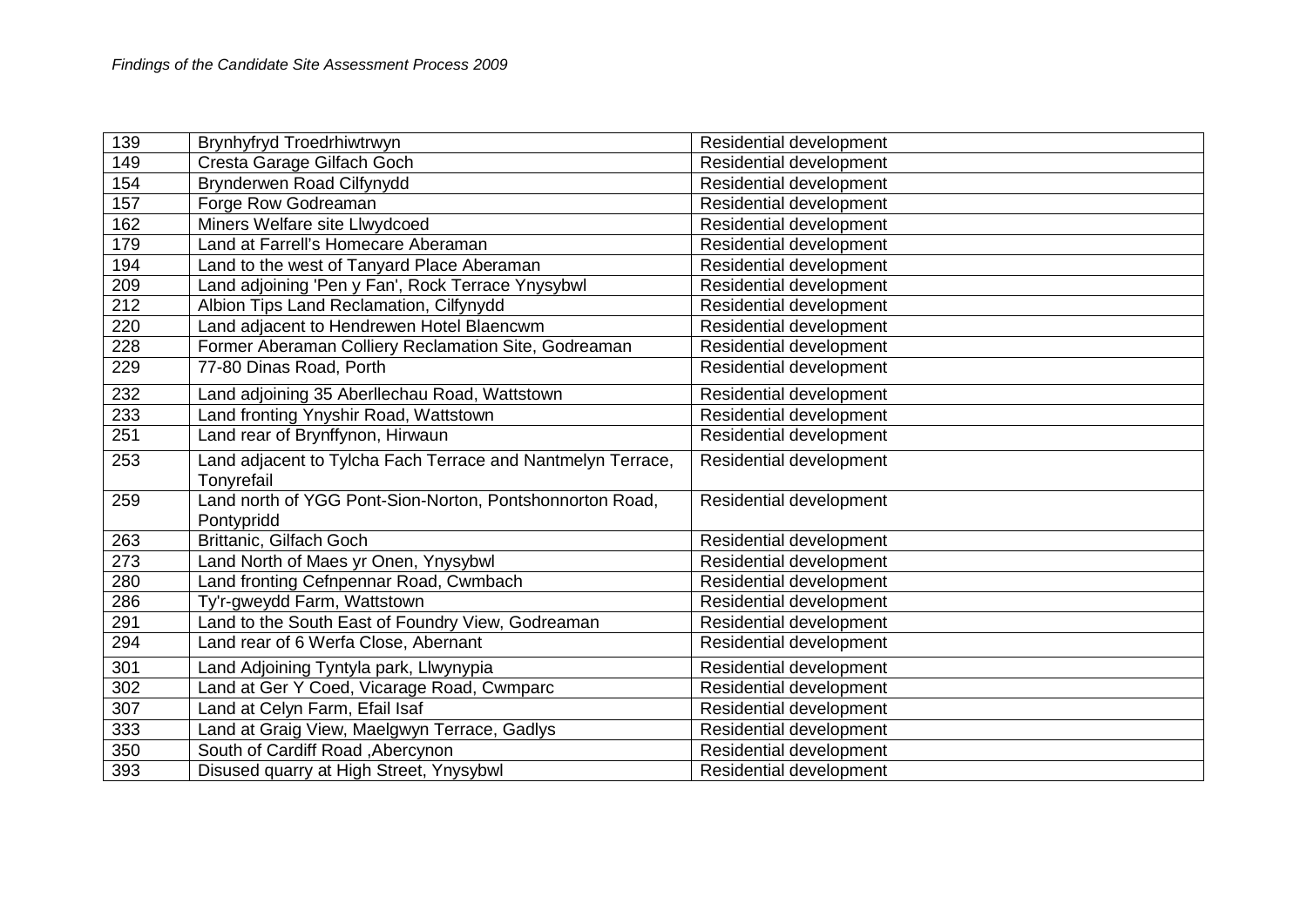| | | |
|---|---|---|
| 139 | Brynhyfryd Troedrhiwtrwyn | Residential development |
| 149 | Cresta Garage Gilfach Goch | Residential development |
| 154 | Brynderwen Road Cilfynydd | Residential development |
| 157 | Forge Row Godreaman | Residential development |
| 162 | Miners Welfare site Llwydcoed | Residential development |
| 179 | Land at Farrell's Homecare Aberaman | Residential development |
| 194 | Land to the west of Tanyard Place Aberaman | Residential development |
| 209 | Land adjoining 'Pen y Fan', Rock Terrace Ynysybwl | Residential development |
| 212 | Albion Tips Land Reclamation, Cilfynydd | Residential development |
| 220 | Land adjacent to Hendrewen Hotel Blaencwm | Residential development |
| 228 | Former Aberaman Colliery Reclamation Site, Godreaman | Residential development |
| 229 | 77-80 Dinas Road, Porth | Residential development |
| 232 | Land adjoining 35 Aberllechau Road, Wattstown | Residential development |
| 233 | Land fronting Ynyshir Road, Wattstown | Residential development |
| 251 | Land rear of Brynffynon, Hirwaun | Residential development |
| 253 | Land adjacent to Tylcha Fach Terrace and Nantmelyn Terrace, Tonyrefail | Residential development |
| 259 | Land north of YGG Pont-Sion-Norton, Pontshonnorton Road, Pontypridd | Residential development |
| 263 | Brittanic, Gilfach Goch | Residential development |
| 273 | Land North of Maes yr Onen, Ynysybwl | Residential development |
| 280 | Land fronting Cefnpennar Road, Cwmbach | Residential development |
| 286 | Ty'r-gweydd Farm, Wattstown | Residential development |
| 291 | Land to the South East of Foundry View, Godreaman | Residential development |
| 294 | Land rear of 6 Werfa Close, Abernant | Residential development |
| 301 | Land Adjoining Tyntyla park, Llwynypia | Residential development |
| 302 | Land at Ger Y Coed, Vicarage Road, Cwmparc | Residential development |
| 307 | Land at Celyn Farm, Efail Isaf | Residential development |
| 333 | Land at Graig View, Maelgwyn Terrace, Gadlys | Residential development |
| 350 | South of Cardiff Road ,Abercynon | Residential development |
| 393 | Disused quarry at High Street, Ynysybwl | Residential development |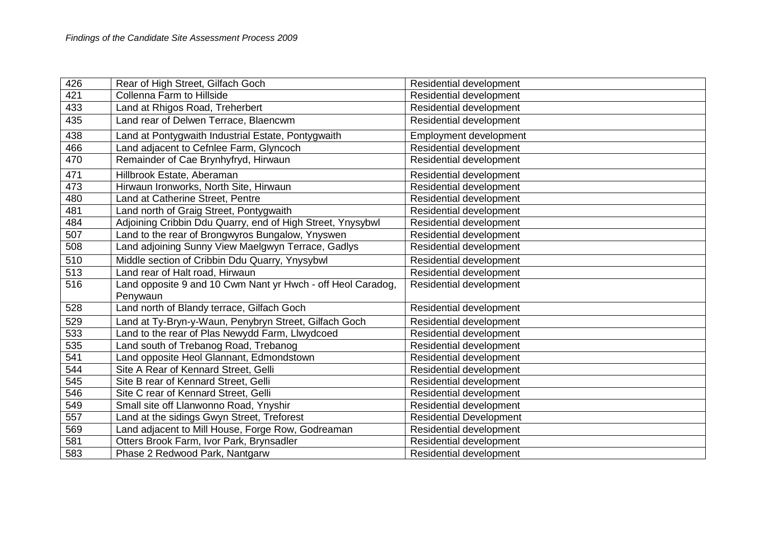| 426 | Rear of High Street, Gilfach Goch | Residential development |
|---|---|---|
| 421 | Collenna Farm to Hillside | Residential development |
| 433 | Land at Rhigos Road, Treherbert | Residential development |
| 435 | Land rear of Delwen Terrace, Blaencwm | Residential development |
| 438 | Land at Pontygwaith Industrial Estate, Pontygwaith | Employment development |
| 466 | Land adjacent to Cefnlee Farm, Glyncoch | Residential development |
| 470 | Remainder of Cae Brynhyfryd, Hirwaun | Residential development |
| 471 | Hillbrook Estate, Aberaman | Residential development |
| 473 | Hirwaun Ironworks, North Site, Hirwaun | Residential development |
| 480 | Land at Catherine Street, Pentre | Residential development |
| 481 | Land north of Graig Street, Pontygwaith | Residential development |
| 484 | Adjoining Cribbin Ddu Quarry, end of High Street, Ynysybwl | Residential development |
| 507 | Land to the rear of Brongwyros Bungalow, Ynyswen | Residential development |
| 508 | Land adjoining Sunny View Maelgwyn Terrace, Gadlys | Residential development |
| 510 | Middle section of Cribbin Ddu Quarry, Ynysybwl | Residential development |
| 513 | Land rear of Halt road, Hirwaun | Residential development |
| 516 | Land opposite 9 and 10 Cwm Nant yr Hwch - off Heol Caradog, Penywaun | Residential development |
| 528 | Land north of Blandy terrace, Gilfach Goch | Residential development |
| 529 | Land at Ty-Bryn-y-Waun, Penybryn Street, Gilfach Goch | Residential development |
| 533 | Land to the rear of Plas Newydd Farm, Llwydcoed | Residential development |
| 535 | Land south of Trebanog Road, Trebanog | Residential development |
| 541 | Land opposite Heol Glannant, Edmondstown | Residential development |
| 544 | Site A Rear of Kennard Street, Gelli | Residential development |
| 545 | Site B rear of Kennard Street, Gelli | Residential development |
| 546 | Site C rear of Kennard Street, Gelli | Residential development |
| 549 | Small site off Llanwonno Road, Ynyshir | Residential development |
| 557 | Land at the sidings Gwyn Street, Treforest | Residential Development |
| 569 | Land adjacent to Mill House, Forge Row, Godreaman | Residential development |
| 581 | Otters Brook Farm, Ivor Park, Brynsadler | Residential development |
| 583 | Phase 2 Redwood Park, Nantgarw | Residential development |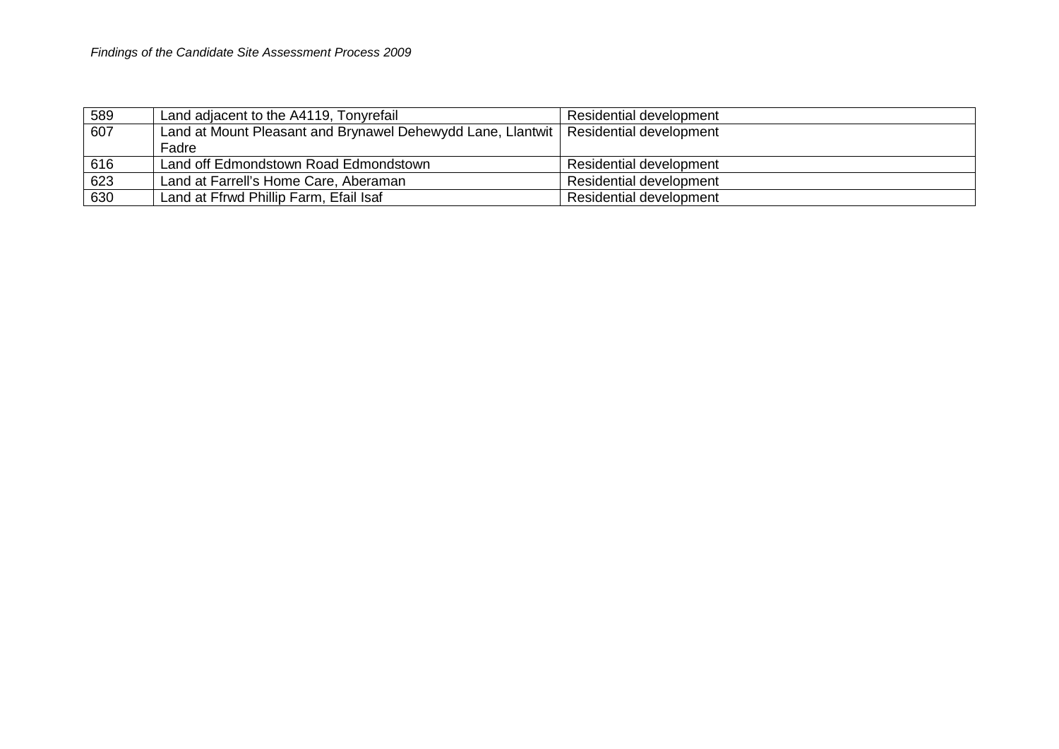| 589 | Land adjacent to the A4119, Tonyrefail | Residential development |
|---|---|---|
| 607 | Land at Mount Pleasant and Brynawel Dehewydd Lane, Llantwit Fadre | Residential development |
| 616 | Land off Edmondstown Road Edmondstown | Residential development |
| 623 | Land at Farrell's Home Care, Aberaman | Residential development |
| 630 | Land at Ffrwd Phillip Farm, Efail Isaf | Residential development |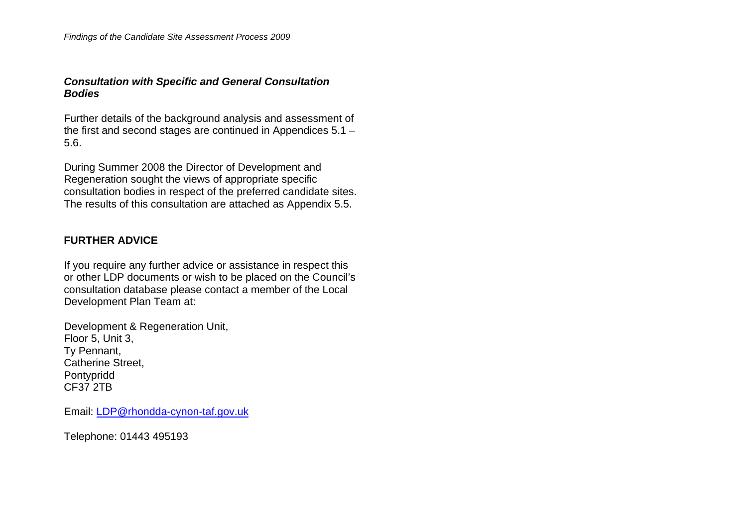### *Consultation with Specific and General Consultation Bodies*

Further details of the background analysis and assessment of the first and second stages are continued in Appendices 5.1 – 5.6.

During Summer 2008 the Director of Development and Regeneration sought the views of appropriate specific consultation bodies in respect of the preferred candidate sites. The results of this consultation are attached as Appendix 5.5.

## FURTHER ADVICE

If you require any further advice or assistance in respect this or other LDP documents or wish to be placed on the Council's consultation database please contact a member of the Local Development Plan Team at:

Development & Regeneration Unit,
Floor 5, Unit 3,
Ty Pennant,
Catherine Street,
Pontypridd
CF37 2TB

Email: [LDP@rhondda-cynon-taf.gov.uk](mailto:LDP@rhondda-cynon-taf.gov.uk)

Telephone: 01443 495193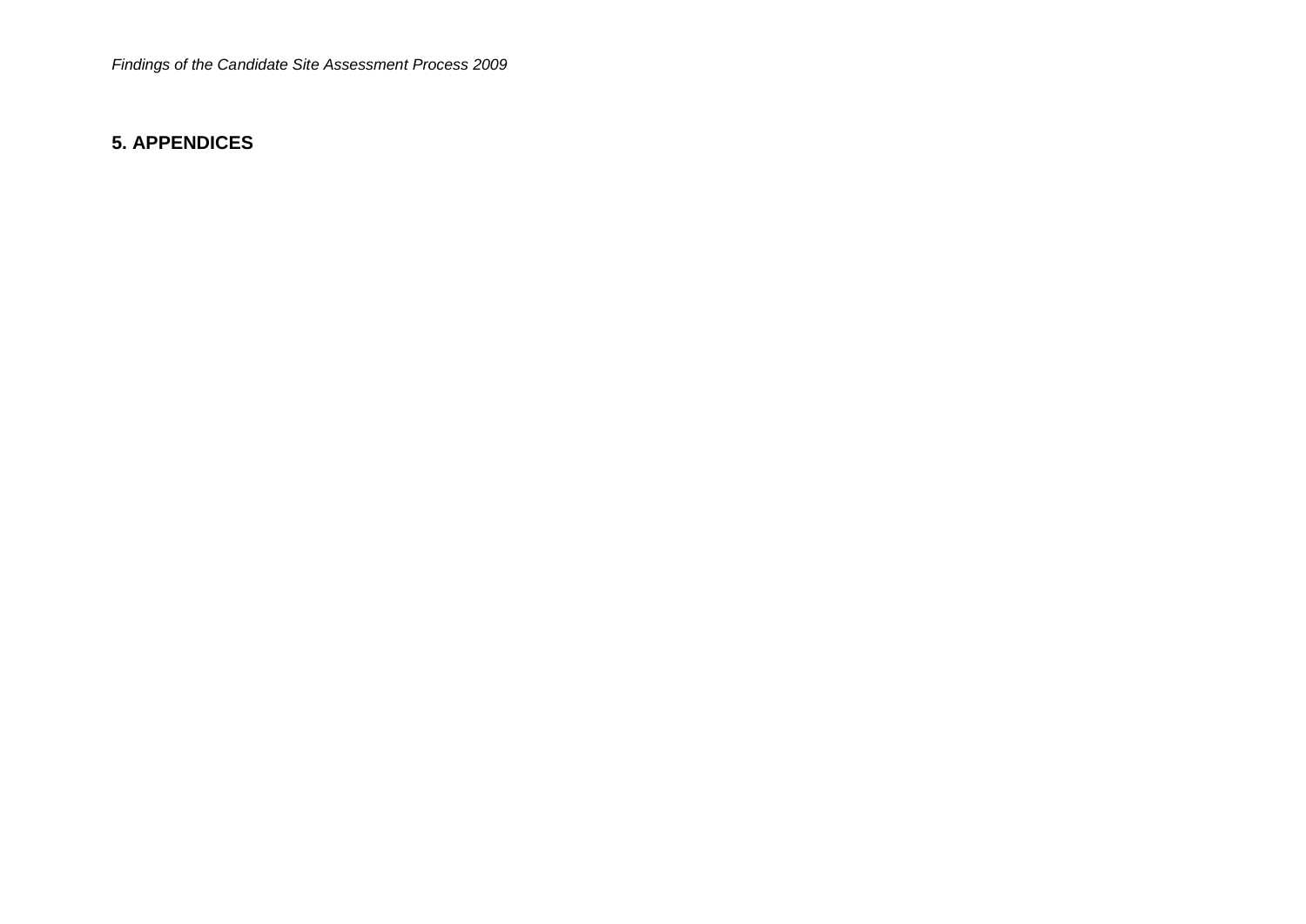## 5. APPENDICES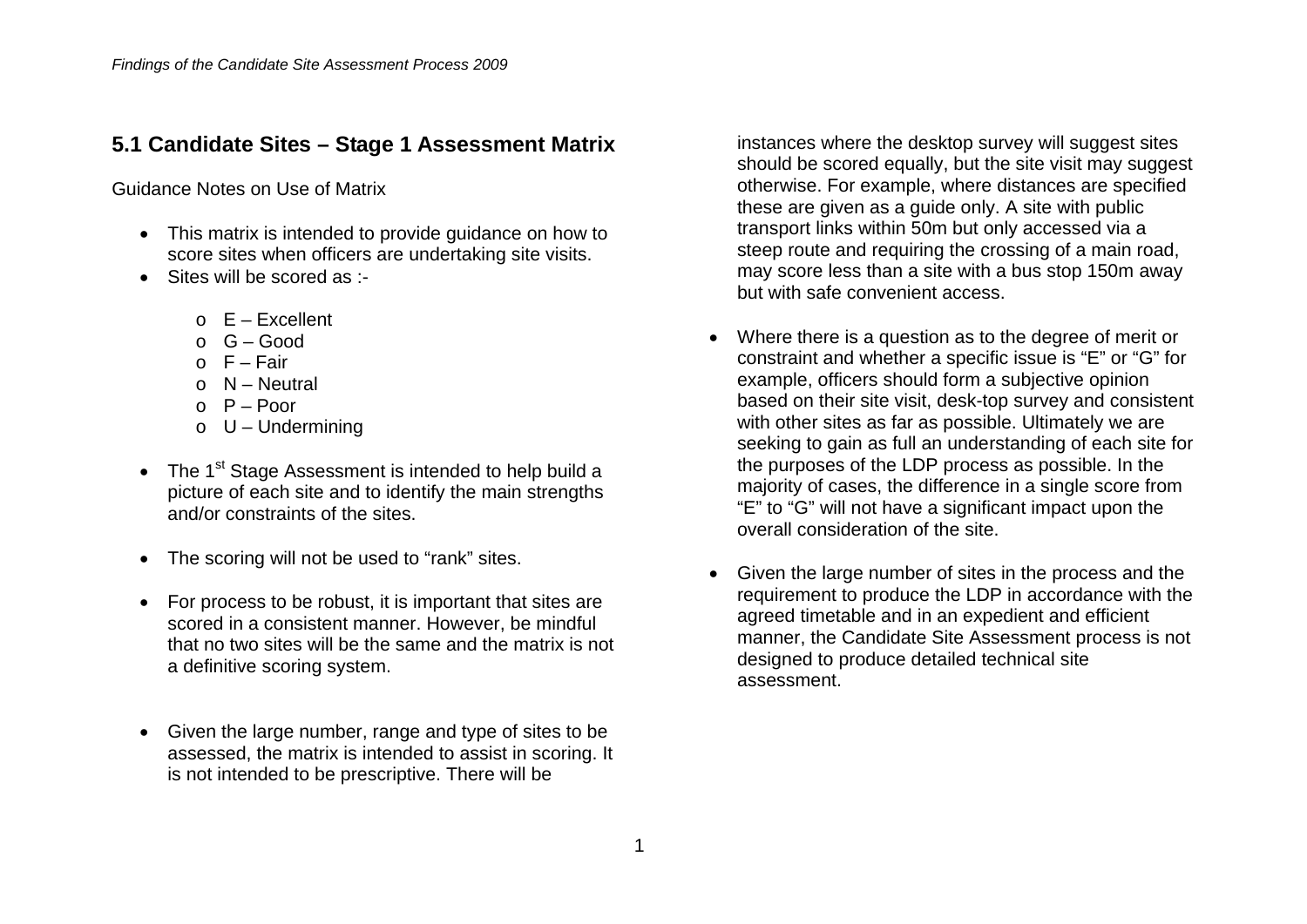## 5.1 Candidate Sites – Stage 1 Assessment Matrix

Guidance Notes on Use of Matrix

- This matrix is intended to provide guidance on how to score sites when officers are undertaking site visits.
- Sites will be scored as :-
  - E – Excellent
  - G – Good
  - F – Fair
  - N – Neutral
  - P – Poor
  - U – Undermining
- The 1st Stage Assessment is intended to help build a picture of each site and to identify the main strengths and/or constraints of the sites.
- The scoring will not be used to "rank" sites.
- For process to be robust, it is important that sites are scored in a consistent manner. However, be mindful that no two sites will be the same and the matrix is not a definitive scoring system.
- Given the large number, range and type of sites to be assessed, the matrix is intended to assist in scoring. It is not intended to be prescriptive. There will be instances where the desktop survey will suggest sites should be scored equally, but the site visit may suggest otherwise. For example, where distances are specified these are given as a guide only. A site with public transport links within 50m but only accessed via a steep route and requiring the crossing of a main road, may score less than a site with a bus stop 150m away but with safe convenient access.
- Where there is a question as to the degree of merit or constraint and whether a specific issue is "E" or "G" for example, officers should form a subjective opinion based on their site visit, desk-top survey and consistent with other sites as far as possible. Ultimately we are seeking to gain as full an understanding of each site for the purposes of the LDP process as possible. In the majority of cases, the difference in a single score from "E" to "G" will not have a significant impact upon the overall consideration of the site.
- Given the large number of sites in the process and the requirement to produce the LDP in accordance with the agreed timetable and in an expedient and efficient manner, the Candidate Site Assessment process is not designed to produce detailed technical site assessment.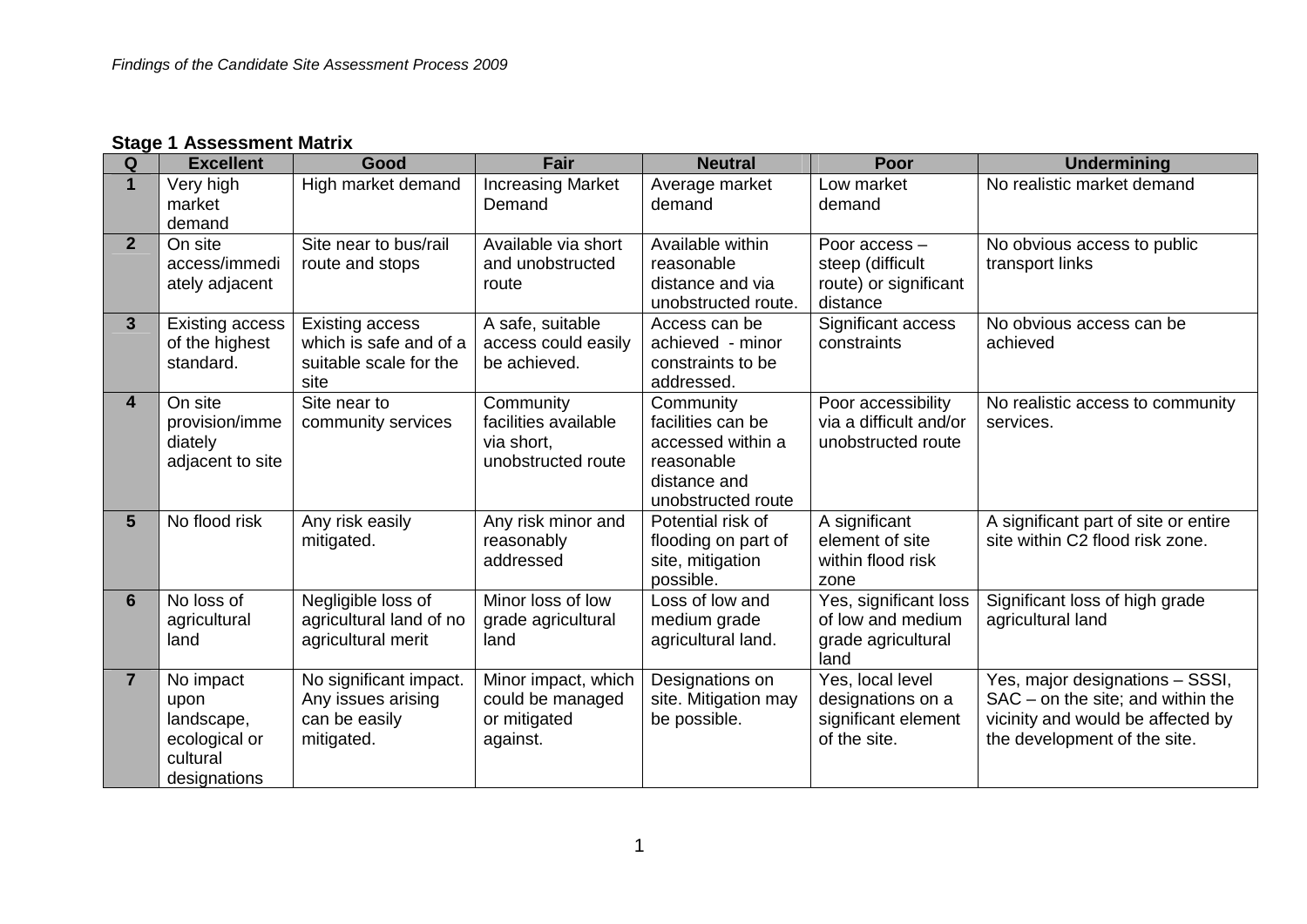**Stage 1 Assessment Matrix**

| Q | Excellent | Good | Fair | Neutral | Poor | Undermining |
|---|---|---|---|---|---|---|
| **1** | Very high market demand | High market demand | Increasing Market Demand | Average market demand | Low market demand | No realistic market demand |
| **2** | On site access/immediately adjacent | Site near to bus/rail route and stops | Available via short and unobstructed route | Available within reasonable distance and via unobstructed route. | Poor access – steep (difficult route) or significant distance | No obvious access to public transport links |
| **3** | Existing access of the highest standard. | Existing access which is safe and of a suitable scale for the site | A safe, suitable access could easily be achieved. | Access can be achieved - minor constraints to be addressed. | Significant access constraints | No obvious access can be achieved |
| **4** | On site provision/immediately adjacent to site | Site near to community services | Community facilities available via short, unobstructed route | Community facilities can be accessed within a reasonable distance and unobstructed route | Poor accessibility via a difficult and/or unobstructed route | No realistic access to community services. |
| **5** | No flood risk | Any risk easily mitigated. | Any risk minor and reasonably addressed | Potential risk of flooding on part of site, mitigation possible. | A significant element of site within flood risk zone | A significant part of site or entire site within C2 flood risk zone. |
| **6** | No loss of agricultural land | Negligible loss of agricultural land of no agricultural merit | Minor loss of low grade agricultural land | Loss of low and medium grade agricultural land. | Yes, significant loss of low and medium grade agricultural land | Significant loss of high grade agricultural land |
| **7** | No impact upon landscape, ecological or cultural designations | No significant impact. Any issues arising can be easily mitigated. | Minor impact, which could be managed or mitigated against. | Designations on site. Mitigation may be possible. | Yes, local level designations on a significant element of the site. | Yes, major designations – SSSI, SAC – on the site; and within the vicinity and would be affected by the development of the site. |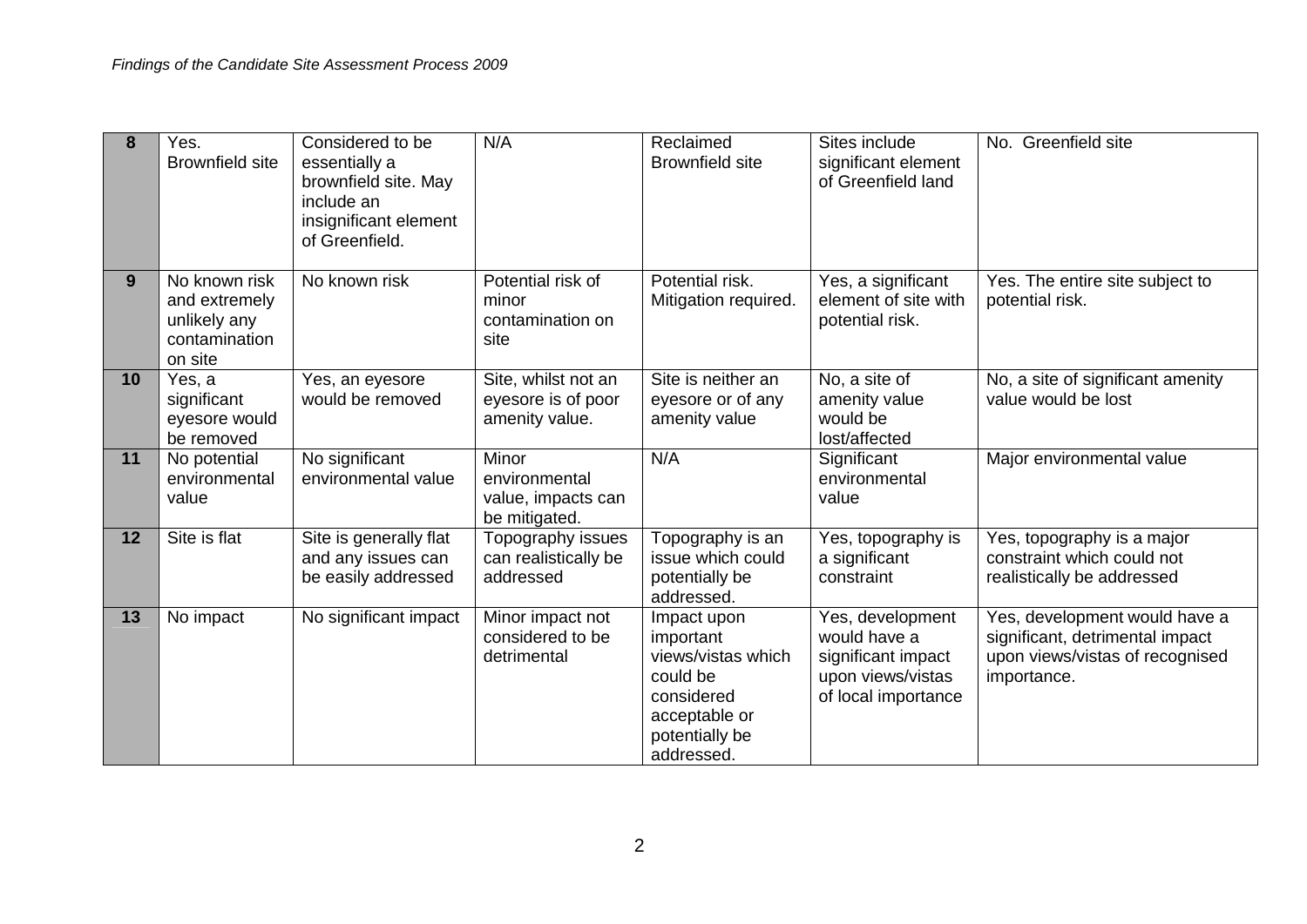| 8 | Yes. Brownfield site | Considered to be essentially a brownfield site. May include an insignificant element of Greenfield. | N/A | Reclaimed Brownfield site | Sites include significant element of Greenfield land | No. Greenfield site |
|---|---|---|---|---|---|---|
| 9 | No known risk and extremely unlikely any contamination on site | No known risk | Potential risk of minor contamination on site | Potential risk. Mitigation required. | Yes, a significant element of site with potential risk. | Yes. The entire site subject to potential risk. |
| 10 | Yes, a significant eyesore would be removed | Yes, an eyesore would be removed | Site, whilst not an eyesore is of poor amenity value. | Site is neither an eyesore or of any amenity value | No, a site of amenity value would be lost/affected | No, a site of significant amenity value would be lost |
| 11 | No potential environmental value | No significant environmental value | Minor environmental value, impacts can be mitigated. | N/A | Significant environmental value | Major environmental value |
| 12 | Site is flat | Site is generally flat and any issues can be easily addressed | Topography issues can realistically be addressed | Topography is an issue which could potentially be addressed. | Yes, topography is a significant constraint | Yes, topography is a major constraint which could not realistically be addressed |
| 13 | No impact | No significant impact | Minor impact not considered to be detrimental | Impact upon important views/vistas which could be considered acceptable or potentially be addressed. | Yes, development would have a significant impact upon views/vistas of local importance | Yes, development would have a significant, detrimental impact upon views/vistas of recognised importance. |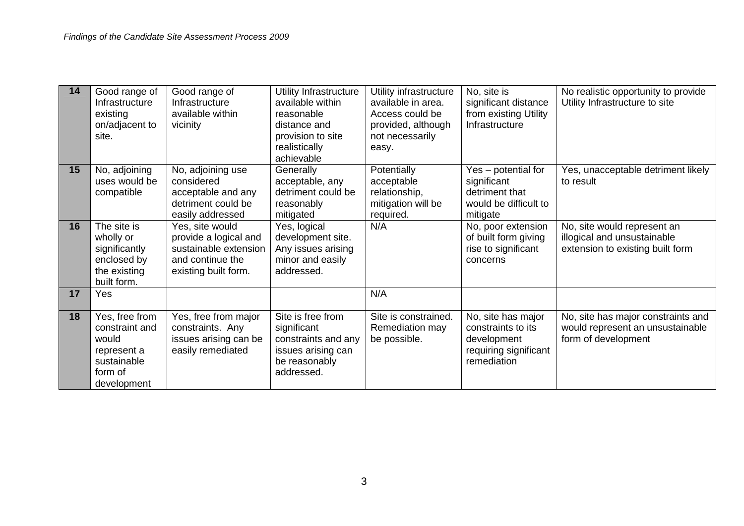| | | | | | | |
|---|---|---|---|---|---|---|
| **14** | Good range of Infrastructure existing on/adjacent to site. | Good range of Infrastructure available within vicinity | Utility Infrastructure available within reasonable distance and provision to site realistically achievable | Utility infrastructure available in area. Access could be provided, although not necessarily easy. | No, site is significant distance from existing Utility Infrastructure | No realistic opportunity to provide Utility Infrastructure to site |
| **15** | No, adjoining uses would be compatible | No, adjoining use considered acceptable and any detriment could be easily addressed | Generally acceptable, any detriment could be reasonably mitigated | Potentially acceptable relationship, mitigation will be required. | Yes – potential for significant detriment that would be difficult to mitigate | Yes, unacceptable detriment likely to result |
| **16** | The site is wholly or significantly enclosed by the existing built form. | Yes, site would provide a logical and sustainable extension and continue the existing built form. | Yes, logical development site. Any issues arising minor and easily addressed. | N/A | No, poor extension of built form giving rise to significant concerns | No, site would represent an illogical and unsustainable extension to existing built form |
| **17** | Yes | | | N/A | | |
| **18** | Yes, free from constraint and would represent a sustainable form of development | Yes, free from major constraints. Any issues arising can be easily remediated | Site is free from significant constraints and any issues arising can be reasonably addressed. | Site is constrained. Remediation may be possible. | No, site has major constraints to its development requiring significant remediation | No, site has major constraints and would represent an unsustainable form of development |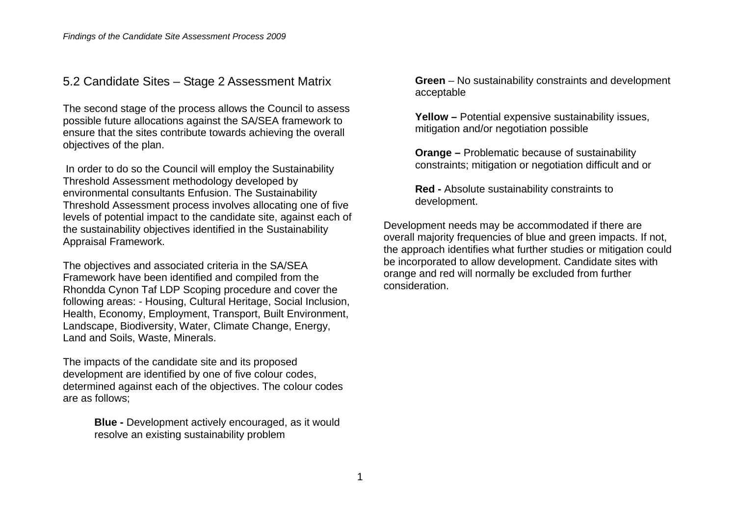## 5.2 Candidate Sites – Stage 2 Assessment Matrix

The second stage of the process allows the Council to assess possible future allocations against the SA/SEA framework to ensure that the sites contribute towards achieving the overall objectives of the plan.

In order to do so the Council will employ the Sustainability Threshold Assessment methodology developed by environmental consultants Enfusion. The Sustainability Threshold Assessment process involves allocating one of five levels of potential impact to the candidate site, against each of the sustainability objectives identified in the Sustainability Appraisal Framework.

The objectives and associated criteria in the SA/SEA Framework have been identified and compiled from the Rhondda Cynon Taf LDP Scoping procedure and cover the following areas: - Housing, Cultural Heritage, Social Inclusion, Health, Economy, Employment, Transport, Built Environment, Landscape, Biodiversity, Water, Climate Change, Energy, Land and Soils, Waste, Minerals.

The impacts of the candidate site and its proposed development are identified by one of five colour codes, determined against each of the objectives. The colour codes are as follows;

**Blue -** Development actively encouraged, as it would resolve an existing sustainability problem

**Green** – No sustainability constraints and development acceptable

**Yellow –** Potential expensive sustainability issues, mitigation and/or negotiation possible

**Orange –** Problematic because of sustainability constraints; mitigation or negotiation difficult and or

**Red -** Absolute sustainability constraints to development.

Development needs may be accommodated if there are overall majority frequencies of blue and green impacts. If not, the approach identifies what further studies or mitigation could be incorporated to allow development. Candidate sites with orange and red will normally be excluded from further consideration.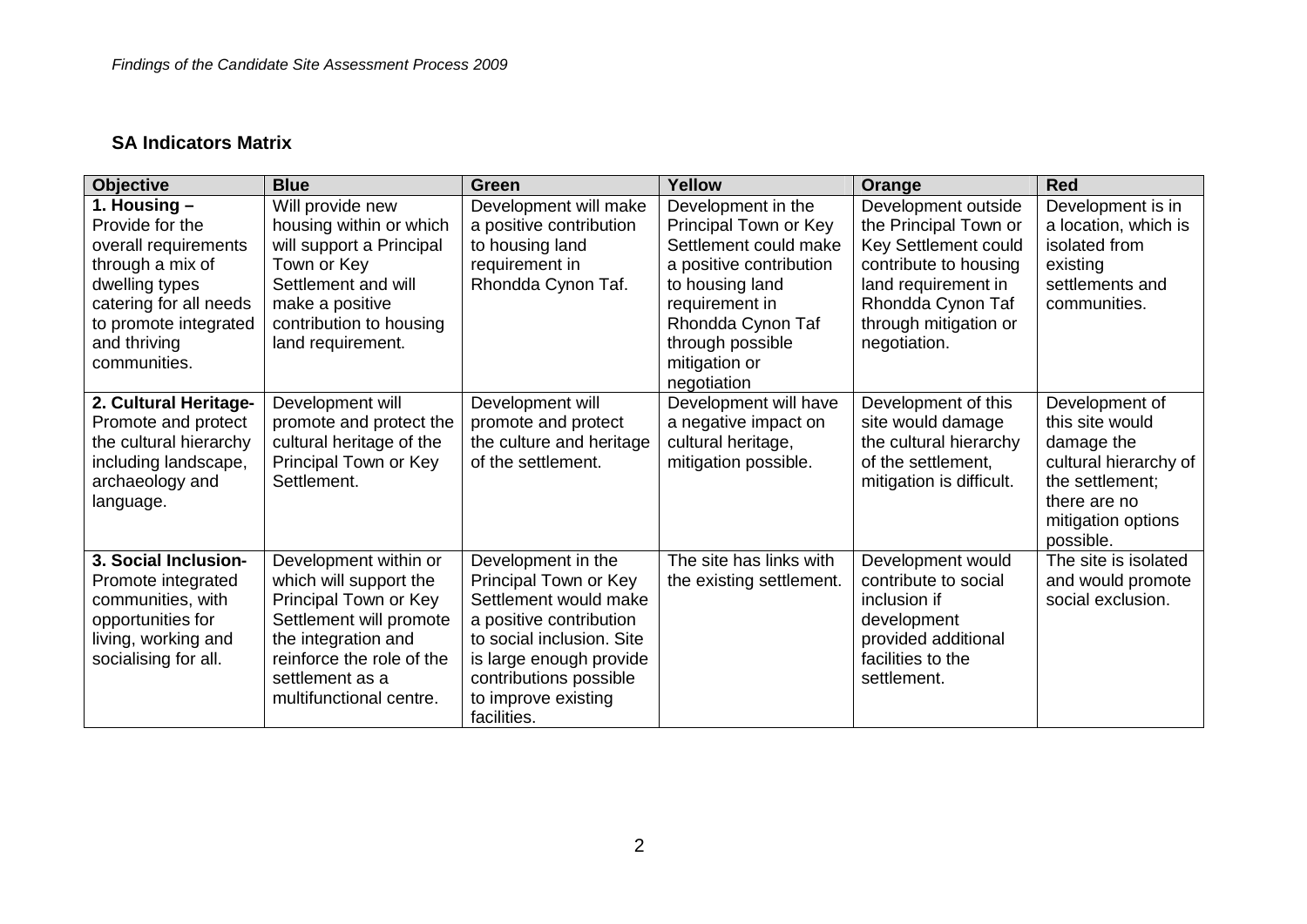## SA Indicators Matrix

| Objective | Blue | Green | Yellow | Orange | Red |
|---|---|---|---|---|---|
| **1. Housing –** Provide for the overall requirements through a mix of dwelling types catering for all needs to promote integrated and thriving communities. | Will provide new housing within or which will support a Principal Town or Key Settlement and will make a positive contribution to housing land requirement. | Development will make a positive contribution to housing land requirement in Rhondda Cynon Taf. | Development in the Principal Town or Key Settlement could make a positive contribution to housing land requirement in Rhondda Cynon Taf through possible mitigation or negotiation | Development outside the Principal Town or Key Settlement could contribute to housing land requirement in Rhondda Cynon Taf through mitigation or negotiation. | Development is in a location, which is isolated from existing settlements and communities. |
| **2. Cultural Heritage-** Promote and protect the cultural hierarchy including landscape, archaeology and language. | Development will promote and protect the cultural heritage of the Principal Town or Key Settlement. | Development will promote and protect the culture and heritage of the settlement. | Development will have a negative impact on cultural heritage, mitigation possible. | Development of this site would damage the cultural hierarchy of the settlement, mitigation is difficult. | Development of this site would damage the cultural hierarchy of the settlement; there are no mitigation options possible. |
| **3. Social Inclusion-** Promote integrated communities, with opportunities for living, working and socialising for all. | Development within or which will support the Principal Town or Key Settlement will promote the integration and reinforce the role of the settlement as a multifunctional centre. | Development in the Principal Town or Key Settlement would make a positive contribution to social inclusion. Site is large enough provide contributions possible to improve existing facilities. | The site has links with the existing settlement. | Development would contribute to social inclusion if development provided additional facilities to the settlement. | The site is isolated and would promote social exclusion. |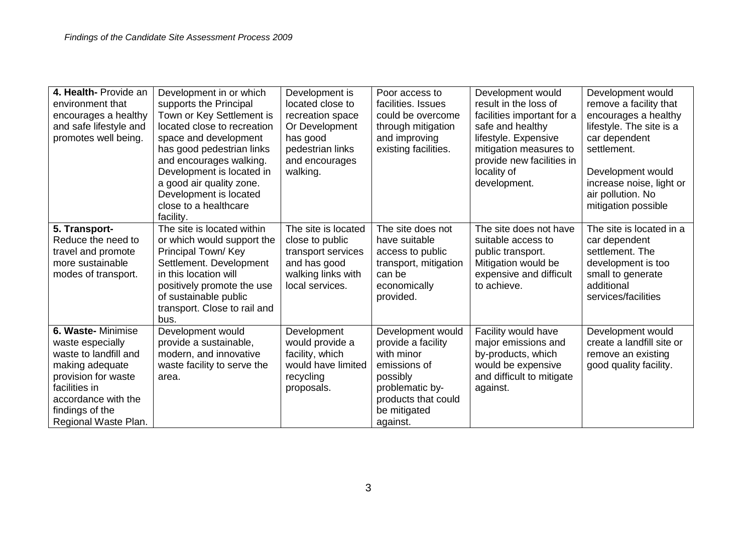| **4. Health-** Provide an environment that encourages a healthy and safe lifestyle and promotes well being. | Development in or which supports the Principal Town or Key Settlement is located close to recreation space and development has good pedestrian links and encourages walking. Development is located in a good air quality zone. Development is located close to a healthcare facility. | Development is located close to recreation space Or Development has good pedestrian links and encourages walking. | Poor access to facilities. Issues could be overcome through mitigation and improving existing facilities. | Development would result in the loss of facilities important for a safe and healthy lifestyle. Expensive mitigation measures to provide new facilities in locality of development. | Development would remove a facility that encourages a healthy lifestyle. The site is a car dependent settlement.<br><br>Development would increase noise, light or air pollution. No mitigation possible |
|---|---|---|---|---|---|
| **5. Transport-** Reduce the need to travel and promote more sustainable modes of transport. | The site is located within or which would support the Principal Town/ Key Settlement. Development in this location will positively promote the use of sustainable public transport. Close to rail and bus. | The site is located close to public transport services and has good walking links with local services. | The site does not have suitable access to public transport, mitigation can be economically provided. | The site does not have suitable access to public transport. Mitigation would be expensive and difficult to achieve. | The site is located in a car dependent settlement. The development is too small to generate additional services/facilities |
| **6. Waste-** Minimise waste especially waste to landfill and making adequate provision for waste facilities in accordance with the findings of the Regional Waste Plan. | Development would provide a sustainable, modern, and innovative waste facility to serve the area. | Development would provide a facility, which would have limited recycling proposals. | Development would provide a facility with minor emissions of possibly problematic by-products that could be mitigated against. | Facility would have major emissions and by-products, which would be expensive and difficult to mitigate against. | Development would create a landfill site or remove an existing good quality facility. |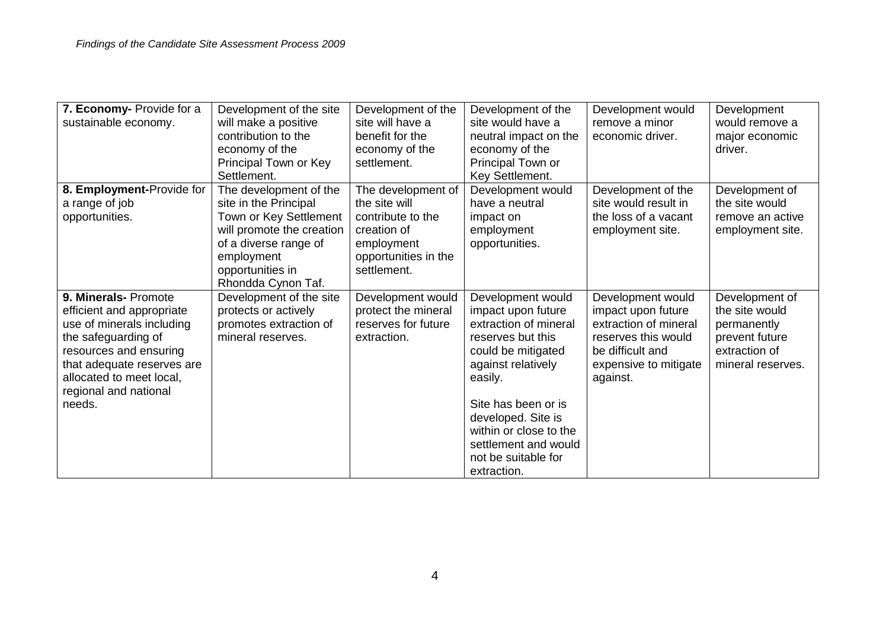| **7. Economy-** Provide for a sustainable economy. | Development of the site will make a positive contribution to the economy of the Principal Town or Key Settlement. | Development of the site will have a benefit for the economy of the settlement. | Development of the site would have a neutral impact on the economy of the Principal Town or Key Settlement. | Development would remove a minor economic driver. | Development would remove a major economic driver. |
|---|---|---|---|---|---|
| **8. Employment-**Provide for a range of job opportunities. | The development of the site in the Principal Town or Key Settlement will promote the creation of a diverse range of employment opportunities in Rhondda Cynon Taf. | The development of the site will contribute to the creation of employment opportunities in the settlement. | Development would have a neutral impact on employment opportunities. | Development of the site would result in the loss of a vacant employment site. | Development of the site would remove an active employment site. |
| **9. Minerals-** Promote efficient and appropriate use of minerals including the safeguarding of resources and ensuring that adequate reserves are allocated to meet local, regional and national needs. | Development of the site protects or actively promotes extraction of mineral reserves. | Development would protect the mineral reserves for future extraction. | Development would impact upon future extraction of mineral reserves but this could be mitigated against relatively easily.<br><br>Site has been or is developed. Site is within or close to the settlement and would not be suitable for extraction. | Development would impact upon future extraction of mineral reserves this would be difficult and expensive to mitigate against. | Development of the site would permanently prevent future extraction of mineral reserves. |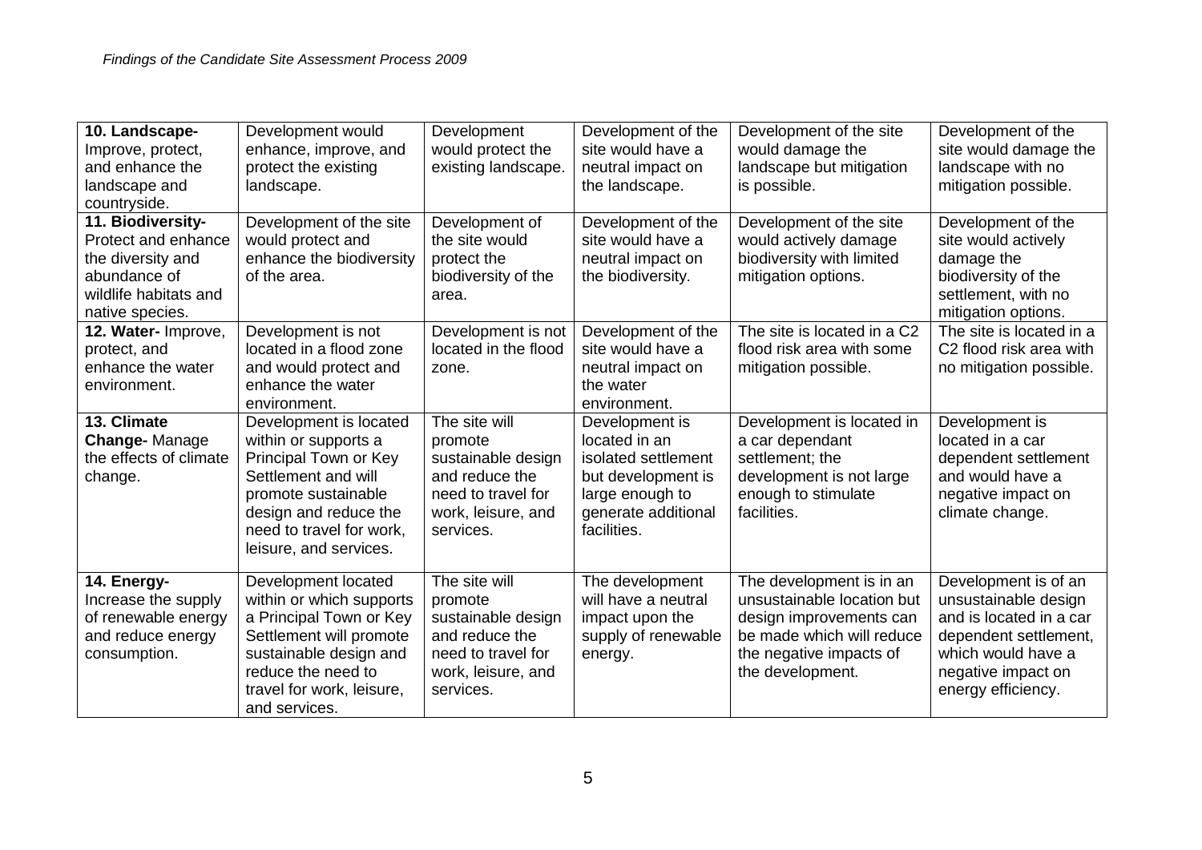| **10. Landscape-** Improve, protect, and enhance the landscape and countryside. | Development would enhance, improve, and protect the existing landscape. | Development would protect the existing landscape. | Development of the site would have a neutral impact on the landscape. | Development of the site would damage the landscape but mitigation is possible. | Development of the site would damage the landscape with no mitigation possible. |
|---|---|---|---|---|---|
| **11. Biodiversity-** Protect and enhance the diversity and abundance of wildlife habitats and native species. | Development of the site would protect and enhance the biodiversity of the area. | Development of the site would protect the biodiversity of the area. | Development of the site would have a neutral impact on the biodiversity. | Development of the site would actively damage biodiversity with limited mitigation options. | Development of the site would actively damage the biodiversity of the settlement, with no mitigation options. |
| **12. Water-** Improve, protect, and enhance the water environment. | Development is not located in a flood zone and would protect and enhance the water environment. | Development is not located in the flood zone. | Development of the site would have a neutral impact on the water environment. | The site is located in a C2 flood risk area with some mitigation possible. | The site is located in a C2 flood risk area with no mitigation possible. |
| **13. Climate Change-** Manage the effects of climate change. | Development is located within or supports a Principal Town or Key Settlement and will promote sustainable design and reduce the need to travel for work, leisure, and services. | The site will promote sustainable design and reduce the need to travel for work, leisure, and services. | Development is located in an isolated settlement but development is large enough to generate additional facilities. | Development is located in a car dependant settlement; the development is not large enough to stimulate facilities. | Development is located in a car dependent settlement and would have a negative impact on climate change. |
| **14. Energy-** Increase the supply of renewable energy and reduce energy consumption. | Development located within or which supports a Principal Town or Key Settlement will promote sustainable design and reduce the need to travel for work, leisure, and services. | The site will promote sustainable design and reduce the need to travel for work, leisure, and services. | The development will have a neutral impact upon the supply of renewable energy. | The development is in an unsustainable location but design improvements can be made which will reduce the negative impacts of the development. | Development is of an unsustainable design and is located in a car dependent settlement, which would have a negative impact on energy efficiency. |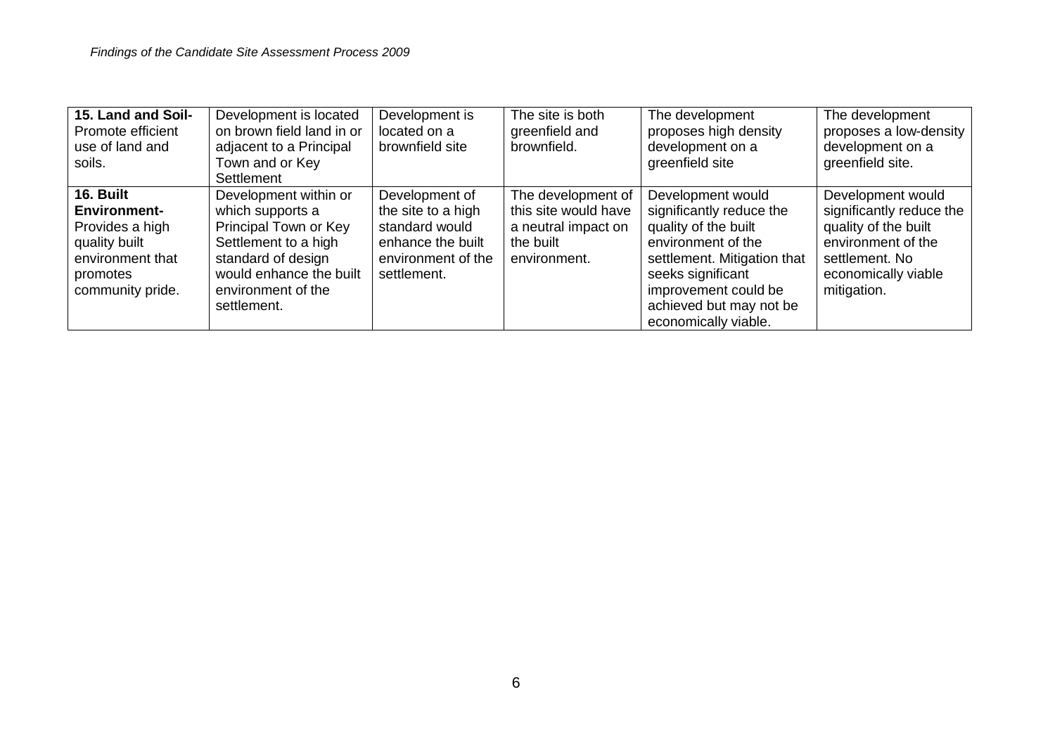| | | | | | |
|---|---|---|---|---|---|
| **15. Land and Soil-** Promote efficient use of land and soils. | Development is located on brown field land in or adjacent to a Principal Town and or Key Settlement | Development is located on a brownfield site | The site is both greenfield and brownfield. | The development proposes high density development on a greenfield site | The development proposes a low-density development on a greenfield site. |
| **16. Built Environment-** Provides a high quality built environment that promotes community pride. | Development within or which supports a Principal Town or Key Settlement to a high standard of design would enhance the built environment of the settlement. | Development of the site to a high standard would enhance the built environment of the settlement. | The development of this site would have a neutral impact on the built environment. | Development would significantly reduce the quality of the built environment of the settlement. Mitigation that seeks significant improvement could be achieved but may not be economically viable. | Development would significantly reduce the quality of the built environment of the settlement. No economically viable mitigation. |